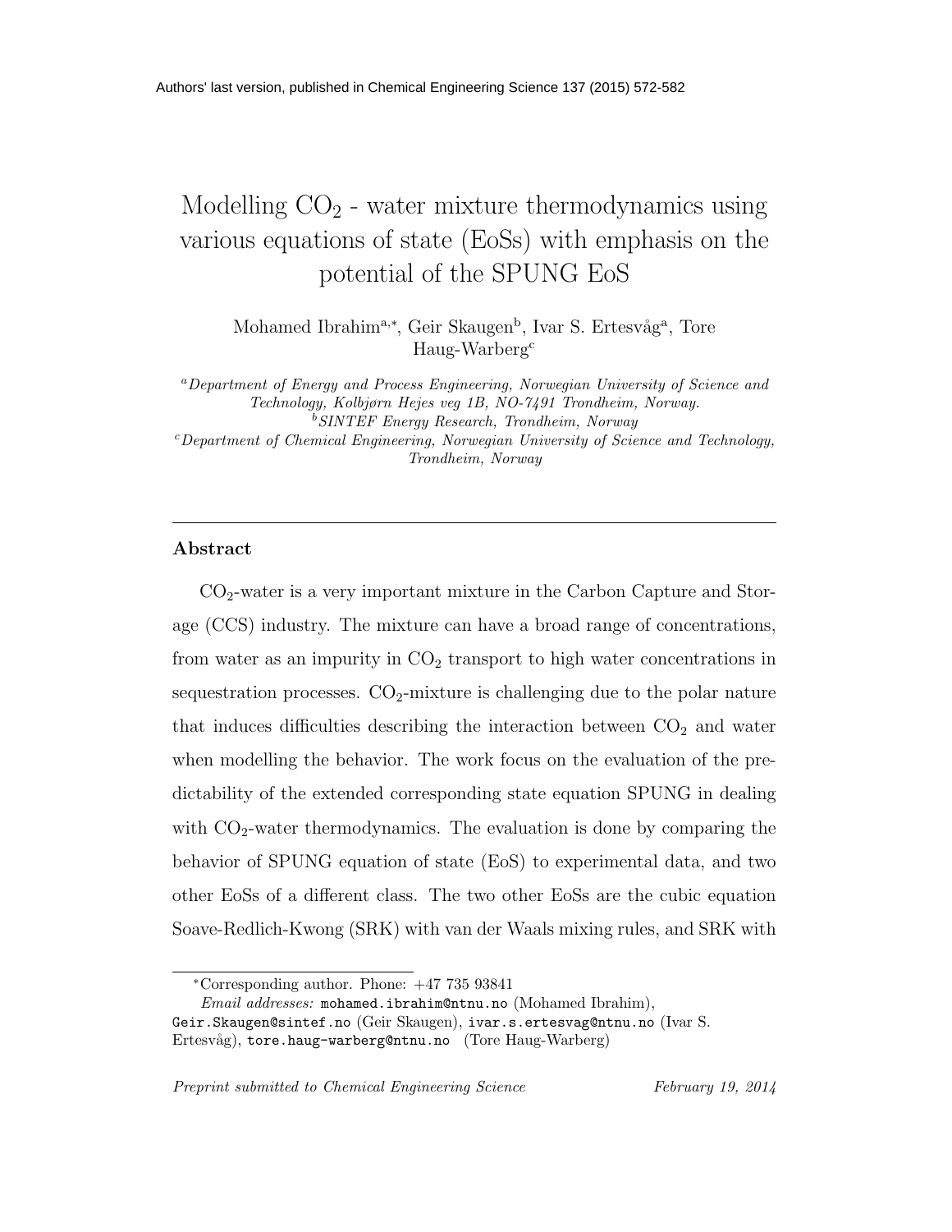Authors' last version, published in Chemical Engineering Science 137 (2015) 572-582

# Modelling $CO_2$ - water mixture thermodynamics using various equations of state (EoSs) with emphasis on the potential of the SPUNG EoS

Mohamed Ibrahim[a,*], Geir Skaugen[b], Ivar S. Ertesvåg[a], Tore Haug-Warberg[c]

[a] *Department of Energy and Process Engineering, Norwegian University of Science and Technology, Kolbjørn Hejes veg 1B, NO-7491 Trondheim, Norway.*
[b] *SINTEF Energy Research, Trondheim, Norway*
[c] *Department of Chemical Engineering, Norwegian University of Science and Technology, Trondheim, Norway*

---

## Abstract

$CO_2$-water is a very important mixture in the Carbon Capture and Storage (CCS) industry. The mixture can have a broad range of concentrations, from water as an impurity in $CO_2$ transport to high water concentrations in sequestration processes. $CO_2$-mixture is challenging due to the polar nature that induces difficulties describing the interaction between $CO_2$ and water when modelling the behavior. The work focus on the evaluation of the predictability of the extended corresponding state equation SPUNG in dealing with $CO_2$-water thermodynamics. The evaluation is done by comparing the behavior of SPUNG equation of state (EoS) to experimental data, and two other EoSs of a different class. The two other EoSs are the cubic equation Soave-Redlich-Kwong (SRK) with van der Waals mixing rules, and SRK with

*Corresponding author. Phone: +47 735 93841
*Email addresses:* mohamed.ibrahim@ntnu.no (Mohamed Ibrahim), Geir.Skaugen@sintef.no (Geir Skaugen), ivar.s.ertesvag@ntnu.no (Ivar S. Ertesvåg), tore.haug-warberg@ntnu.no (Tore Haug-Warberg)

*Preprint submitted to Chemical Engineering Science* *February 19, 2014*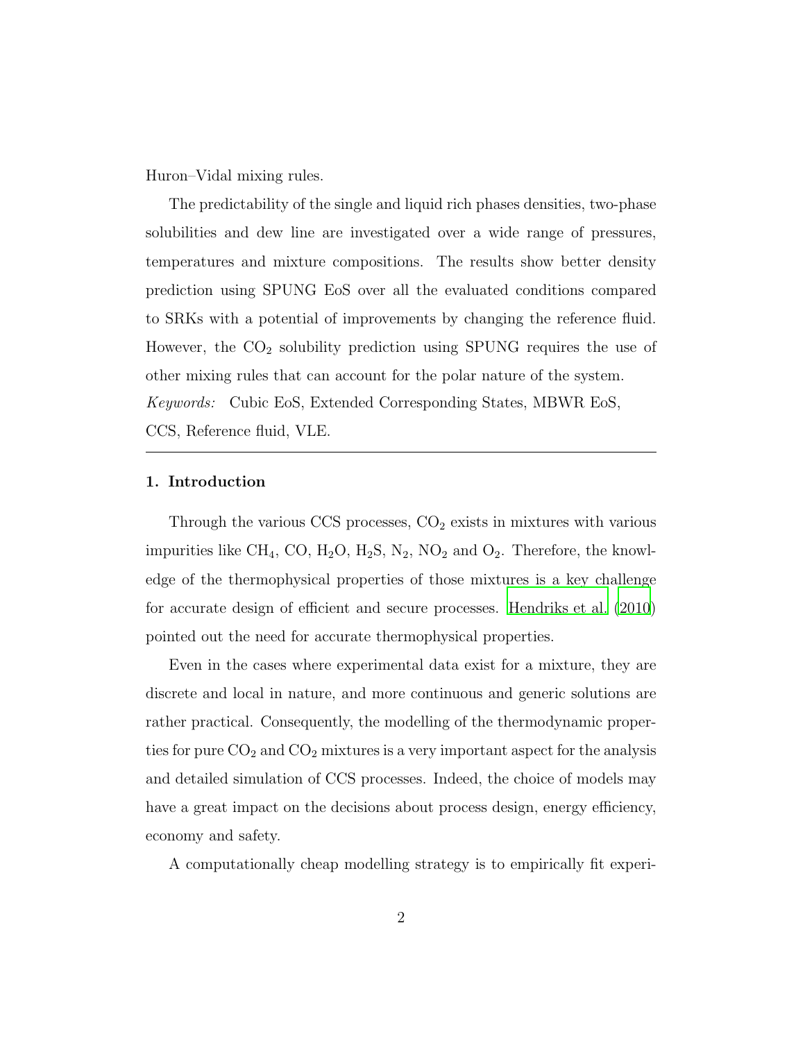Huron–Vidal mixing rules.

The predictability of the single and liquid rich phases densities, two-phase solubilities and dew line are investigated over a wide range of pressures, temperatures and mixture compositions. The results show better density prediction using SPUNG EoS over all the evaluated conditions compared to SRKs with a potential of improvements by changing the reference fluid. However, the $CO_2$ solubility prediction using SPUNG requires the use of other mixing rules that can account for the polar nature of the system.

*Keywords:* Cubic EoS, Extended Corresponding States, MBWR EoS, CCS, Reference fluid, VLE.

---

## 1. Introduction

Through the various CCS processes, $CO_2$ exists in mixtures with various impurities like $CH_4$, CO, $H_2O$, $H_2S$, $N_2$, $NO_2$ and $O_2$. Therefore, the knowledge of the thermophysical properties of those mixtures is a key challenge for accurate design of efficient and secure processes. Hendriks et al. (2010) pointed out the need for accurate thermophysical properties.

Even in the cases where experimental data exist for a mixture, they are discrete and local in nature, and more continuous and generic solutions are rather practical. Consequently, the modelling of the thermodynamic properties for pure $CO_2$ and $CO_2$ mixtures is a very important aspect for the analysis and detailed simulation of CCS processes. Indeed, the choice of models may have a great impact on the decisions about process design, energy efficiency, economy and safety.

A computationally cheap modelling strategy is to empirically fit experi-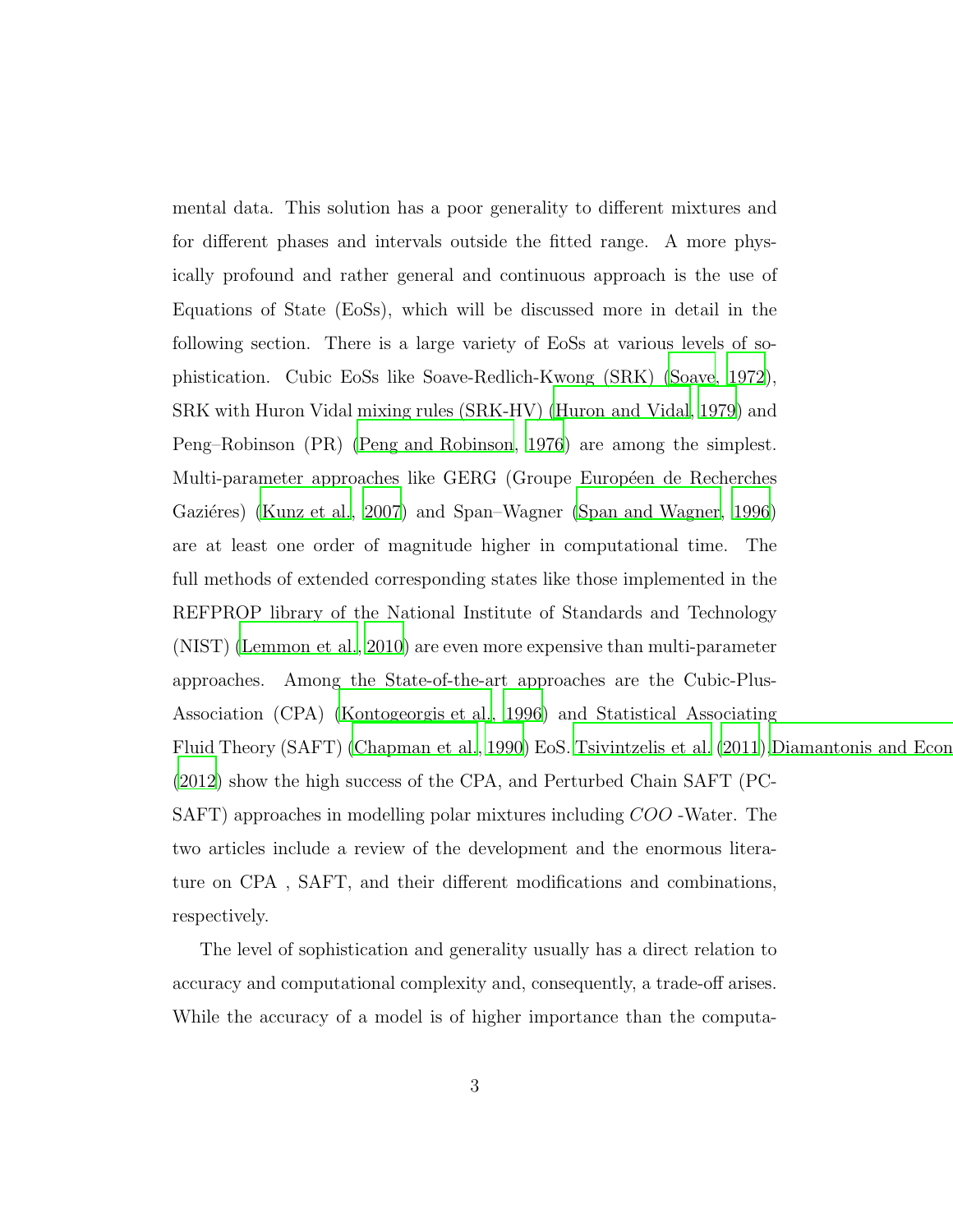mental data. This solution has a poor generality to different mixtures and for different phases and intervals outside the fitted range. A more physically profound and rather general and continuous approach is the use of Equations of State (EoSs), which will be discussed more in detail in the following section. There is a large variety of EoSs at various levels of sophistication. Cubic EoSs like Soave-Redlich-Kwong (SRK) (Soave, 1972), SRK with Huron Vidal mixing rules (SRK-HV) (Huron and Vidal, 1979) and Peng–Robinson (PR) (Peng and Robinson, 1976) are among the simplest. Multi-parameter approaches like GERG (Groupe Européen de Recherches Gaziéres) (Kunz et al., 2007) and Span–Wagner (Span and Wagner, 1996) are at least one order of magnitude higher in computational time. The full methods of extended corresponding states like those implemented in the REFPROP library of the National Institute of Standards and Technology (NIST) (Lemmon et al., 2010) are even more expensive than multi-parameter approaches. Among the State-of-the-art approaches are the Cubic-Plus-Association (CPA) (Kontogeorgis et al., 1996) and Statistical Associating Fluid Theory (SAFT) (Chapman et al., 1990) EoS. Tsivintzelis et al. (2011),Diamantonis and Econ (2012) show the high success of the CPA, and Perturbed Chain SAFT (PC-SAFT) approaches in modelling polar mixtures including *COO* -Water. The two articles include a review of the development and the enormous literature on CPA , SAFT, and their different modifications and combinations, respectively.

The level of sophistication and generality usually has a direct relation to accuracy and computational complexity and, consequently, a trade-off arises. While the accuracy of a model is of higher importance than the computa-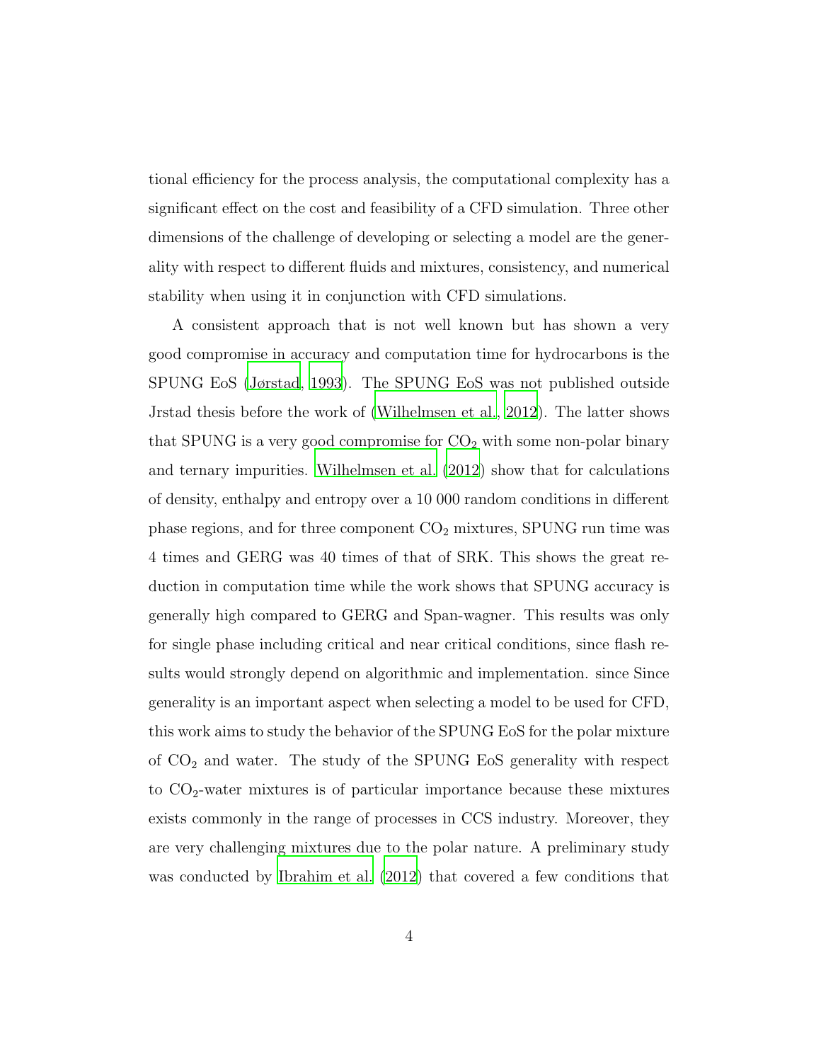tional efficiency for the process analysis, the computational complexity has a significant effect on the cost and feasibility of a CFD simulation. Three other dimensions of the challenge of developing or selecting a model are the generality with respect to different fluids and mixtures, consistency, and numerical stability when using it in conjunction with CFD simulations.

A consistent approach that is not well known but has shown a very good compromise in accuracy and computation time for hydrocarbons is the SPUNG EoS (Jørstad, 1993). The SPUNG EoS was not published outside Jrstad thesis before the work of (Wilhelmsen et al., 2012). The latter shows that SPUNG is a very good compromise for $CO_2$ with some non-polar binary and ternary impurities. Wilhelmsen et al. (2012) show that for calculations of density, enthalpy and entropy over a 10 000 random conditions in different phase regions, and for three component $CO_2$ mixtures, SPUNG run time was 4 times and GERG was 40 times of that of SRK. This shows the great reduction in computation time while the work shows that SPUNG accuracy is generally high compared to GERG and Span-wagner. This results was only for single phase including critical and near critical conditions, since flash results would strongly depend on algorithmic and implementation. since Since generality is an important aspect when selecting a model to be used for CFD, this work aims to study the behavior of the SPUNG EoS for the polar mixture of $CO_2$ and water. The study of the SPUNG EoS generality with respect to $CO_2$-water mixtures is of particular importance because these mixtures exists commonly in the range of processes in CCS industry. Moreover, they are very challenging mixtures due to the polar nature. A preliminary study was conducted by Ibrahim et al. (2012) that covered a few conditions that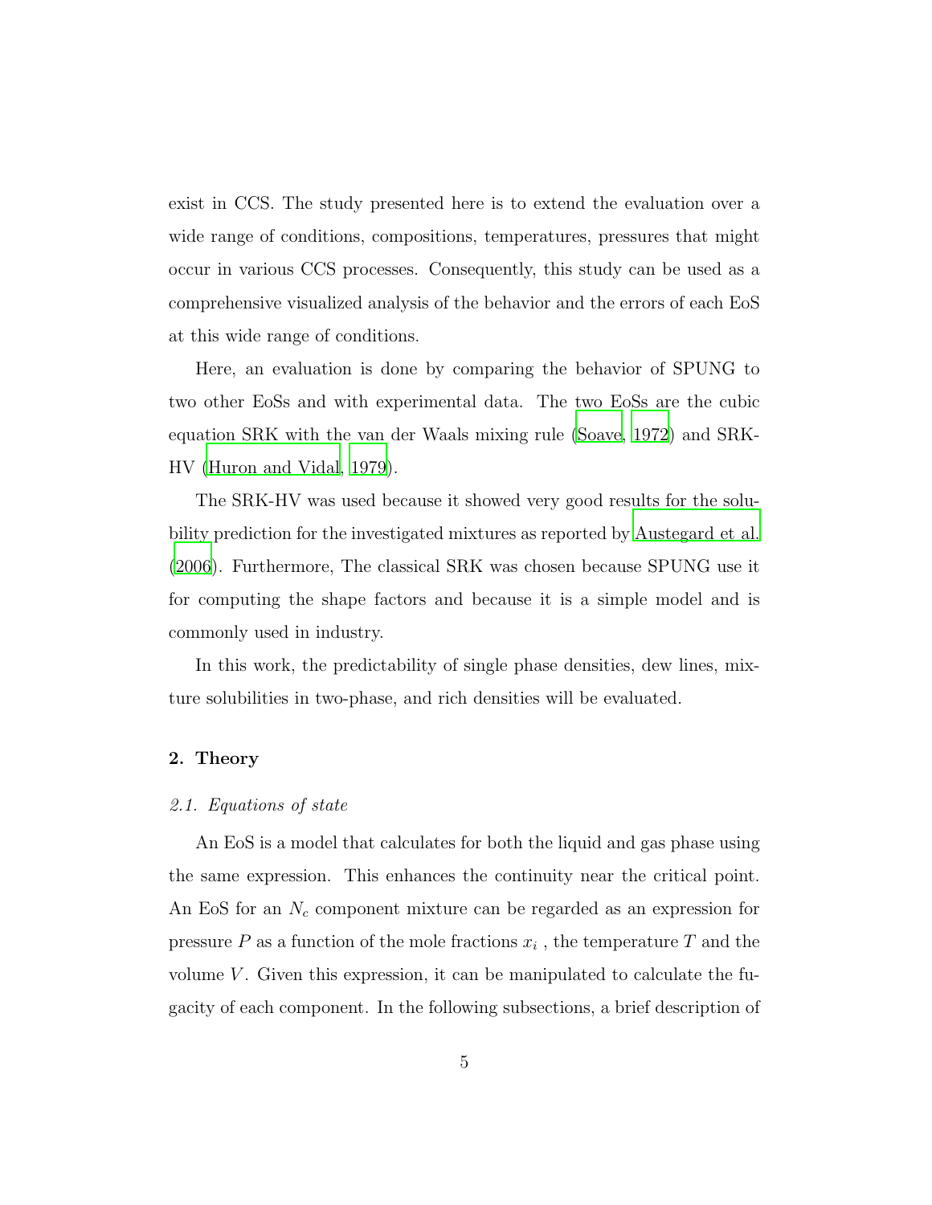exist in CCS. The study presented here is to extend the evaluation over a wide range of conditions, compositions, temperatures, pressures that might occur in various CCS processes. Consequently, this study can be used as a comprehensive visualized analysis of the behavior and the errors of each EoS at this wide range of conditions.

Here, an evaluation is done by comparing the behavior of SPUNG to two other EoSs and with experimental data. The two EoSs are the cubic equation SRK with the van der Waals mixing rule (Soave, 1972) and SRK-HV (Huron and Vidal, 1979).

The SRK-HV was used because it showed very good results for the solubility prediction for the investigated mixtures as reported by Austegard et al. (2006). Furthermore, The classical SRK was chosen because SPUNG use it for computing the shape factors and because it is a simple model and is commonly used in industry.

In this work, the predictability of single phase densities, dew lines, mixture solubilities in two-phase, and rich densities will be evaluated.

## 2. Theory

### *2.1. Equations of state*

An EoS is a model that calculates for both the liquid and gas phase using the same expression. This enhances the continuity near the critical point. An EoS for an $N_c$ component mixture can be regarded as an expression for pressure $P$ as a function of the mole fractions $x_i$ , the temperature $T$ and the volume $V$. Given this expression, it can be manipulated to calculate the fugacity of each component. In the following subsections, a brief description of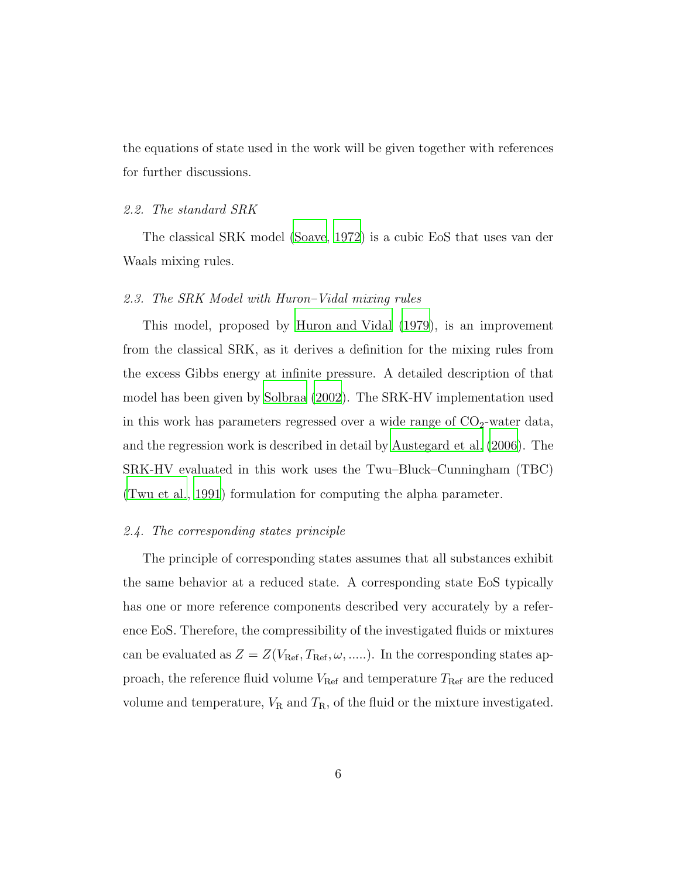the equations of state used in the work will be given together with references for further discussions.

### 2.2. The standard SRK

The classical SRK model (Soave, 1972) is a cubic EoS that uses van der Waals mixing rules.

### 2.3. The SRK Model with Huron–Vidal mixing rules

This model, proposed by Huron and Vidal (1979), is an improvement from the classical SRK, as it derives a definition for the mixing rules from the excess Gibbs energy at infinite pressure. A detailed description of that model has been given by Solbraa (2002). The SRK-HV implementation used in this work has parameters regressed over a wide range of $CO_2$-water data, and the regression work is described in detail by Austegard et al. (2006). The SRK-HV evaluated in this work uses the Twu–Bluck–Cunningham (TBC) (Twu et al., 1991) formulation for computing the alpha parameter.

### 2.4. The corresponding states principle

The principle of corresponding states assumes that all substances exhibit the same behavior at a reduced state. A corresponding state EoS typically has one or more reference components described very accurately by a reference EoS. Therefore, the compressibility of the investigated fluids or mixtures can be evaluated as $Z = Z(V_{\mathrm{Ref}}, T_{\mathrm{Ref}}, \omega, .....)$. In the corresponding states approach, the reference fluid volume $V_{\mathrm{Ref}}$ and temperature $T_{\mathrm{Ref}}$ are the reduced volume and temperature, $V_{\mathrm{R}}$ and $T_{\mathrm{R}}$, of the fluid or the mixture investigated.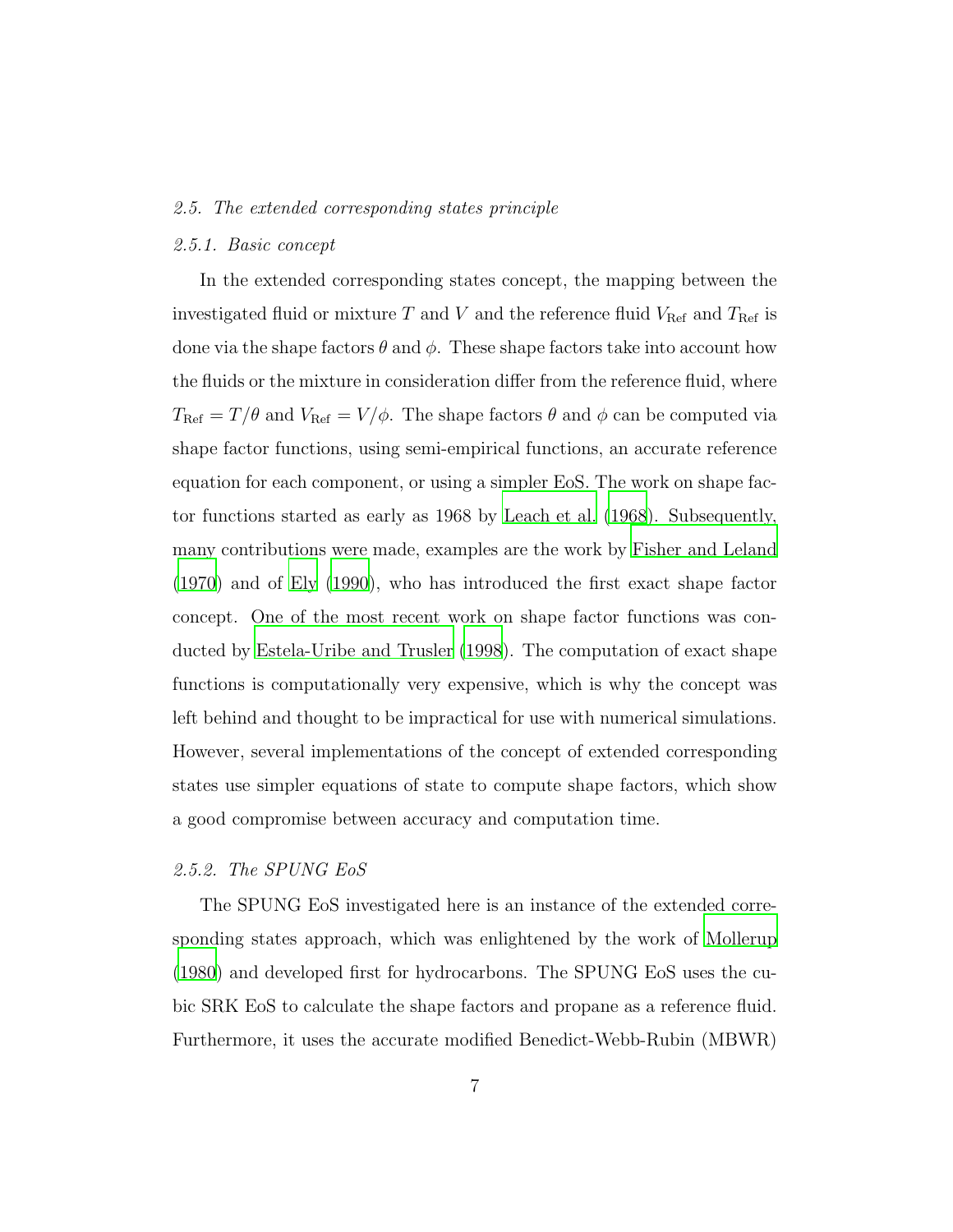### *2.5. The extended corresponding states principle*

#### *2.5.1. Basic concept*

In the extended corresponding states concept, the mapping between the investigated fluid or mixture $T$ and $V$ and the reference fluid $V_{\mathrm{Ref}}$ and $T_{\mathrm{Ref}}$ is done via the shape factors $\theta$ and $\phi$. These shape factors take into account how the fluids or the mixture in consideration differ from the reference fluid, where $T_{\mathrm{Ref}} = T/\theta$ and $V_{\mathrm{Ref}} = V/\phi$. The shape factors $\theta$ and $\phi$ can be computed via shape factor functions, using semi-empirical functions, an accurate reference equation for each component, or using a simpler EoS. The work on shape factor functions started as early as 1968 by Leach et al. (1968). Subsequently, many contributions were made, examples are the work by Fisher and Leland (1970) and of Ely (1990), who has introduced the first exact shape factor concept. One of the most recent work on shape factor functions was conducted by Estela-Uribe and Trusler (1998). The computation of exact shape functions is computationally very expensive, which is why the concept was left behind and thought to be impractical for use with numerical simulations. However, several implementations of the concept of extended corresponding states use simpler equations of state to compute shape factors, which show a good compromise between accuracy and computation time.

#### *2.5.2. The SPUNG EoS*

The SPUNG EoS investigated here is an instance of the extended corresponding states approach, which was enlightened by the work of Mollerup (1980) and developed first for hydrocarbons. The SPUNG EoS uses the cubic SRK EoS to calculate the shape factors and propane as a reference fluid. Furthermore, it uses the accurate modified Benedict-Webb-Rubin (MBWR)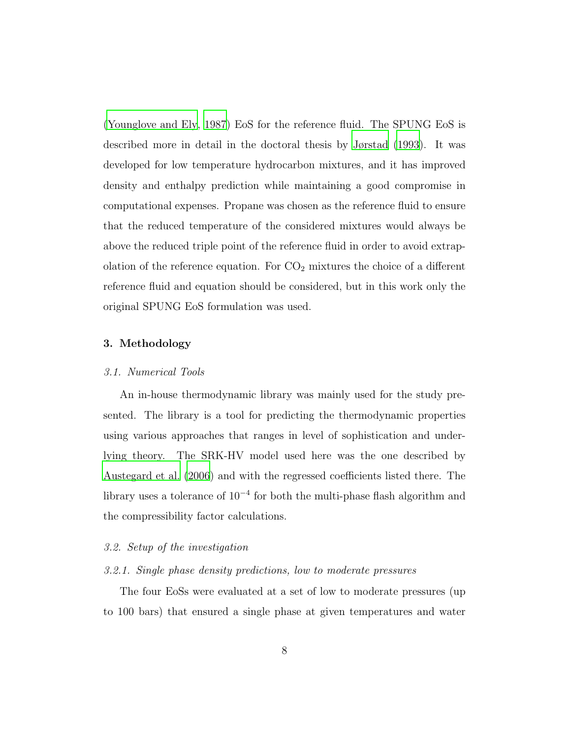(Younglove and Ely, 1987) EoS for the reference fluid. The SPUNG EoS is described more in detail in the doctoral thesis by Jørstad (1993). It was developed for low temperature hydrocarbon mixtures, and it has improved density and enthalpy prediction while maintaining a good compromise in computational expenses. Propane was chosen as the reference fluid to ensure that the reduced temperature of the considered mixtures would always be above the reduced triple point of the reference fluid in order to avoid extrapolation of the reference equation. For $CO_2$ mixtures the choice of a different reference fluid and equation should be considered, but in this work only the original SPUNG EoS formulation was used.

## 3. Methodology

### *3.1. Numerical Tools*

An in-house thermodynamic library was mainly used for the study presented. The library is a tool for predicting the thermodynamic properties using various approaches that ranges in level of sophistication and underlying theory. The SRK-HV model used here was the one described by Austegard et al. (2006) and with the regressed coefficients listed there. The library uses a tolerance of $10^{-4}$ for both the multi-phase flash algorithm and the compressibility factor calculations.

### *3.2. Setup of the investigation*

#### *3.2.1. Single phase density predictions, low to moderate pressures*

The four EoSs were evaluated at a set of low to moderate pressures (up to 100 bars) that ensured a single phase at given temperatures and water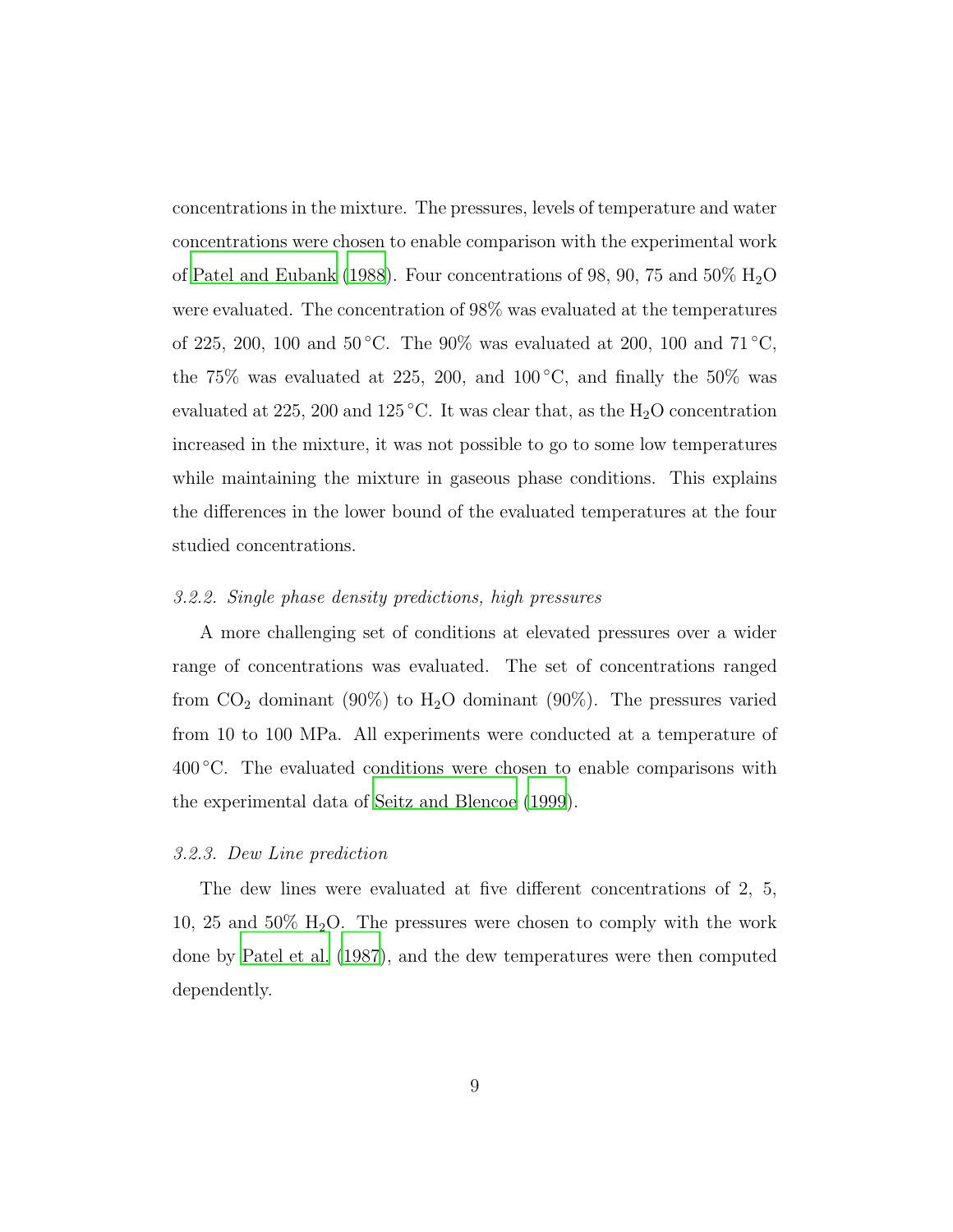concentrations in the mixture. The pressures, levels of temperature and water concentrations were chosen to enable comparison with the experimental work of Patel and Eubank (1988). Four concentrations of 98, 90, 75 and 50% $H_2O$ were evaluated. The concentration of 98% was evaluated at the temperatures of 225, 200, 100 and 50 °C. The 90% was evaluated at 200, 100 and 71 °C, the 75% was evaluated at 225, 200, and 100 °C, and finally the 50% was evaluated at 225, 200 and 125 °C. It was clear that, as the $H_2O$ concentration increased in the mixture, it was not possible to go to some low temperatures while maintaining the mixture in gaseous phase conditions. This explains the differences in the lower bound of the evaluated temperatures at the four studied concentrations.

#### *3.2.2. Single phase density predictions, high pressures*

A more challenging set of conditions at elevated pressures over a wider range of concentrations was evaluated. The set of concentrations ranged from $CO_2$ dominant (90%) to $H_2O$ dominant (90%). The pressures varied from 10 to 100 MPa. All experiments were conducted at a temperature of 400 °C. The evaluated conditions were chosen to enable comparisons with the experimental data of Seitz and Blencoe (1999).

#### *3.2.3. Dew Line prediction*

The dew lines were evaluated at five different concentrations of 2, 5, 10, 25 and 50% $H_2O$. The pressures were chosen to comply with the work done by Patel et al. (1987), and the dew temperatures were then computed dependently.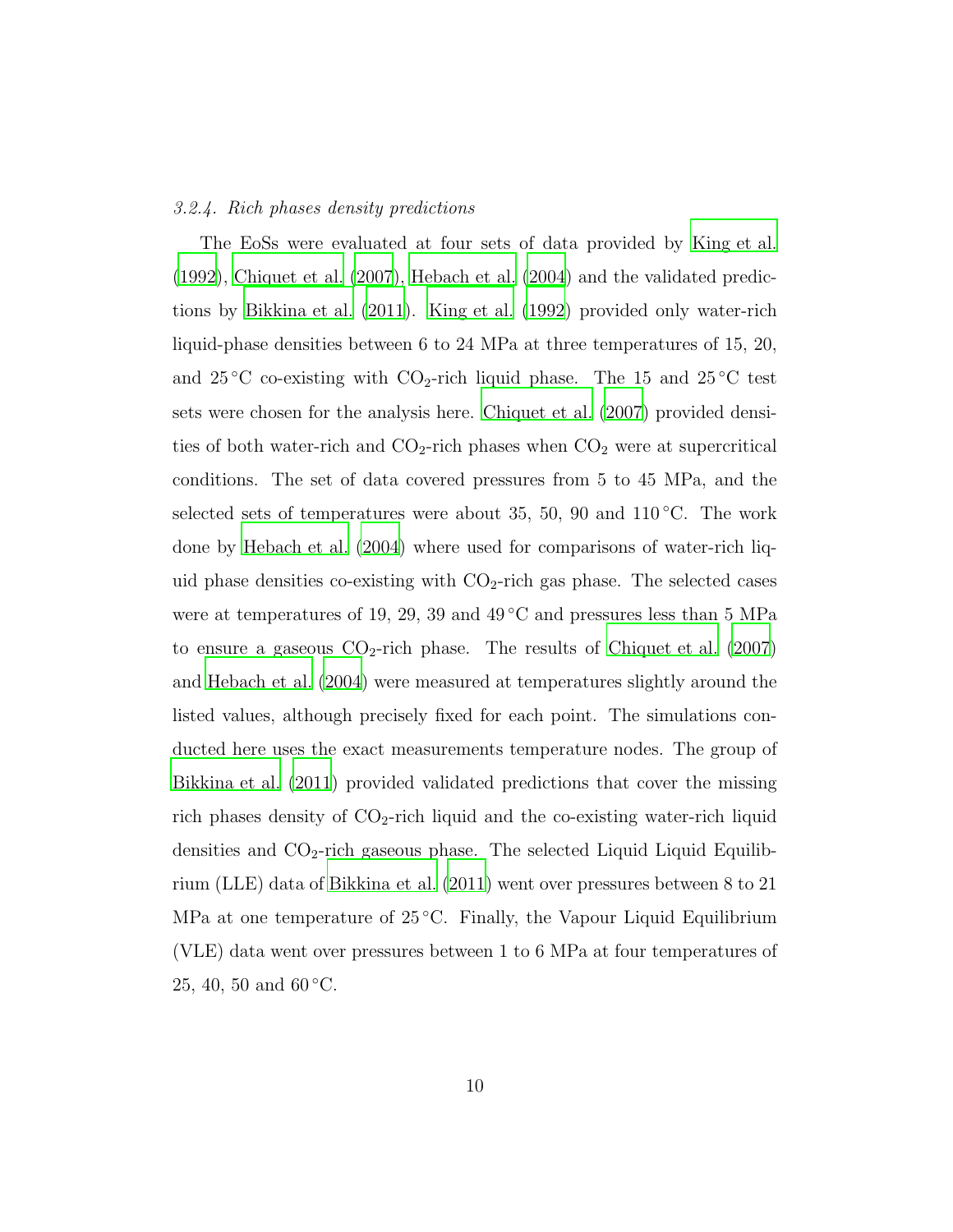### *3.2.4. Rich phases density predictions*

The EoSs were evaluated at four sets of data provided by King et al. (1992), Chiquet et al. (2007), Hebach et al. (2004) and the validated predictions by Bikkina et al. (2011). King et al. (1992) provided only water-rich liquid-phase densities between 6 to 24 MPa at three temperatures of 15, 20, and 25 °C co-existing with $CO_2$-rich liquid phase. The 15 and 25 °C test sets were chosen for the analysis here. Chiquet et al. (2007) provided densities of both water-rich and $CO_2$-rich phases when $CO_2$ were at supercritical conditions. The set of data covered pressures from 5 to 45 MPa, and the selected sets of temperatures were about 35, 50, 90 and 110 °C. The work done by Hebach et al. (2004) where used for comparisons of water-rich liquid phase densities co-existing with $CO_2$-rich gas phase. The selected cases were at temperatures of 19, 29, 39 and 49 °C and pressures less than 5 MPa to ensure a gaseous $CO_2$-rich phase. The results of Chiquet et al. (2007) and Hebach et al. (2004) were measured at temperatures slightly around the listed values, although precisely fixed for each point. The simulations conducted here uses the exact measurements temperature nodes. The group of Bikkina et al. (2011) provided validated predictions that cover the missing rich phases density of $CO_2$-rich liquid and the co-existing water-rich liquid densities and $CO_2$-rich gaseous phase. The selected Liquid Liquid Equilibrium (LLE) data of Bikkina et al. (2011) went over pressures between 8 to 21 MPa at one temperature of 25 °C. Finally, the Vapour Liquid Equilibrium (VLE) data went over pressures between 1 to 6 MPa at four temperatures of 25, 40, 50 and 60 °C.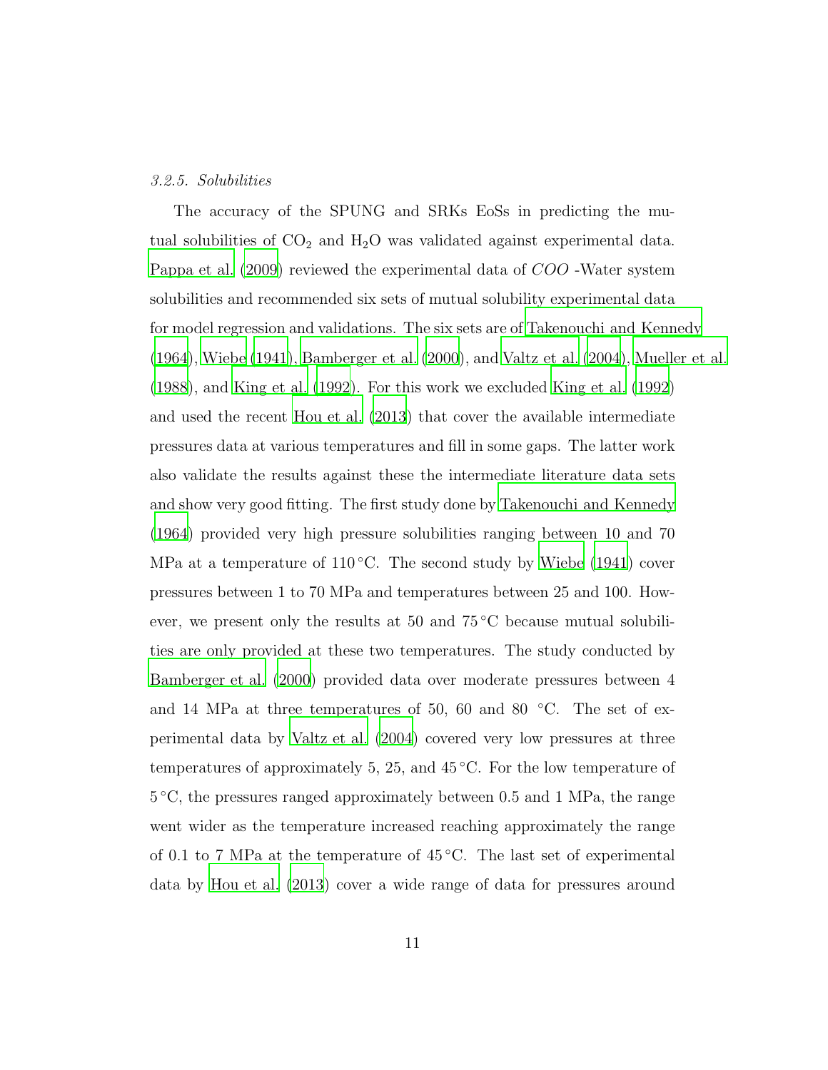*3.2.5. Solubilities*

The accuracy of the SPUNG and SRKs EoSs in predicting the mutual solubilities of $CO_2$ and $H_2O$ was validated against experimental data. Pappa et al. (2009) reviewed the experimental data of $COO$ -Water system solubilities and recommended six sets of mutual solubility experimental data for model regression and validations. The six sets are of Takenouchi and Kennedy (1964), Wiebe (1941), Bamberger et al. (2000), and Valtz et al. (2004), Mueller et al. (1988), and King et al. (1992). For this work we excluded King et al. (1992) and used the recent Hou et al. (2013) that cover the available intermediate pressures data at various temperatures and fill in some gaps. The latter work also validate the results against these the intermediate literature data sets and show very good fitting. The first study done by Takenouchi and Kennedy (1964) provided very high pressure solubilities ranging between 10 and 70 MPa at a temperature of 110 °C. The second study by Wiebe (1941) cover pressures between 1 to 70 MPa and temperatures between 25 and 100. However, we present only the results at 50 and 75 °C because mutual solubilities are only provided at these two temperatures. The study conducted by Bamberger et al. (2000) provided data over moderate pressures between 4 and 14 MPa at three temperatures of 50, 60 and 80 °C. The set of experimental data by Valtz et al. (2004) covered very low pressures at three temperatures of approximately 5, 25, and 45 °C. For the low temperature of 5 °C, the pressures ranged approximately between 0.5 and 1 MPa, the range went wider as the temperature increased reaching approximately the range of 0.1 to 7 MPa at the temperature of 45 °C. The last set of experimental data by Hou et al. (2013) cover a wide range of data for pressures around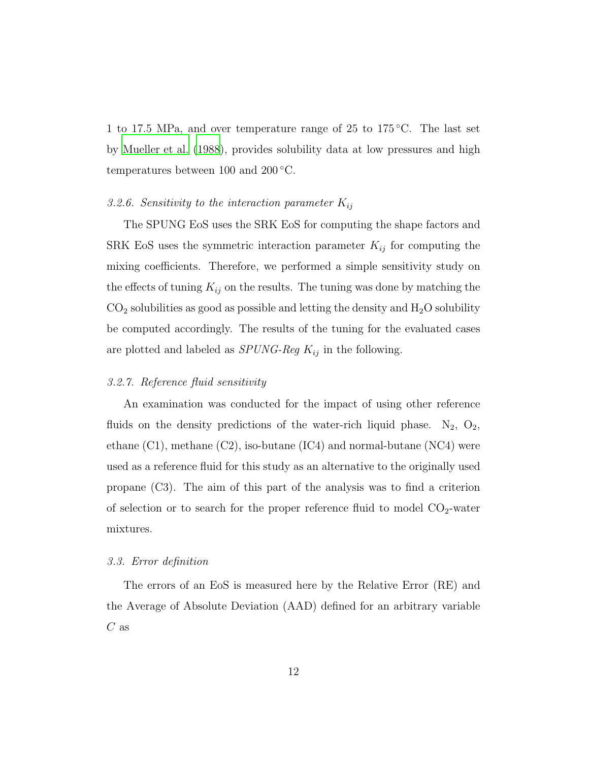1 to 17.5 MPa, and over temperature range of 25 to 175 °C. The last set by Mueller et al. (1988), provides solubility data at low pressures and high temperatures between 100 and 200 °C.

### *3.2.6. Sensitivity to the interaction parameter $K_{ij}$*

The SPUNG EoS uses the SRK EoS for computing the shape factors and SRK EoS uses the symmetric interaction parameter $K_{ij}$ for computing the mixing coefficients. Therefore, we performed a simple sensitivity study on the effects of tuning $K_{ij}$ on the results. The tuning was done by matching the $CO_2$ solubilities as good as possible and letting the density and $H_2O$ solubility be computed accordingly. The results of the tuning for the evaluated cases are plotted and labeled as *SPUNG-Reg* $K_{ij}$ in the following.

### *3.2.7. Reference fluid sensitivity*

An examination was conducted for the impact of using other reference fluids on the density predictions of the water-rich liquid phase. $N_2$, $O_2$, ethane (C1), methane (C2), iso-butane (IC4) and normal-butane (NC4) were used as a reference fluid for this study as an alternative to the originally used propane (C3). The aim of this part of the analysis was to find a criterion of selection or to search for the proper reference fluid to model $CO_2$-water mixtures.

## *3.3. Error definition*

The errors of an EoS is measured here by the Relative Error (RE) and the Average of Absolute Deviation (AAD) defined for an arbitrary variable $C$ as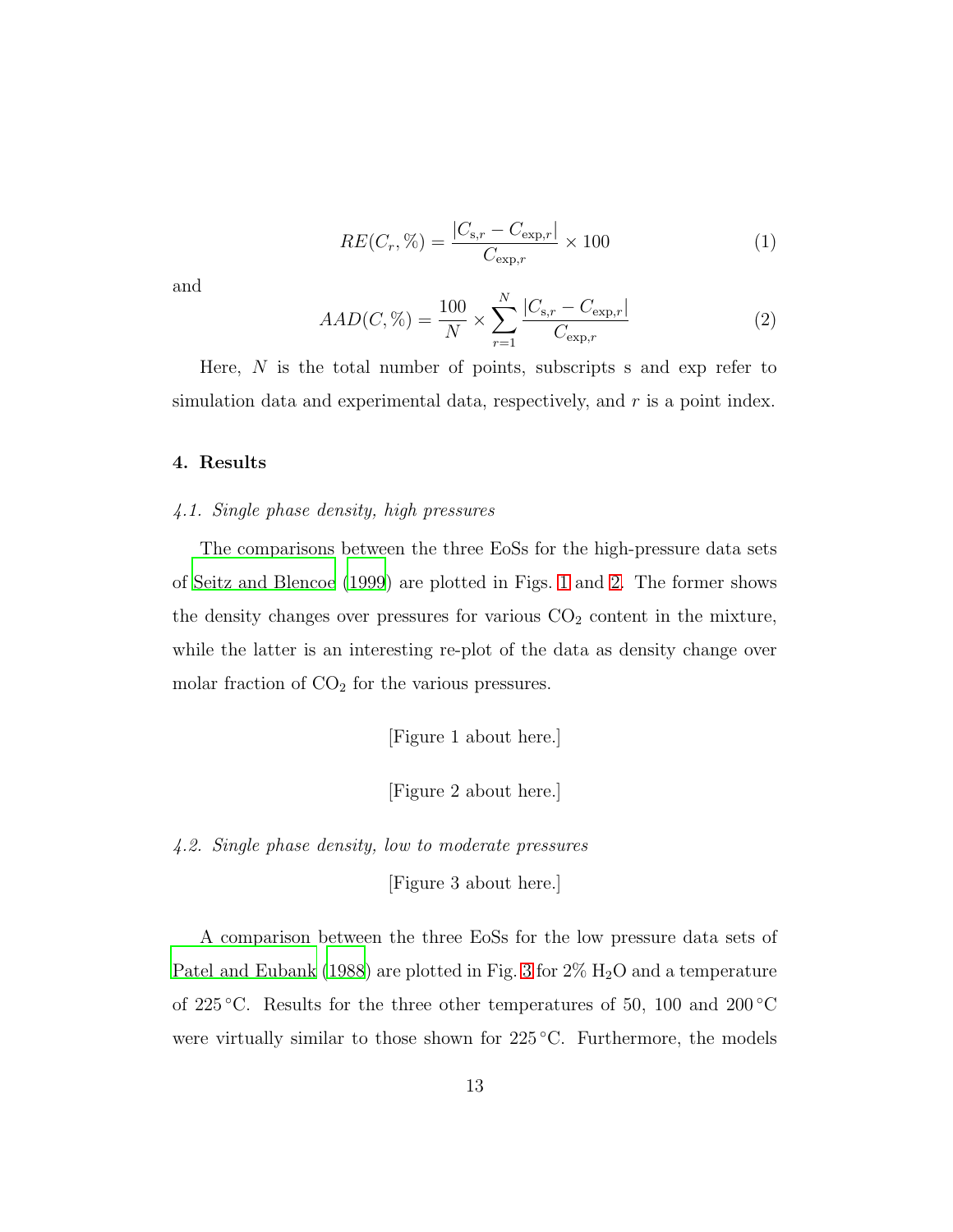$$RE(C_r, \%) = \frac{|C_{\mathrm{s},r} - C_{\mathrm{exp},r}|}{C_{\mathrm{exp},r}} \times 100 \tag{1}$$

and

$$AAD(C, \%) = \frac{100}{N} \times \sum_{r=1}^{N} \frac{|C_{\mathrm{s},r} - C_{\mathrm{exp},r}|}{C_{\mathrm{exp},r}} \tag{2}$$

Here, $N$ is the total number of points, subscripts s and exp refer to simulation data and experimental data, respectively, and $r$ is a point index.

## 4. Results

### *4.1. Single phase density, high pressures*

The comparisons between the three EoSs for the high-pressure data sets of Seitz and Blencoe (1999) are plotted in Figs. 1 and 2. The former shows the density changes over pressures for various $CO_2$ content in the mixture, while the latter is an interesting re-plot of the data as density change over molar fraction of $CO_2$ for the various pressures.

[Figure 1 about here.]

[Figure 2 about here.]

### *4.2. Single phase density, low to moderate pressures*

[Figure 3 about here.]

A comparison between the three EoSs for the low pressure data sets of Patel and Eubank (1988) are plotted in Fig. 3 for 2% $H_2O$ and a temperature of 225 °C. Results for the three other temperatures of 50, 100 and 200 °C were virtually similar to those shown for 225 °C. Furthermore, the models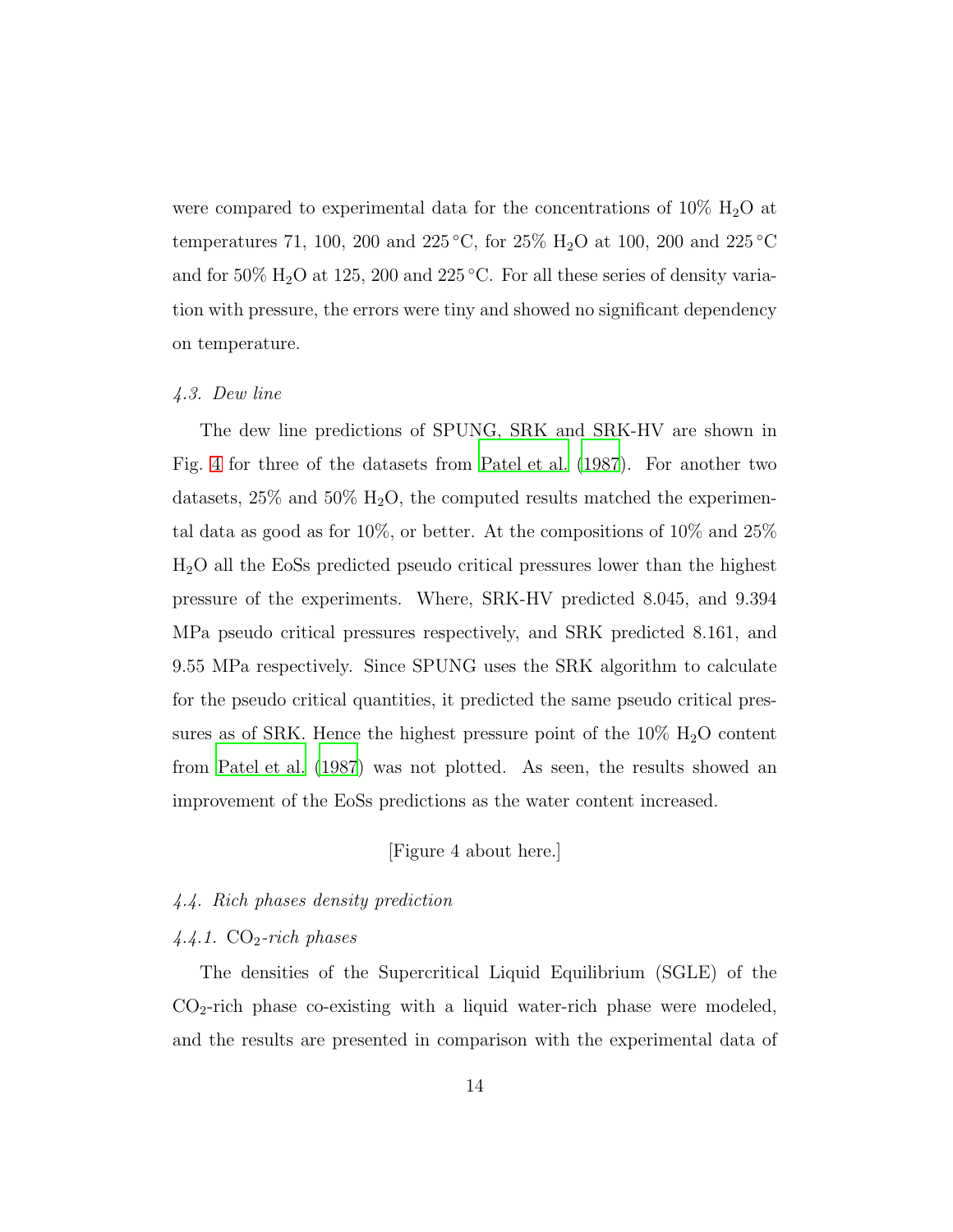were compared to experimental data for the concentrations of 10% $H_2O$ at temperatures 71, 100, 200 and 225 °C, for 25% $H_2O$ at 100, 200 and 225 °C and for 50% $H_2O$ at 125, 200 and 225 °C. For all these series of density variation with pressure, the errors were tiny and showed no significant dependency on temperature.

### *4.3. Dew line*

The dew line predictions of SPUNG, SRK and SRK-HV are shown in Fig. 4 for three of the datasets from Patel et al. (1987). For another two datasets, 25% and 50% $H_2O$, the computed results matched the experimental data as good as for 10%, or better. At the compositions of 10% and 25% $H_2O$ all the EoSs predicted pseudo critical pressures lower than the highest pressure of the experiments. Where, SRK-HV predicted 8.045, and 9.394 MPa pseudo critical pressures respectively, and SRK predicted 8.161, and 9.55 MPa respectively. Since SPUNG uses the SRK algorithm to calculate for the pseudo critical quantities, it predicted the same pseudo critical pressures as of SRK. Hence the highest pressure point of the 10% $H_2O$ content from Patel et al. (1987) was not plotted. As seen, the results showed an improvement of the EoSs predictions as the water content increased.

[Figure 4 about here.]

### *4.4. Rich phases density prediction*

#### *4.4.1.* $CO_2$*-rich phases*

The densities of the Supercritical Liquid Equilibrium (SGLE) of the $CO_2$-rich phase co-existing with a liquid water-rich phase were modeled, and the results are presented in comparison with the experimental data of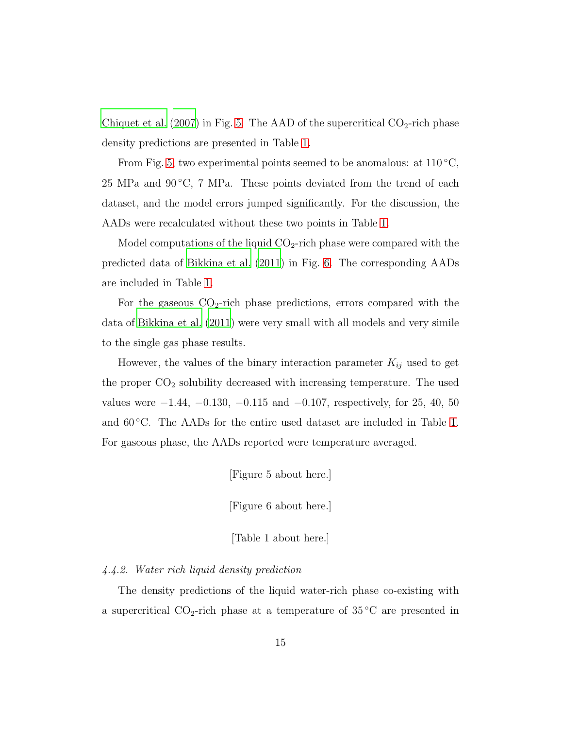Chiquet et al. (2007) in Fig. 5. The AAD of the supercritical $CO_2$-rich phase density predictions are presented in Table 1.

From Fig. 5, two experimental points seemed to be anomalous: at 110 °C, 25 MPa and 90 °C, 7 MPa. These points deviated from the trend of each dataset, and the model errors jumped significantly. For the discussion, the AADs were recalculated without these two points in Table 1.

Model computations of the liquid $CO_2$-rich phase were compared with the predicted data of Bikkina et al. (2011) in Fig. 6. The corresponding AADs are included in Table 1.

For the gaseous $CO_2$-rich phase predictions, errors compared with the data of Bikkina et al. (2011) were very small with all models and very simile to the single gas phase results.

However, the values of the binary interaction parameter $K_{ij}$ used to get the proper $CO_2$ solubility decreased with increasing temperature. The used values were −1.44, −0.130, −0.115 and −0.107, respectively, for 25, 40, 50 and 60 °C. The AADs for the entire used dataset are included in Table 1. For gaseous phase, the AADs reported were temperature averaged.

[Figure 5 about here.]

[Figure 6 about here.]

[Table 1 about here.]

*4.4.2. Water rich liquid density prediction*

The density predictions of the liquid water-rich phase co-existing with a supercritical $CO_2$-rich phase at a temperature of 35 °C are presented in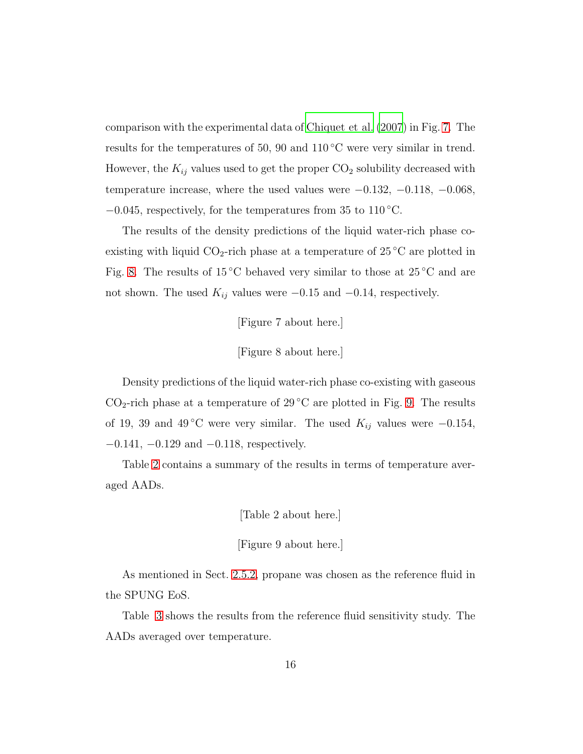comparison with the experimental data of Chiquet et al. (2007) in Fig. 7. The results for the temperatures of 50, 90 and 110 °C were very similar in trend. However, the $K_{ij}$ values used to get the proper $CO_2$ solubility decreased with temperature increase, where the used values were −0.132, −0.118, −0.068, −0.045, respectively, for the temperatures from 35 to 110 °C.

The results of the density predictions of the liquid water-rich phase co-existing with liquid $CO_2$-rich phase at a temperature of 25 °C are plotted in Fig. 8. The results of 15 °C behaved very similar to those at 25 °C and are not shown. The used $K_{ij}$ values were −0.15 and −0.14, respectively.

[Figure 7 about here.]

[Figure 8 about here.]

Density predictions of the liquid water-rich phase co-existing with gaseous $CO_2$-rich phase at a temperature of 29 °C are plotted in Fig. 9. The results of 19, 39 and 49 °C were very similar. The used $K_{ij}$ values were −0.154, −0.141, −0.129 and −0.118, respectively.

Table 2 contains a summary of the results in terms of temperature averaged AADs.

[Table 2 about here.]

[Figure 9 about here.]

As mentioned in Sect. 2.5.2, propane was chosen as the reference fluid in the SPUNG EoS.

Table 3 shows the results from the reference fluid sensitivity study. The AADs averaged over temperature.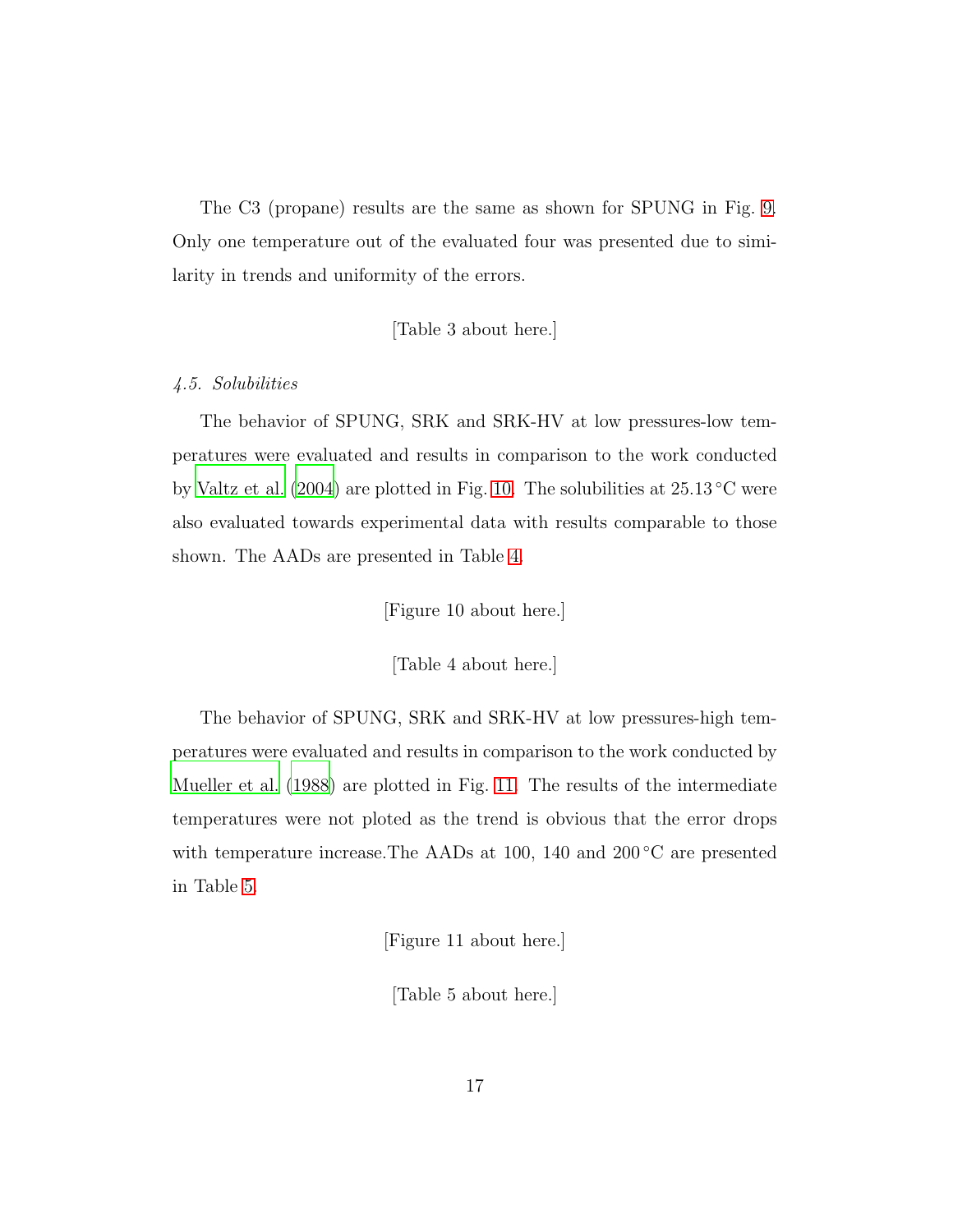The C3 (propane) results are the same as shown for SPUNG in Fig. 9. Only one temperature out of the evaluated four was presented due to similarity in trends and uniformity of the errors.

[Table 3 about here.]

### 4.5. Solubilities

The behavior of SPUNG, SRK and SRK-HV at low pressures-low temperatures were evaluated and results in comparison to the work conducted by Valtz et al. (2004) are plotted in Fig. 10. The solubilities at 25.13 °C were also evaluated towards experimental data with results comparable to those shown. The AADs are presented in Table 4.

[Figure 10 about here.]

[Table 4 about here.]

The behavior of SPUNG, SRK and SRK-HV at low pressures-high temperatures were evaluated and results in comparison to the work conducted by Mueller et al. (1988) are plotted in Fig. 11. The results of the intermediate temperatures were not ploted as the trend is obvious that the error drops with temperature increase.The AADs at 100, 140 and 200 °C are presented in Table 5.

[Figure 11 about here.]

[Table 5 about here.]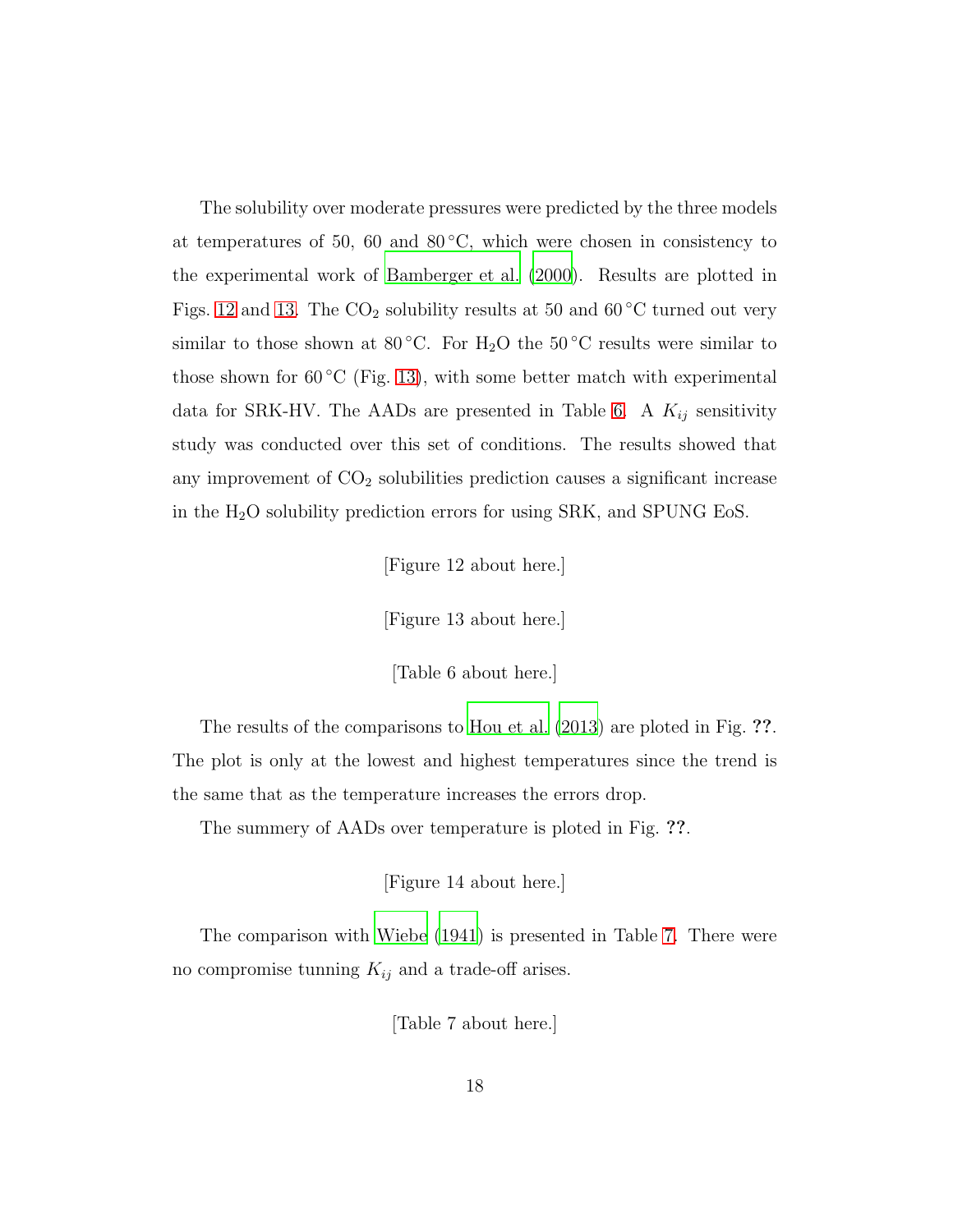The solubility over moderate pressures were predicted by the three models at temperatures of 50, 60 and 80 °C, which were chosen in consistency to the experimental work of Bamberger et al. (2000). Results are plotted in Figs. 12 and 13. The $CO_2$ solubility results at 50 and 60 °C turned out very similar to those shown at 80 °C. For $H_2O$ the 50 °C results were similar to those shown for 60 °C (Fig. 13), with some better match with experimental data for SRK-HV. The AADs are presented in Table 6. A $K_{ij}$ sensitivity study was conducted over this set of conditions. The results showed that any improvement of $CO_2$ solubilities prediction causes a significant increase in the $H_2O$ solubility prediction errors for using SRK, and SPUNG EoS.

[Figure 12 about here.]

[Figure 13 about here.]

[Table 6 about here.]

The results of the comparisons to Hou et al. (2013) are ploted in Fig. **??**. The plot is only at the lowest and highest temperatures since the trend is the same that as the temperature increases the errors drop.

The summery of AADs over temperature is ploted in Fig. **??**.

[Figure 14 about here.]

The comparison with Wiebe (1941) is presented in Table 7. There were no compromise tunning $K_{ij}$ and a trade-off arises.

[Table 7 about here.]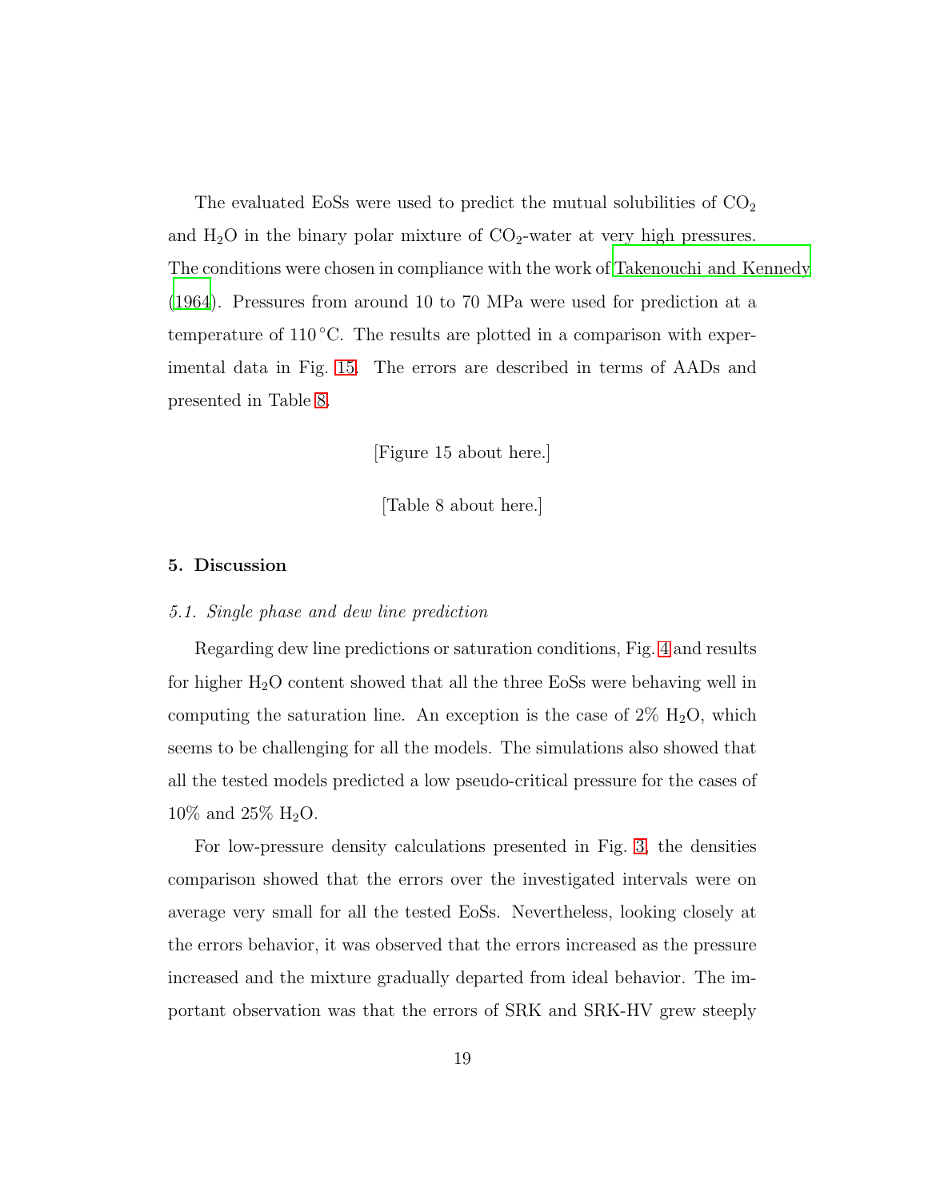The evaluated EoSs were used to predict the mutual solubilities of $CO_2$ and $H_2O$ in the binary polar mixture of $CO_2$-water at very high pressures. The conditions were chosen in compliance with the work of Takenouchi and Kennedy (1964). Pressures from around 10 to 70 MPa were used for prediction at a temperature of 110 °C. The results are plotted in a comparison with experimental data in Fig. 15. The errors are described in terms of AADs and presented in Table 8.

[Figure 15 about here.]

[Table 8 about here.]

## 5. Discussion

### *5.1. Single phase and dew line prediction*

Regarding dew line predictions or saturation conditions, Fig. 4 and results for higher $H_2O$ content showed that all the three EoSs were behaving well in computing the saturation line. An exception is the case of 2% $H_2O$, which seems to be challenging for all the models. The simulations also showed that all the tested models predicted a low pseudo-critical pressure for the cases of 10% and 25% $H_2O$.

For low-pressure density calculations presented in Fig. 3, the densities comparison showed that the errors over the investigated intervals were on average very small for all the tested EoSs. Nevertheless, looking closely at the errors behavior, it was observed that the errors increased as the pressure increased and the mixture gradually departed from ideal behavior. The important observation was that the errors of SRK and SRK-HV grew steeply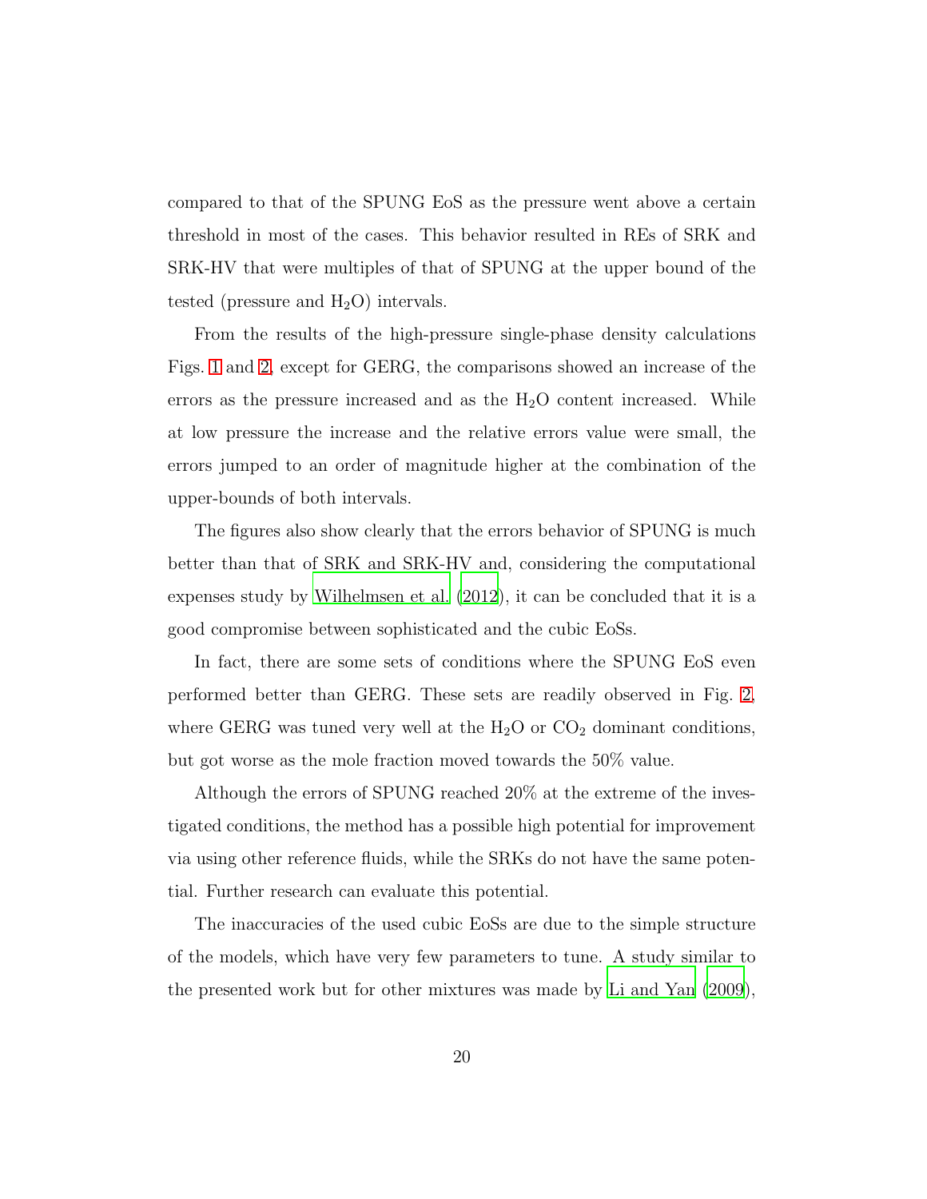compared to that of the SPUNG EoS as the pressure went above a certain threshold in most of the cases. This behavior resulted in REs of SRK and SRK-HV that were multiples of that of SPUNG at the upper bound of the tested (pressure and $H_2O$) intervals.

From the results of the high-pressure single-phase density calculations Figs. 1 and 2, except for GERG, the comparisons showed an increase of the errors as the pressure increased and as the $H_2O$ content increased. While at low pressure the increase and the relative errors value were small, the errors jumped to an order of magnitude higher at the combination of the upper-bounds of both intervals.

The figures also show clearly that the errors behavior of SPUNG is much better than that of SRK and SRK-HV and, considering the computational expenses study by Wilhelmsen et al. (2012), it can be concluded that it is a good compromise between sophisticated and the cubic EoSs.

In fact, there are some sets of conditions where the SPUNG EoS even performed better than GERG. These sets are readily observed in Fig. 2, where GERG was tuned very well at the $H_2O$ or $CO_2$ dominant conditions, but got worse as the mole fraction moved towards the 50% value.

Although the errors of SPUNG reached 20% at the extreme of the investigated conditions, the method has a possible high potential for improvement via using other reference fluids, while the SRKs do not have the same potential. Further research can evaluate this potential.

The inaccuracies of the used cubic EoSs are due to the simple structure of the models, which have very few parameters to tune. A study similar to the presented work but for other mixtures was made by Li and Yan (2009),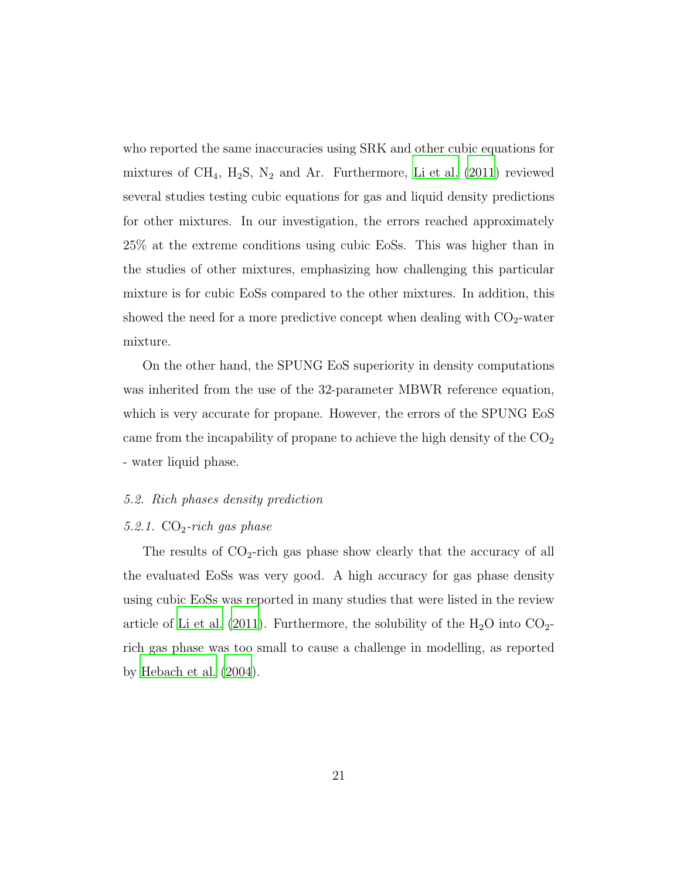who reported the same inaccuracies using SRK and other cubic equations for mixtures of $CH_4$, $H_2S$, $N_2$ and Ar. Furthermore, Li et al. (2011) reviewed several studies testing cubic equations for gas and liquid density predictions for other mixtures. In our investigation, the errors reached approximately 25% at the extreme conditions using cubic EoSs. This was higher than in the studies of other mixtures, emphasizing how challenging this particular mixture is for cubic EoSs compared to the other mixtures. In addition, this showed the need for a more predictive concept when dealing with $CO_2$-water mixture.

On the other hand, the SPUNG EoS superiority in density computations was inherited from the use of the 32-parameter MBWR reference equation, which is very accurate for propane. However, the errors of the SPUNG EoS came from the incapability of propane to achieve the high density of the $CO_2$ - water liquid phase.

### *5.2. Rich phases density prediction*

#### *5.2.1. $CO_2$-rich gas phase*

The results of $CO_2$-rich gas phase show clearly that the accuracy of all the evaluated EoSs was very good. A high accuracy for gas phase density using cubic EoSs was reported in many studies that were listed in the review article of Li et al. (2011). Furthermore, the solubility of the $H_2O$ into $CO_2$-rich gas phase was too small to cause a challenge in modelling, as reported by Hebach et al. (2004).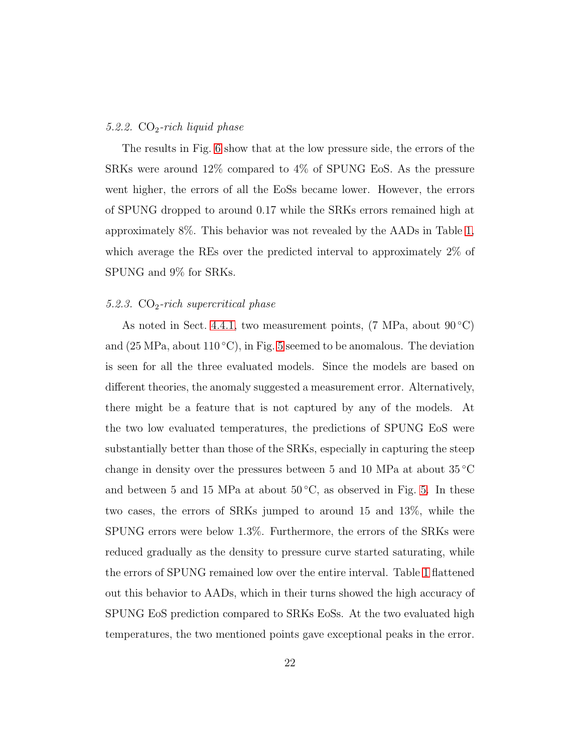#### 5.2.2. $CO_2$-rich liquid phase

The results in Fig. 6 show that at the low pressure side, the errors of the SRKs were around 12% compared to 4% of SPUNG EoS. As the pressure went higher, the errors of all the EoSs became lower. However, the errors of SPUNG dropped to around 0.17 while the SRKs errors remained high at approximately 8%. This behavior was not revealed by the AADs in Table 1, which average the REs over the predicted interval to approximately 2% of SPUNG and 9% for SRKs.

#### 5.2.3. $CO_2$-rich supercritical phase

As noted in Sect. 4.4.1, two measurement points, (7 MPa, about 90 °C) and (25 MPa, about 110 °C), in Fig. 5 seemed to be anomalous. The deviation is seen for all the three evaluated models. Since the models are based on different theories, the anomaly suggested a measurement error. Alternatively, there might be a feature that is not captured by any of the models. At the two low evaluated temperatures, the predictions of SPUNG EoS were substantially better than those of the SRKs, especially in capturing the steep change in density over the pressures between 5 and 10 MPa at about 35 °C and between 5 and 15 MPa at about 50 °C, as observed in Fig. 5. In these two cases, the errors of SRKs jumped to around 15 and 13%, while the SPUNG errors were below 1.3%. Furthermore, the errors of the SRKs were reduced gradually as the density to pressure curve started saturating, while the errors of SPUNG remained low over the entire interval. Table 1 flattened out this behavior to AADs, which in their turns showed the high accuracy of SPUNG EoS prediction compared to SRKs EoSs. At the two evaluated high temperatures, the two mentioned points gave exceptional peaks in the error.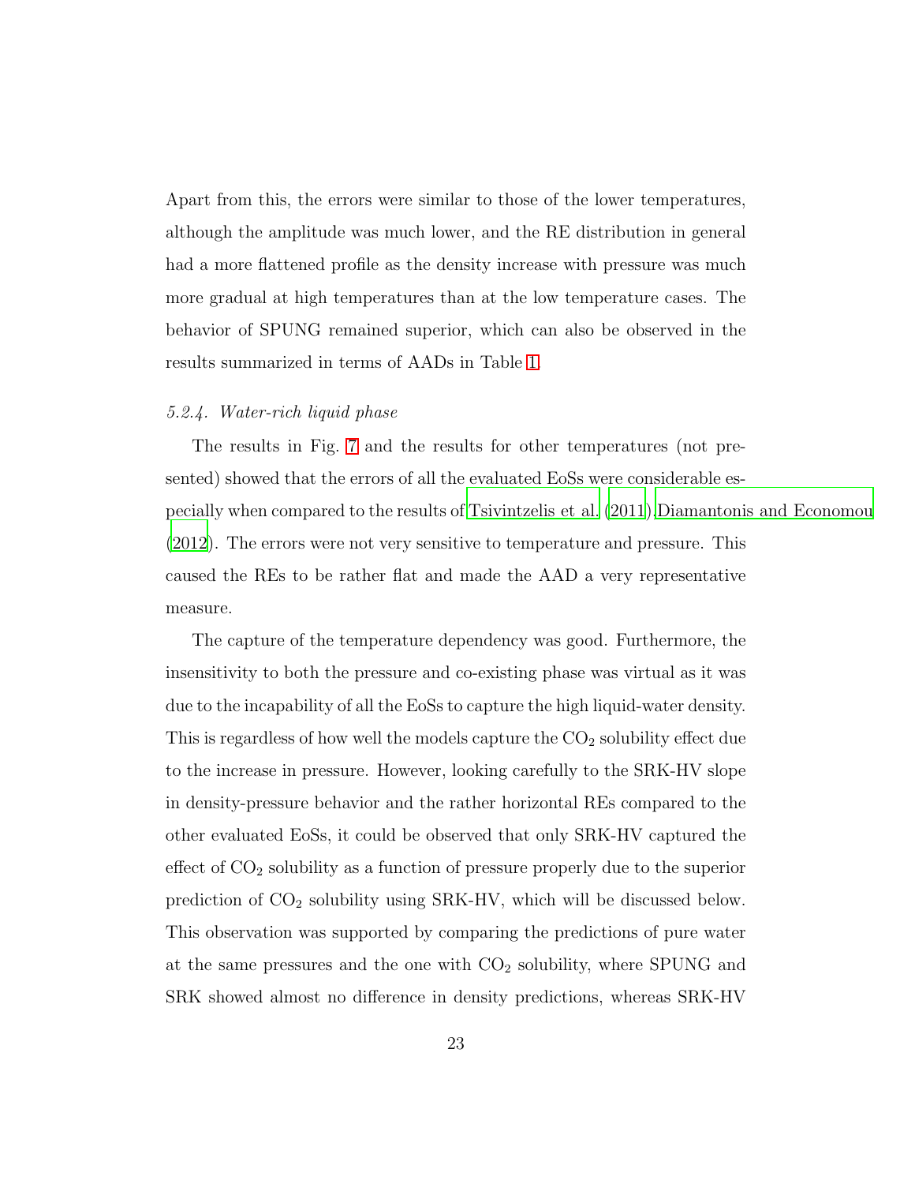Apart from this, the errors were similar to those of the lower temperatures, although the amplitude was much lower, and the RE distribution in general had a more flattened profile as the density increase with pressure was much more gradual at high temperatures than at the low temperature cases. The behavior of SPUNG remained superior, which can also be observed in the results summarized in terms of AADs in Table 1.

#### *5.2.4. Water-rich liquid phase*

The results in Fig. 7 and the results for other temperatures (not presented) showed that the errors of all the evaluated EoSs were considerable especially when compared to the results of Tsivintzelis et al. (2011); Diamantonis and Economou (2012). The errors were not very sensitive to temperature and pressure. This caused the REs to be rather flat and made the AAD a very representative measure.

The capture of the temperature dependency was good. Furthermore, the insensitivity to both the pressure and co-existing phase was virtual as it was due to the incapability of all the EoSs to capture the high liquid-water density. This is regardless of how well the models capture the $CO_2$ solubility effect due to the increase in pressure. However, looking carefully to the SRK-HV slope in density-pressure behavior and the rather horizontal REs compared to the other evaluated EoSs, it could be observed that only SRK-HV captured the effect of $CO_2$ solubility as a function of pressure properly due to the superior prediction of $CO_2$ solubility using SRK-HV, which will be discussed below. This observation was supported by comparing the predictions of pure water at the same pressures and the one with $CO_2$ solubility, where SPUNG and SRK showed almost no difference in density predictions, whereas SRK-HV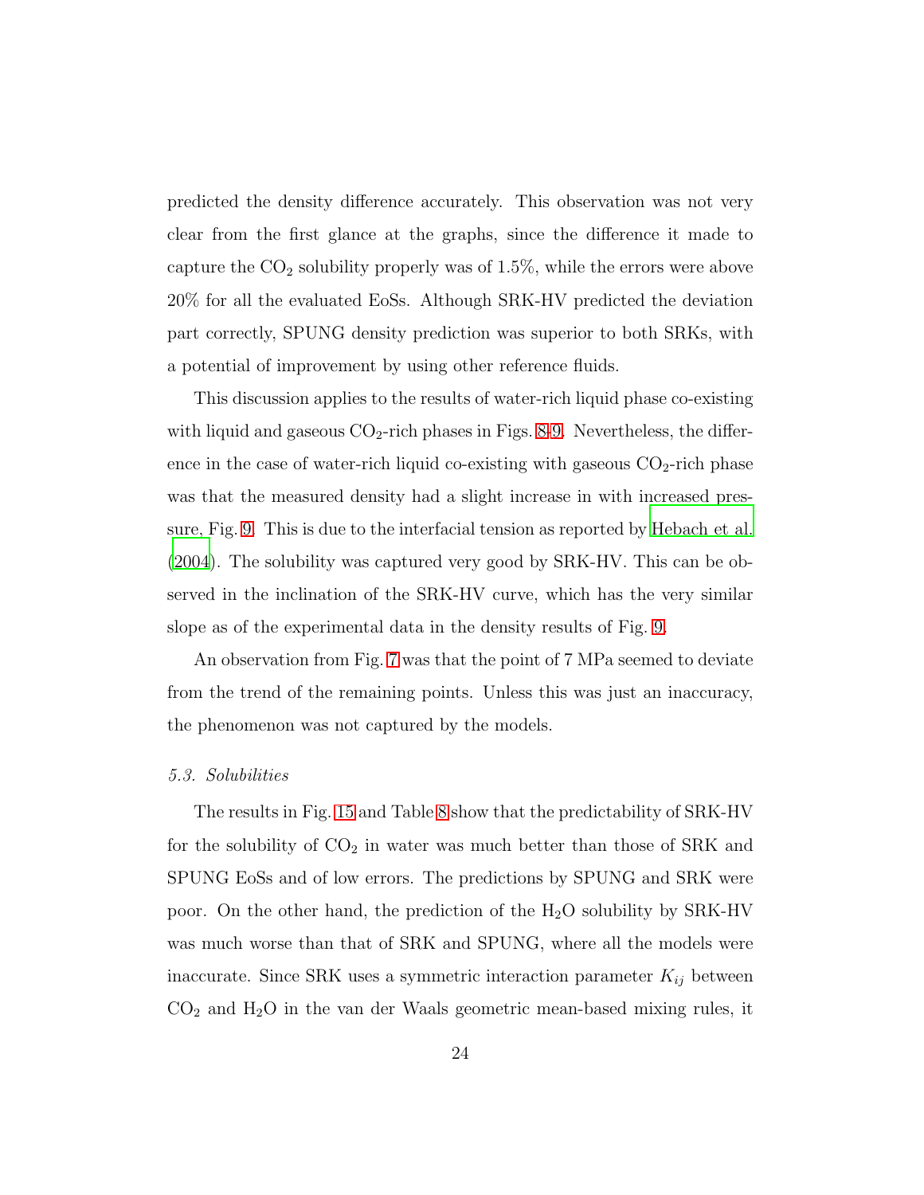predicted the density difference accurately. This observation was not very clear from the first glance at the graphs, since the difference it made to capture the $CO_2$ solubility properly was of 1.5%, while the errors were above 20% for all the evaluated EoSs. Although SRK-HV predicted the deviation part correctly, SPUNG density prediction was superior to both SRKs, with a potential of improvement by using other reference fluids.

This discussion applies to the results of water-rich liquid phase co-existing with liquid and gaseous $CO_2$-rich phases in Figs. 8-9. Nevertheless, the difference in the case of water-rich liquid co-existing with gaseous $CO_2$-rich phase was that the measured density had a slight increase in with increased pressure, Fig. 9. This is due to the interfacial tension as reported by Hebach et al. (2004). The solubility was captured very good by SRK-HV. This can be observed in the inclination of the SRK-HV curve, which has the very similar slope as of the experimental data in the density results of Fig. 9.

An observation from Fig. 7 was that the point of 7 MPa seemed to deviate from the trend of the remaining points. Unless this was just an inaccuracy, the phenomenon was not captured by the models.

### *5.3. Solubilities*

The results in Fig. 15 and Table 8 show that the predictability of SRK-HV for the solubility of $CO_2$ in water was much better than those of SRK and SPUNG EoSs and of low errors. The predictions by SPUNG and SRK were poor. On the other hand, the prediction of the $H_2O$ solubility by SRK-HV was much worse than that of SRK and SPUNG, where all the models were inaccurate. Since SRK uses a symmetric interaction parameter $K_{ij}$ between $CO_2$ and $H_2O$ in the van der Waals geometric mean-based mixing rules, it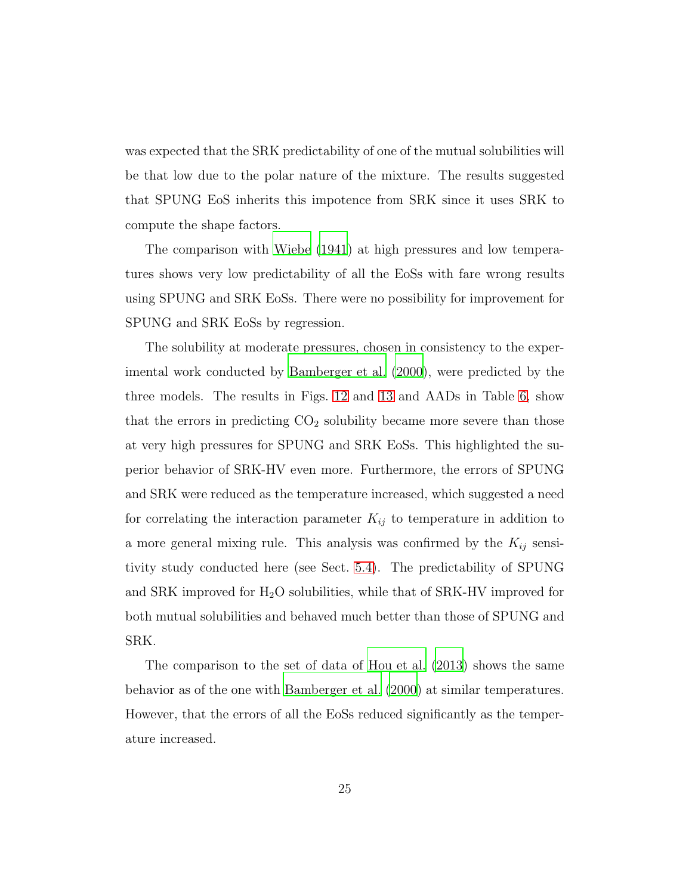was expected that the SRK predictability of one of the mutual solubilities will be that low due to the polar nature of the mixture. The results suggested that SPUNG EoS inherits this impotence from SRK since it uses SRK to compute the shape factors.

The comparison with Wiebe (1941) at high pressures and low temperatures shows very low predictability of all the EoSs with fare wrong results using SPUNG and SRK EoSs. There were no possibility for improvement for SPUNG and SRK EoSs by regression.

The solubility at moderate pressures, chosen in consistency to the experimental work conducted by Bamberger et al. (2000), were predicted by the three models. The results in Figs. 12 and 13 and AADs in Table 6, show that the errors in predicting $CO_2$ solubility became more severe than those at very high pressures for SPUNG and SRK EoSs. This highlighted the superior behavior of SRK-HV even more. Furthermore, the errors of SPUNG and SRK were reduced as the temperature increased, which suggested a need for correlating the interaction parameter $K_{ij}$ to temperature in addition to a more general mixing rule. This analysis was confirmed by the $K_{ij}$ sensitivity study conducted here (see Sect. 5.4). The predictability of SPUNG and SRK improved for $H_2O$ solubilities, while that of SRK-HV improved for both mutual solubilities and behaved much better than those of SPUNG and SRK.

The comparison to the set of data of Hou et al. (2013) shows the same behavior as of the one with Bamberger et al. (2000) at similar temperatures. However, that the errors of all the EoSs reduced significantly as the temperature increased.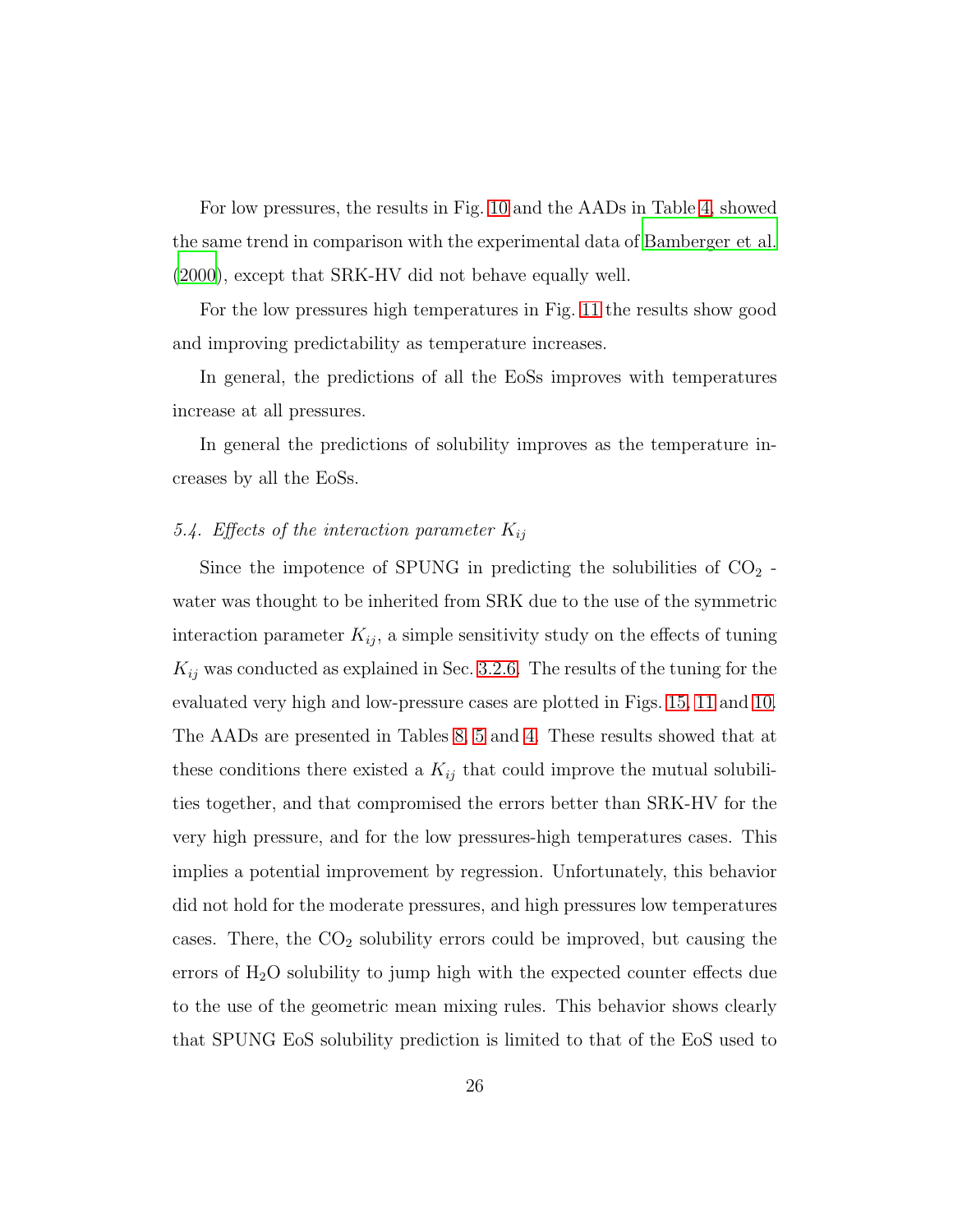For low pressures, the results in Fig. 10 and the AADs in Table 4, showed the same trend in comparison with the experimental data of Bamberger et al. (2000), except that SRK-HV did not behave equally well.

For the low pressures high temperatures in Fig. 11 the results show good and improving predictability as temperature increases.

In general, the predictions of all the EoSs improves with temperatures increase at all pressures.

In general the predictions of solubility improves as the temperature increases by all the EoSs.

### 5.4. Effects of the interaction parameter $K_{ij}$

Since the impotence of SPUNG in predicting the solubilities of $CO_2$ - water was thought to be inherited from SRK due to the use of the symmetric interaction parameter $K_{ij}$, a simple sensitivity study on the effects of tuning $K_{ij}$ was conducted as explained in Sec. 3.2.6. The results of the tuning for the evaluated very high and low-pressure cases are plotted in Figs. 15, 11 and 10. The AADs are presented in Tables 8, 5 and 4. These results showed that at these conditions there existed a $K_{ij}$ that could improve the mutual solubilities together, and that compromised the errors better than SRK-HV for the very high pressure, and for the low pressures-high temperatures cases. This implies a potential improvement by regression. Unfortunately, this behavior did not hold for the moderate pressures, and high pressures low temperatures cases. There, the $CO_2$ solubility errors could be improved, but causing the errors of $H_2O$ solubility to jump high with the expected counter effects due to the use of the geometric mean mixing rules. This behavior shows clearly that SPUNG EoS solubility prediction is limited to that of the EoS used to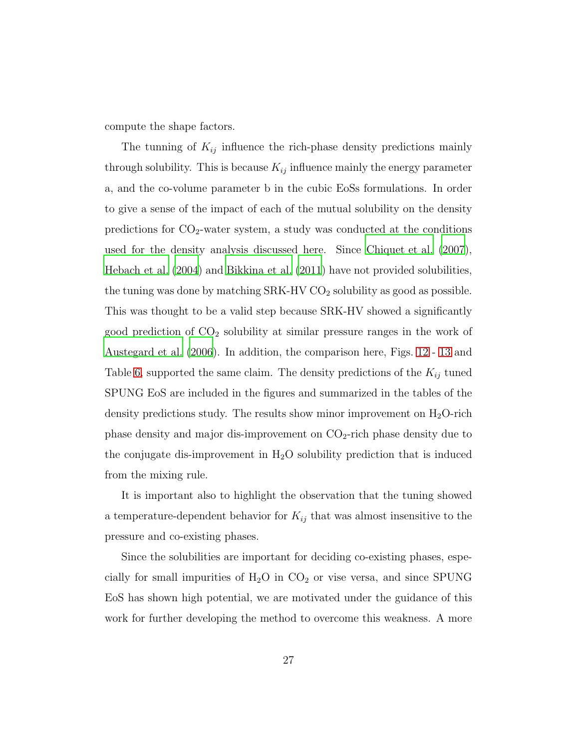compute the shape factors.

The tunning of $K_{ij}$ influence the rich-phase density predictions mainly through solubility. This is because $K_{ij}$ influence mainly the energy parameter a, and the co-volume parameter b in the cubic EoSs formulations. In order to give a sense of the impact of each of the mutual solubility on the density predictions for $CO_2$-water system, a study was conducted at the conditions used for the density analysis discussed here. Since Chiquet et al. (2007), Hebach et al. (2004) and Bikkina et al. (2011) have not provided solubilities, the tuning was done by matching SRK-HV $CO_2$ solubility as good as possible. This was thought to be a valid step because SRK-HV showed a significantly good prediction of $CO_2$ solubility at similar pressure ranges in the work of Austegard et al. (2006). In addition, the comparison here, Figs. 12 - 13 and Table 6, supported the same claim. The density predictions of the $K_{ij}$ tuned SPUNG EoS are included in the figures and summarized in the tables of the density predictions study. The results show minor improvement on $H_2O$-rich phase density and major dis-improvement on $CO_2$-rich phase density due to the conjugate dis-improvement in $H_2O$ solubility prediction that is induced from the mixing rule.

It is important also to highlight the observation that the tuning showed a temperature-dependent behavior for $K_{ij}$ that was almost insensitive to the pressure and co-existing phases.

Since the solubilities are important for deciding co-existing phases, especially for small impurities of $H_2O$ in $CO_2$ or vise versa, and since SPUNG EoS has shown high potential, we are motivated under the guidance of this work for further developing the method to overcome this weakness. A more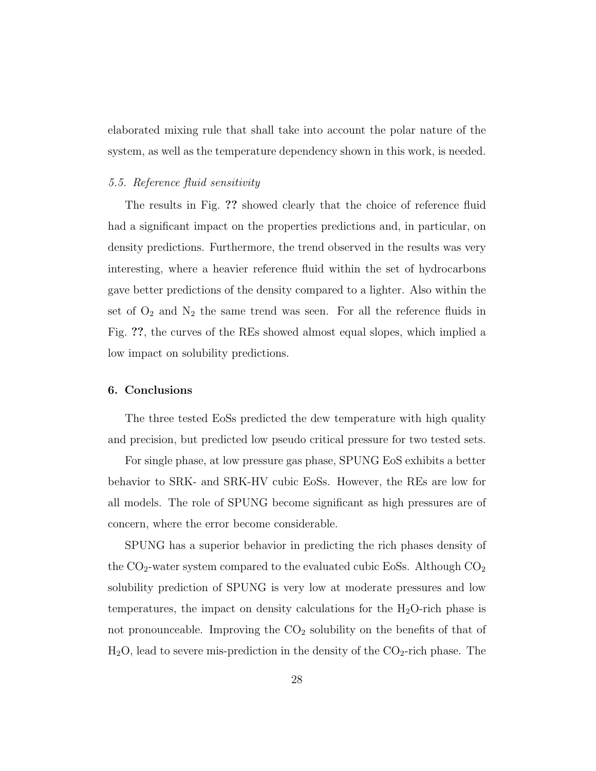elaborated mixing rule that shall take into account the polar nature of the system, as well as the temperature dependency shown in this work, is needed.

### *5.5. Reference fluid sensitivity*

The results in Fig. ?? showed clearly that the choice of reference fluid had a significant impact on the properties predictions and, in particular, on density predictions. Furthermore, the trend observed in the results was very interesting, where a heavier reference fluid within the set of hydrocarbons gave better predictions of the density compared to a lighter. Also within the set of $O_2$ and $N_2$ the same trend was seen. For all the reference fluids in Fig. ??, the curves of the REs showed almost equal slopes, which implied a low impact on solubility predictions.

## 6. Conclusions

The three tested EoSs predicted the dew temperature with high quality and precision, but predicted low pseudo critical pressure for two tested sets.

For single phase, at low pressure gas phase, SPUNG EoS exhibits a better behavior to SRK- and SRK-HV cubic EoSs. However, the REs are low for all models. The role of SPUNG become significant as high pressures are of concern, where the error become considerable.

SPUNG has a superior behavior in predicting the rich phases density of the $CO_2$-water system compared to the evaluated cubic EoSs. Although $CO_2$ solubility prediction of SPUNG is very low at moderate pressures and low temperatures, the impact on density calculations for the $H_2O$-rich phase is not pronounceable. Improving the $CO_2$ solubility on the benefits of that of $H_2O$, lead to severe mis-prediction in the density of the $CO_2$-rich phase. The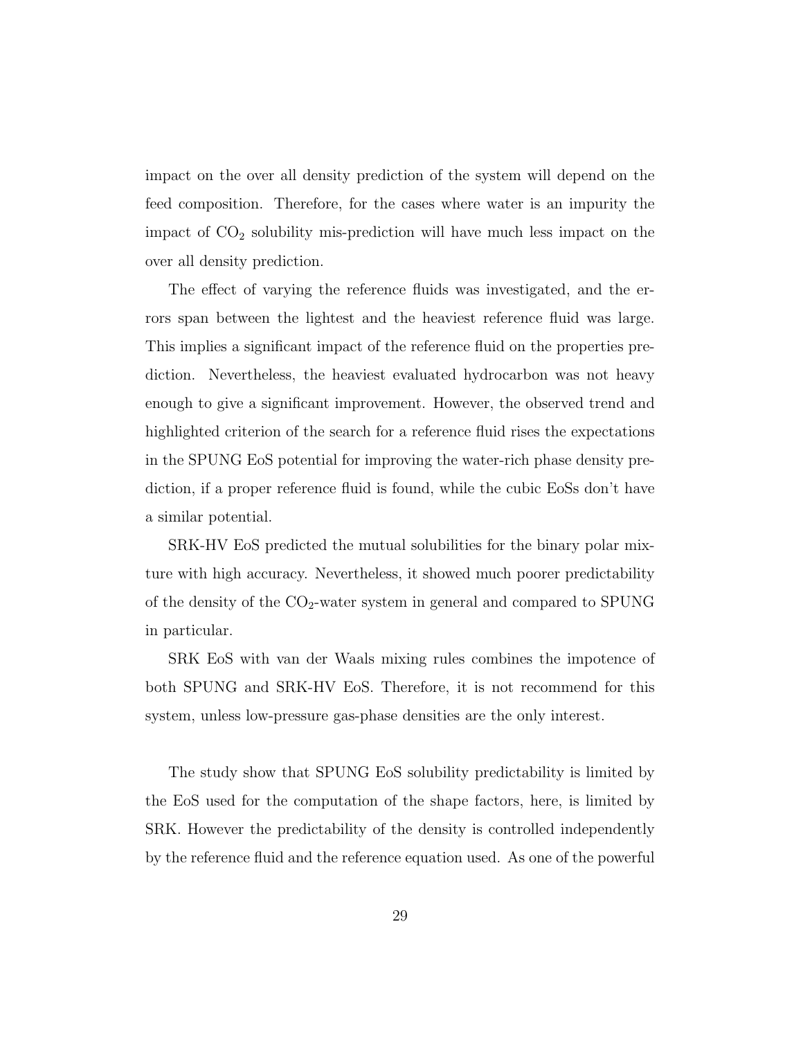impact on the over all density prediction of the system will depend on the feed composition. Therefore, for the cases where water is an impurity the impact of $CO_2$ solubility mis-prediction will have much less impact on the over all density prediction.

The effect of varying the reference fluids was investigated, and the errors span between the lightest and the heaviest reference fluid was large. This implies a significant impact of the reference fluid on the properties prediction. Nevertheless, the heaviest evaluated hydrocarbon was not heavy enough to give a significant improvement. However, the observed trend and highlighted criterion of the search for a reference fluid rises the expectations in the SPUNG EoS potential for improving the water-rich phase density prediction, if a proper reference fluid is found, while the cubic EoSs don't have a similar potential.

SRK-HV EoS predicted the mutual solubilities for the binary polar mixture with high accuracy. Nevertheless, it showed much poorer predictability of the density of the $CO_2$-water system in general and compared to SPUNG in particular.

SRK EoS with van der Waals mixing rules combines the impotence of both SPUNG and SRK-HV EoS. Therefore, it is not recommend for this system, unless low-pressure gas-phase densities are the only interest.

The study show that SPUNG EoS solubility predictability is limited by the EoS used for the computation of the shape factors, here, is limited by SRK. However the predictability of the density is controlled independently by the reference fluid and the reference equation used. As one of the powerful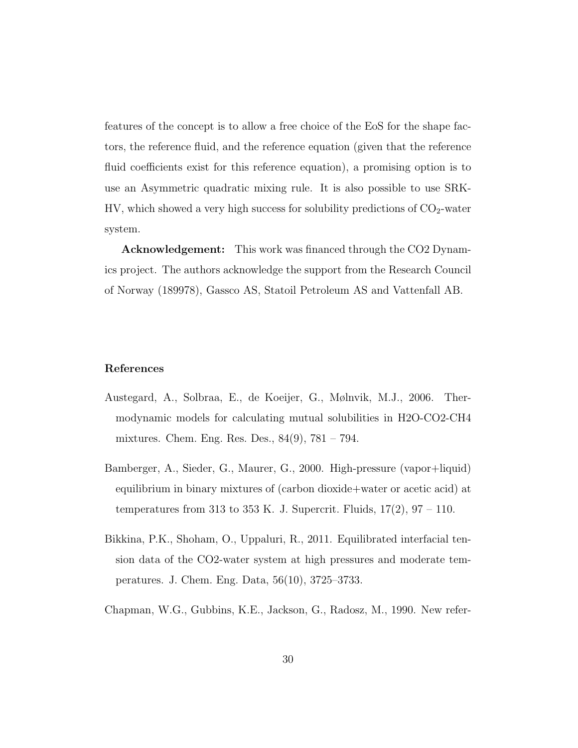features of the concept is to allow a free choice of the EoS for the shape factors, the reference fluid, and the reference equation (given that the reference fluid coefficients exist for this reference equation), a promising option is to use an Asymmetric quadratic mixing rule. It is also possible to use SRK-HV, which showed a very high success for solubility predictions of $CO_2$-water system.

**Acknowledgement:** This work was financed through the CO2 Dynamics project. The authors acknowledge the support from the Research Council of Norway (189978), Gassco AS, Statoil Petroleum AS and Vattenfall AB.

## References

Austegard, A., Solbraa, E., de Koeijer, G., Mølnvik, M.J., 2006. Thermodynamic models for calculating mutual solubilities in H2O-CO2-CH4 mixtures. Chem. Eng. Res. Des., 84(9), 781 – 794.

Bamberger, A., Sieder, G., Maurer, G., 2000. High-pressure (vapor+liquid) equilibrium in binary mixtures of (carbon dioxide+water or acetic acid) at temperatures from 313 to 353 K. J. Supercrit. Fluids, 17(2), 97 – 110.

Bikkina, P.K., Shoham, O., Uppaluri, R., 2011. Equilibrated interfacial tension data of the CO2-water system at high pressures and moderate temperatures. J. Chem. Eng. Data, 56(10), 3725–3733.

Chapman, W.G., Gubbins, K.E., Jackson, G., Radosz, M., 1990. New refer-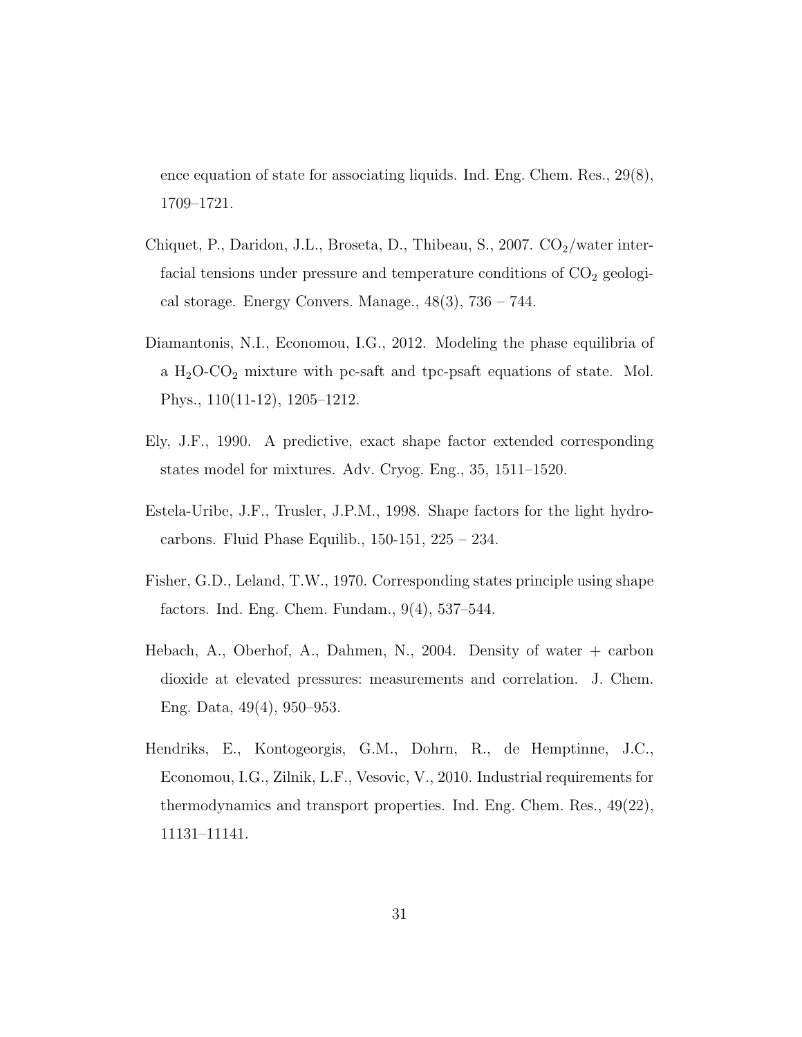ence equation of state for associating liquids. Ind. Eng. Chem. Res., 29(8), 1709–1721.

Chiquet, P., Daridon, J.L., Broseta, D., Thibeau, S., 2007. $CO_2$/water interfacial tensions under pressure and temperature conditions of $CO_2$ geological storage. Energy Convers. Manage., 48(3), 736 – 744.

Diamantonis, N.I., Economou, I.G., 2012. Modeling the phase equilibria of a $H_2O$-$CO_2$ mixture with pc-saft and tpc-psaft equations of state. Mol. Phys., 110(11-12), 1205–1212.

Ely, J.F., 1990. A predictive, exact shape factor extended corresponding states model for mixtures. Adv. Cryog. Eng., 35, 1511–1520.

Estela-Uribe, J.F., Trusler, J.P.M., 1998. Shape factors for the light hydrocarbons. Fluid Phase Equilib., 150-151, 225 – 234.

Fisher, G.D., Leland, T.W., 1970. Corresponding states principle using shape factors. Ind. Eng. Chem. Fundam., 9(4), 537–544.

Hebach, A., Oberhof, A., Dahmen, N., 2004. Density of water + carbon dioxide at elevated pressures: measurements and correlation. J. Chem. Eng. Data, 49(4), 950–953.

Hendriks, E., Kontogeorgis, G.M., Dohrn, R., de Hemptinne, J.C., Economou, I.G., Zilnik, L.F., Vesovic, V., 2010. Industrial requirements for thermodynamics and transport properties. Ind. Eng. Chem. Res., 49(22), 11131–11141.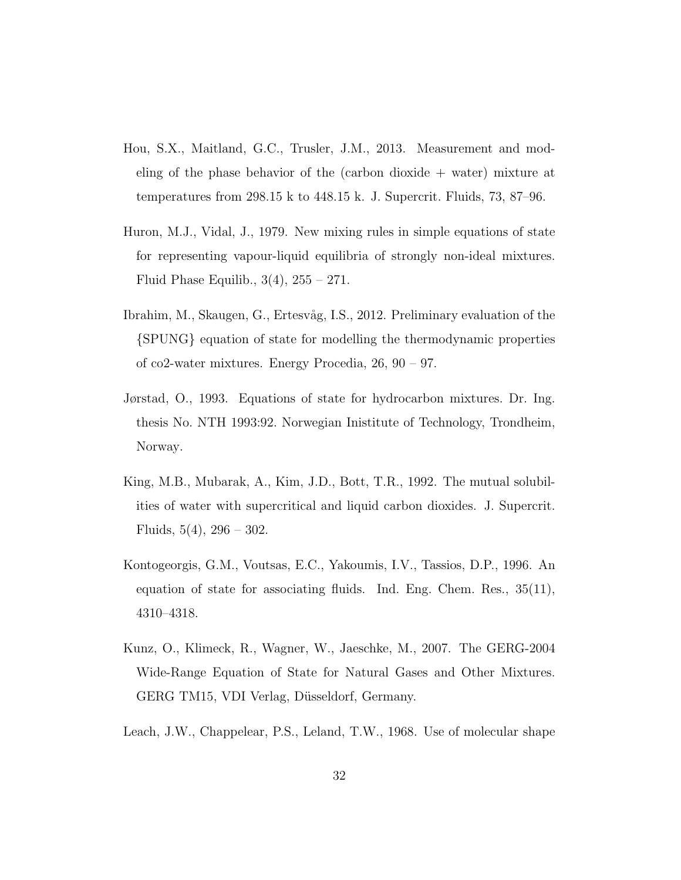Hou, S.X., Maitland, G.C., Trusler, J.M., 2013. Measurement and modeling of the phase behavior of the (carbon dioxide + water) mixture at temperatures from 298.15 k to 448.15 k. J. Supercrit. Fluids, 73, 87–96.

Huron, M.J., Vidal, J., 1979. New mixing rules in simple equations of state for representing vapour-liquid equilibria of strongly non-ideal mixtures. Fluid Phase Equilib., 3(4), 255 – 271.

Ibrahim, M., Skaugen, G., Ertesvåg, I.S., 2012. Preliminary evaluation of the {SPUNG} equation of state for modelling the thermodynamic properties of co2-water mixtures. Energy Procedia, 26, 90 – 97.

Jørstad, O., 1993. Equations of state for hydrocarbon mixtures. Dr. Ing. thesis No. NTH 1993:92. Norwegian Inistitute of Technology, Trondheim, Norway.

King, M.B., Mubarak, A., Kim, J.D., Bott, T.R., 1992. The mutual solubilities of water with supercritical and liquid carbon dioxides. J. Supercrit. Fluids, 5(4), 296 – 302.

Kontogeorgis, G.M., Voutsas, E.C., Yakoumis, I.V., Tassios, D.P., 1996. An equation of state for associating fluids. Ind. Eng. Chem. Res., 35(11), 4310–4318.

Kunz, O., Klimeck, R., Wagner, W., Jaeschke, M., 2007. The GERG-2004 Wide-Range Equation of State for Natural Gases and Other Mixtures. GERG TM15, VDI Verlag, Düsseldorf, Germany.

Leach, J.W., Chappelear, P.S., Leland, T.W., 1968. Use of molecular shape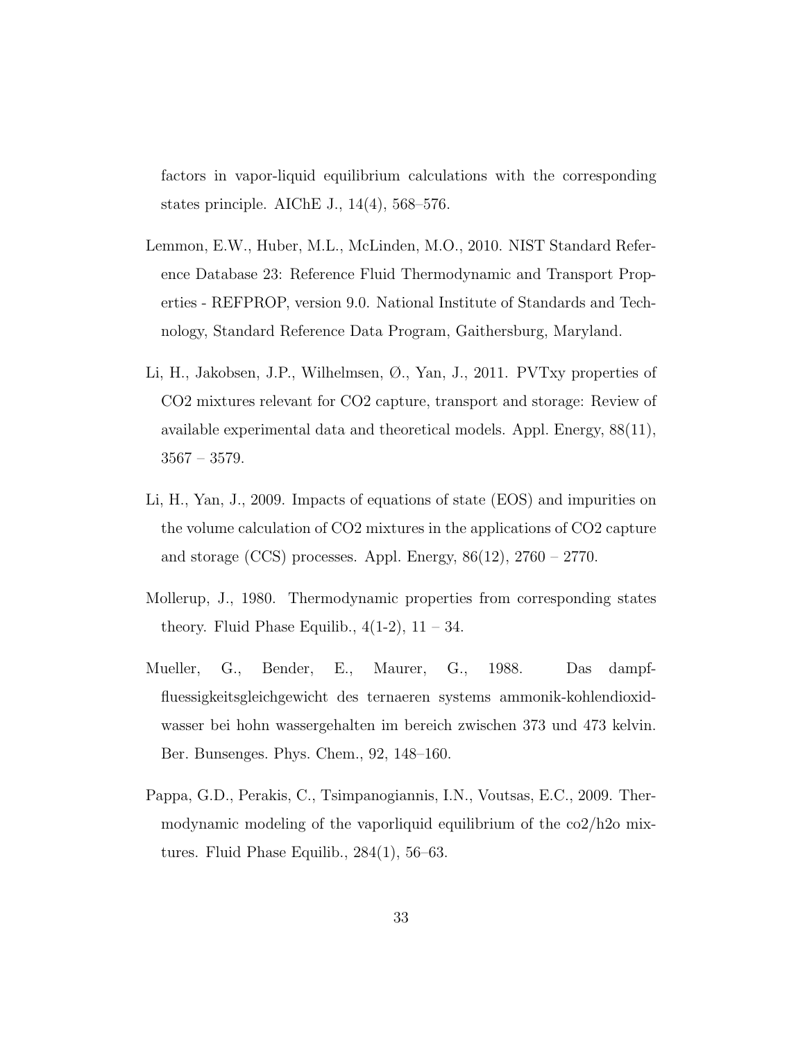factors in vapor-liquid equilibrium calculations with the corresponding states principle. AIChE J., 14(4), 568–576.

Lemmon, E.W., Huber, M.L., McLinden, M.O., 2010. NIST Standard Reference Database 23: Reference Fluid Thermodynamic and Transport Properties - REFPROP, version 9.0. National Institute of Standards and Technology, Standard Reference Data Program, Gaithersburg, Maryland.

Li, H., Jakobsen, J.P., Wilhelmsen, Ø., Yan, J., 2011. PVTxy properties of CO2 mixtures relevant for CO2 capture, transport and storage: Review of available experimental data and theoretical models. Appl. Energy, 88(11), 3567 – 3579.

Li, H., Yan, J., 2009. Impacts of equations of state (EOS) and impurities on the volume calculation of CO2 mixtures in the applications of CO2 capture and storage (CCS) processes. Appl. Energy, 86(12), 2760 – 2770.

Mollerup, J., 1980. Thermodynamic properties from corresponding states theory. Fluid Phase Equilib., 4(1-2), 11 – 34.

Mueller, G., Bender, E., Maurer, G., 1988. Das dampf-fluessigkeitsgleichgewicht des ternaeren systems ammonik-kohlendioxid-wasser bei hohn wassergehalten im bereich zwischen 373 und 473 kelvin. Ber. Bunsenges. Phys. Chem., 92, 148–160.

Pappa, G.D., Perakis, C., Tsimpanogiannis, I.N., Voutsas, E.C., 2009. Thermodynamic modeling of the vaporliquid equilibrium of the co2/h2o mixtures. Fluid Phase Equilib., 284(1), 56–63.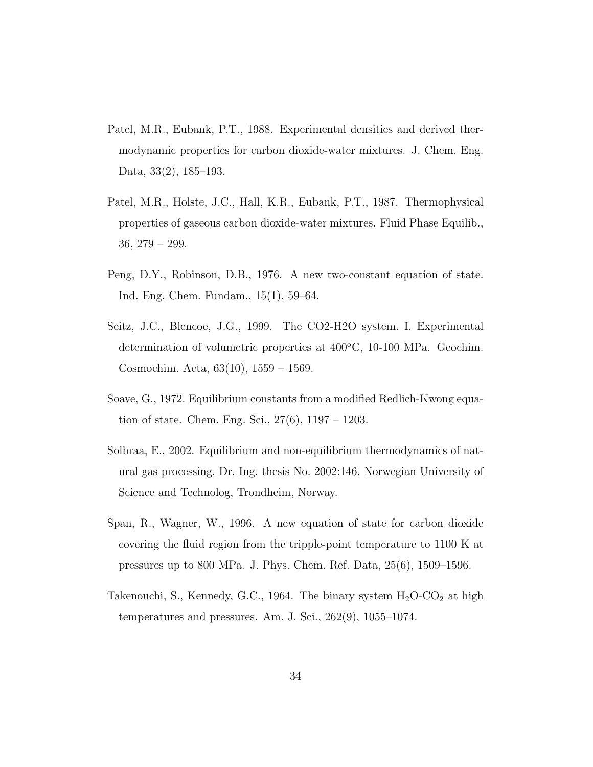Patel, M.R., Eubank, P.T., 1988. Experimental densities and derived thermodynamic properties for carbon dioxide-water mixtures. J. Chem. Eng. Data, 33(2), 185–193.

Patel, M.R., Holste, J.C., Hall, K.R., Eubank, P.T., 1987. Thermophysical properties of gaseous carbon dioxide-water mixtures. Fluid Phase Equilib., 36, 279 – 299.

Peng, D.Y., Robinson, D.B., 1976. A new two-constant equation of state. Ind. Eng. Chem. Fundam., 15(1), 59–64.

Seitz, J.C., Blencoe, J.G., 1999. The CO2-H2O system. I. Experimental determination of volumetric properties at 400$^o$C, 10-100 MPa. Geochim. Cosmochim. Acta, 63(10), 1559 – 1569.

Soave, G., 1972. Equilibrium constants from a modified Redlich-Kwong equation of state. Chem. Eng. Sci., 27(6), 1197 – 1203.

Solbraa, E., 2002. Equilibrium and non-equilibrium thermodynamics of natural gas processing. Dr. Ing. thesis No. 2002:146. Norwegian University of Science and Technolog, Trondheim, Norway.

Span, R., Wagner, W., 1996. A new equation of state for carbon dioxide covering the fluid region from the tripple-point temperature to 1100 K at pressures up to 800 MPa. J. Phys. Chem. Ref. Data, 25(6), 1509–1596.

Takenouchi, S., Kennedy, G.C., 1964. The binary system $H_2O$-$CO_2$ at high temperatures and pressures. Am. J. Sci., 262(9), 1055–1074.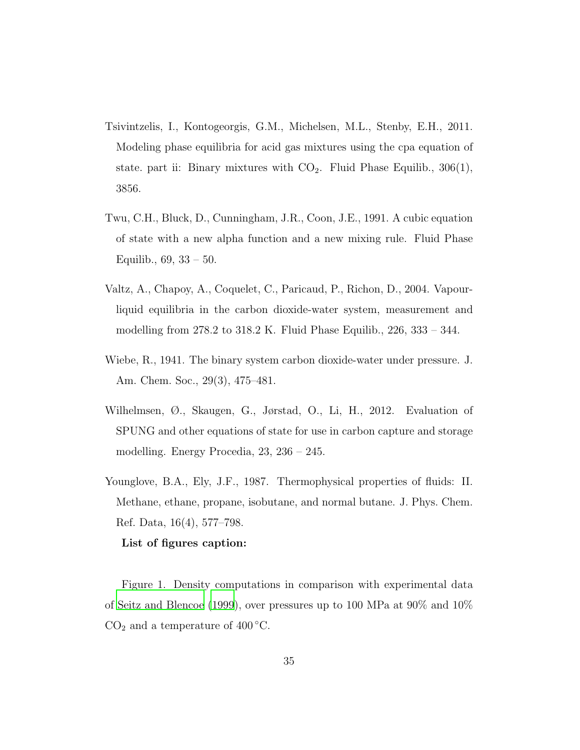Tsivintzelis, I., Kontogeorgis, G.M., Michelsen, M.L., Stenby, E.H., 2011. Modeling phase equilibria for acid gas mixtures using the cpa equation of state. part ii: Binary mixtures with $CO_2$. Fluid Phase Equilib., 306(1), 3856.

Twu, C.H., Bluck, D., Cunningham, J.R., Coon, J.E., 1991. A cubic equation of state with a new alpha function and a new mixing rule. Fluid Phase Equilib., 69, 33 – 50.

Valtz, A., Chapoy, A., Coquelet, C., Paricaud, P., Richon, D., 2004. Vapour-liquid equilibria in the carbon dioxide-water system, measurement and modelling from 278.2 to 318.2 K. Fluid Phase Equilib., 226, 333 – 344.

Wiebe, R., 1941. The binary system carbon dioxide-water under pressure. J. Am. Chem. Soc., 29(3), 475–481.

Wilhelmsen, Ø., Skaugen, G., Jørstad, O., Li, H., 2012. Evaluation of SPUNG and other equations of state for use in carbon capture and storage modelling. Energy Procedia, 23, 236 – 245.

Younglove, B.A., Ely, J.F., 1987. Thermophysical properties of fluids: II. Methane, ethane, propane, isobutane, and normal butane. J. Phys. Chem. Ref. Data, 16(4), 577–798.

**List of figures caption:**

Figure 1. Density computations in comparison with experimental data of Seitz and Blencoe (1999), over pressures up to 100 MPa at 90% and 10% $CO_2$ and a temperature of 400 °C.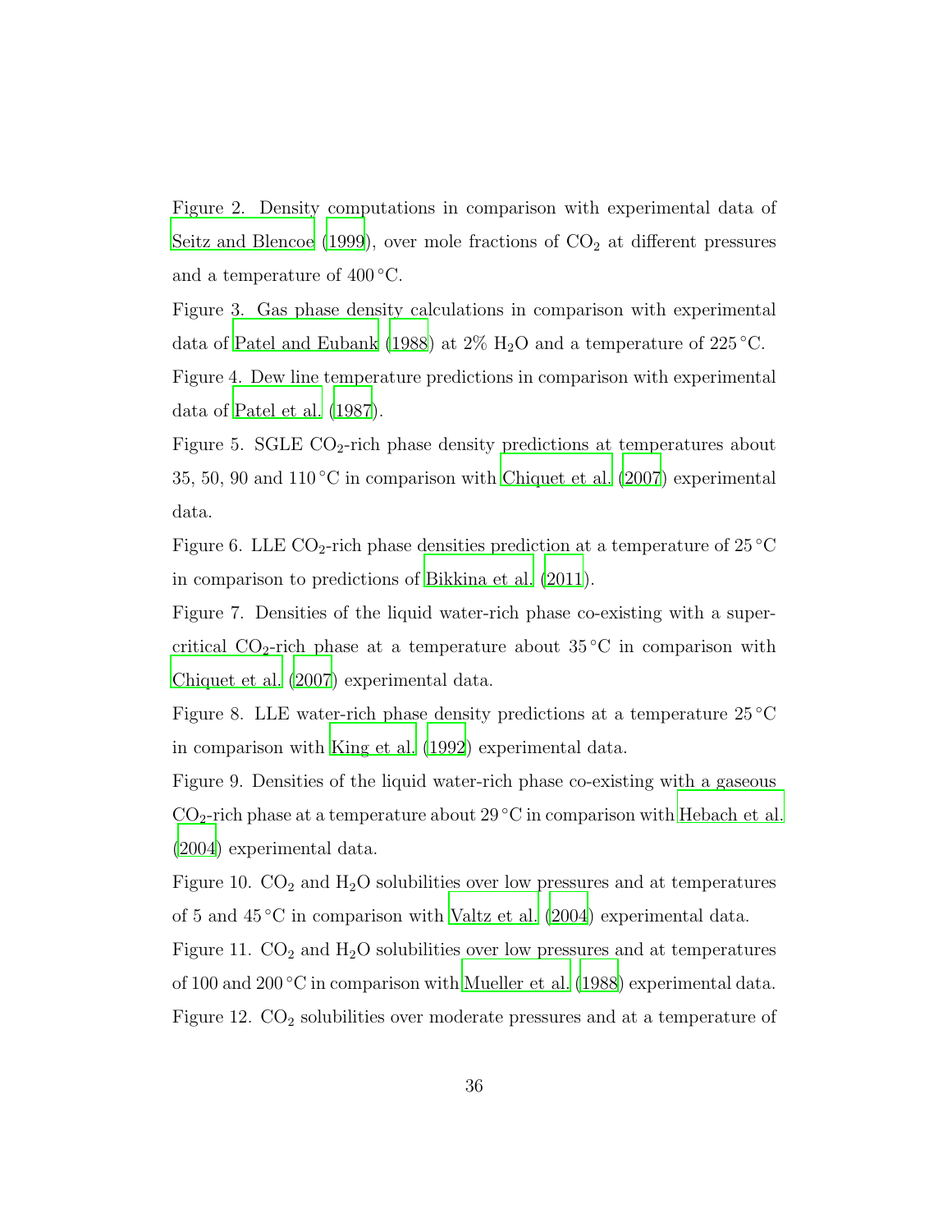Figure 2. Density computations in comparison with experimental data of Seitz and Blencoe (1999), over mole fractions of $CO_2$ at different pressures and a temperature of 400 °C.

Figure 3. Gas phase density calculations in comparison with experimental data of Patel and Eubank (1988) at 2% $H_2O$ and a temperature of 225 °C.

Figure 4. Dew line temperature predictions in comparison with experimental data of Patel et al. (1987).

Figure 5. SGLE $CO_2$-rich phase density predictions at temperatures about 35, 50, 90 and 110 °C in comparison with Chiquet et al. (2007) experimental data.

Figure 6. LLE $CO_2$-rich phase densities prediction at a temperature of 25 °C in comparison to predictions of Bikkina et al. (2011).

Figure 7. Densities of the liquid water-rich phase co-existing with a supercritical $CO_2$-rich phase at a temperature about 35 °C in comparison with Chiquet et al. (2007) experimental data.

Figure 8. LLE water-rich phase density predictions at a temperature 25 °C in comparison with King et al. (1992) experimental data.

Figure 9. Densities of the liquid water-rich phase co-existing with a gaseous $CO_2$-rich phase at a temperature about 29 °C in comparison with Hebach et al. (2004) experimental data.

Figure 10. $CO_2$ and $H_2O$ solubilities over low pressures and at temperatures of 5 and 45 °C in comparison with Valtz et al. (2004) experimental data.

Figure 11. $CO_2$ and $H_2O$ solubilities over low pressures and at temperatures of 100 and 200 °C in comparison with Mueller et al. (1988) experimental data.

Figure 12. $CO_2$ solubilities over moderate pressures and at a temperature of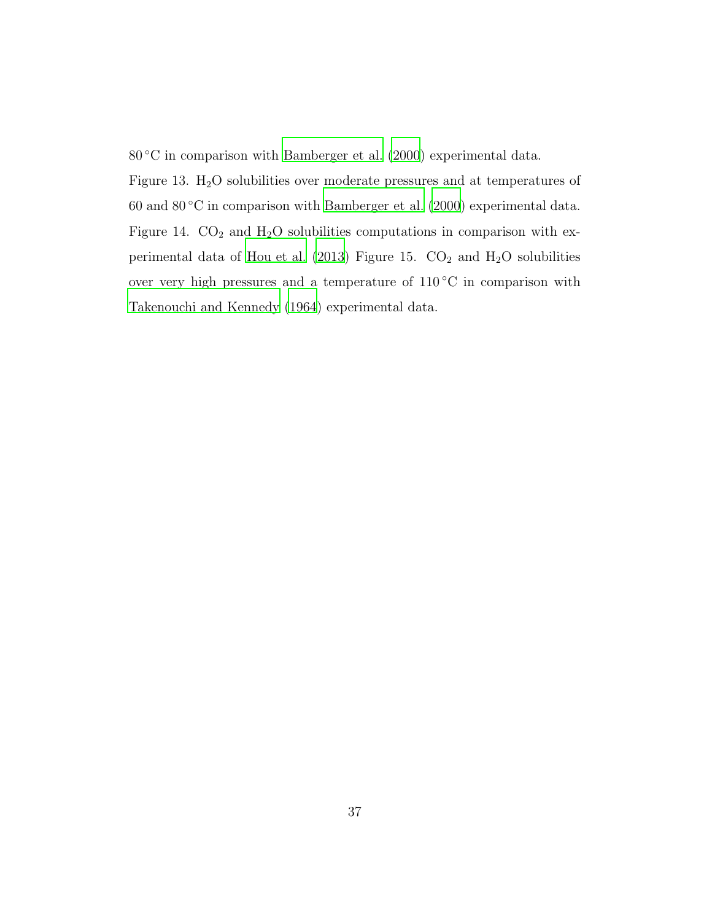80 °C in comparison with Bamberger et al. (2000) experimental data.

Figure 13. $H_2O$ solubilities over moderate pressures and at temperatures of 60 and 80 °C in comparison with Bamberger et al. (2000) experimental data.

Figure 14. $CO_2$ and $H_2O$ solubilities computations in comparison with experimental data of Hou et al. (2013)

Figure 15. $CO_2$ and $H_2O$ solubilities over very high pressures and a temperature of 110 °C in comparison with Takenouchi and Kennedy (1964) experimental data.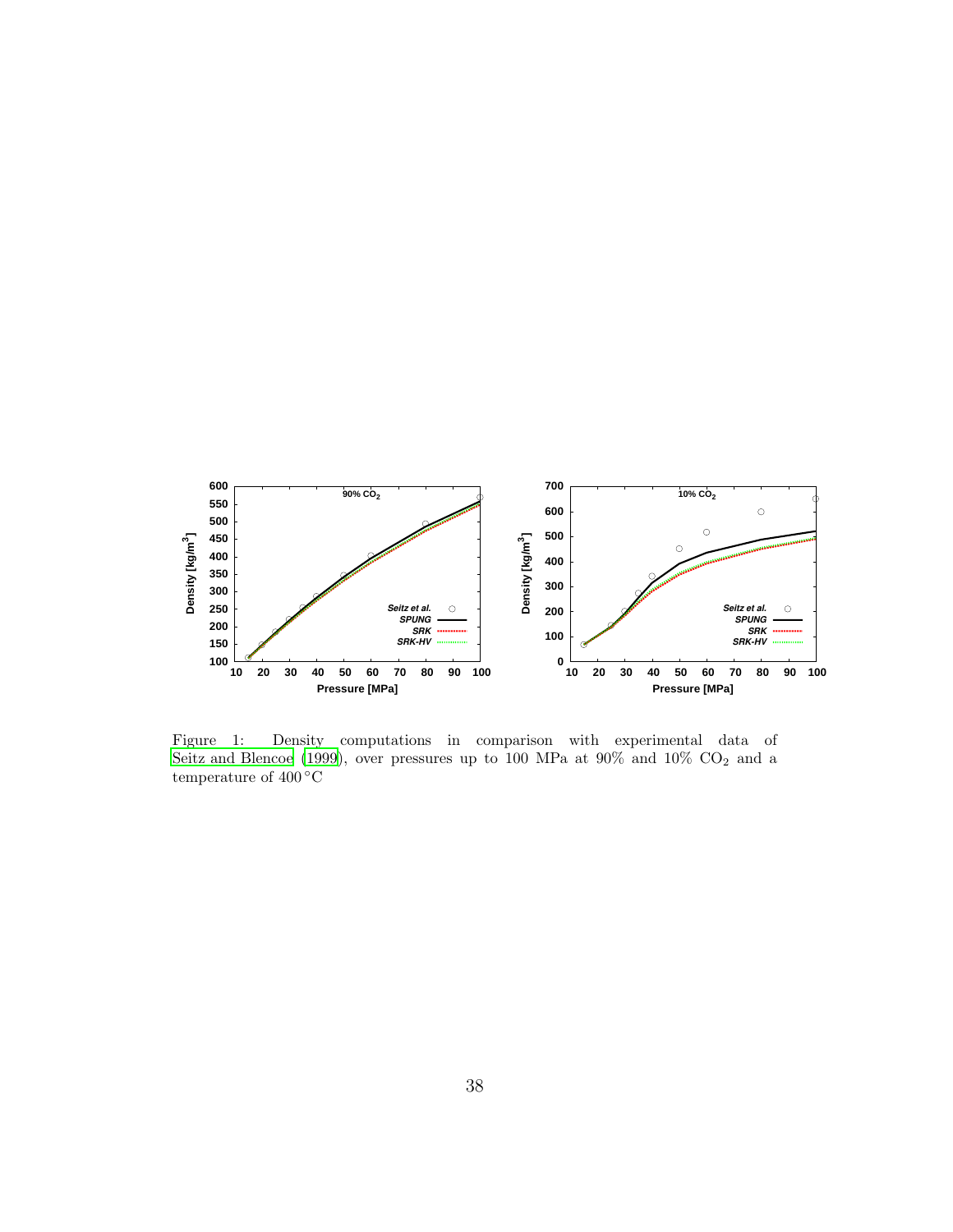Figure 1: Density computations in comparison with experimental data of Seitz and Blencoe (1999), over pressures up to 100 MPa at 90% and 10% $CO_2$ and a temperature of 400 °C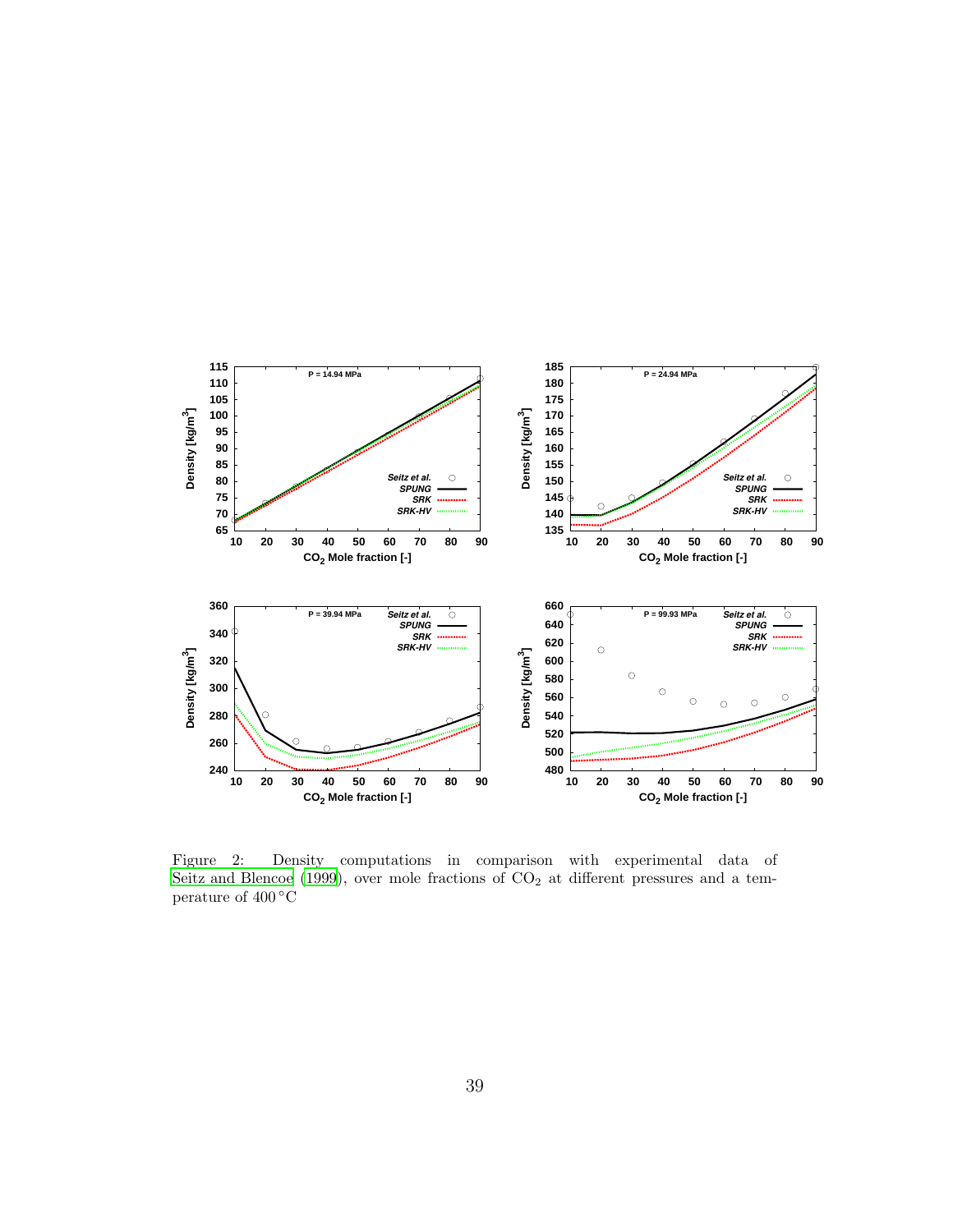Figure 2: Density computations in comparison with experimental data of Seitz and Blencoe (1999), over mole fractions of $CO_2$ at different pressures and a temperature of 400 °C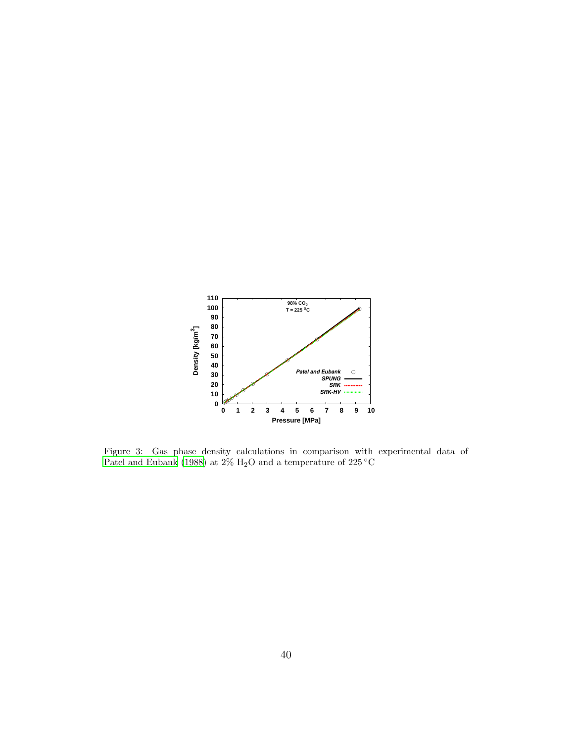Figure 3: Gas phase density calculations in comparison with experimental data of Patel and Eubank (1988) at 2% $H_2O$ and a temperature of 225 °C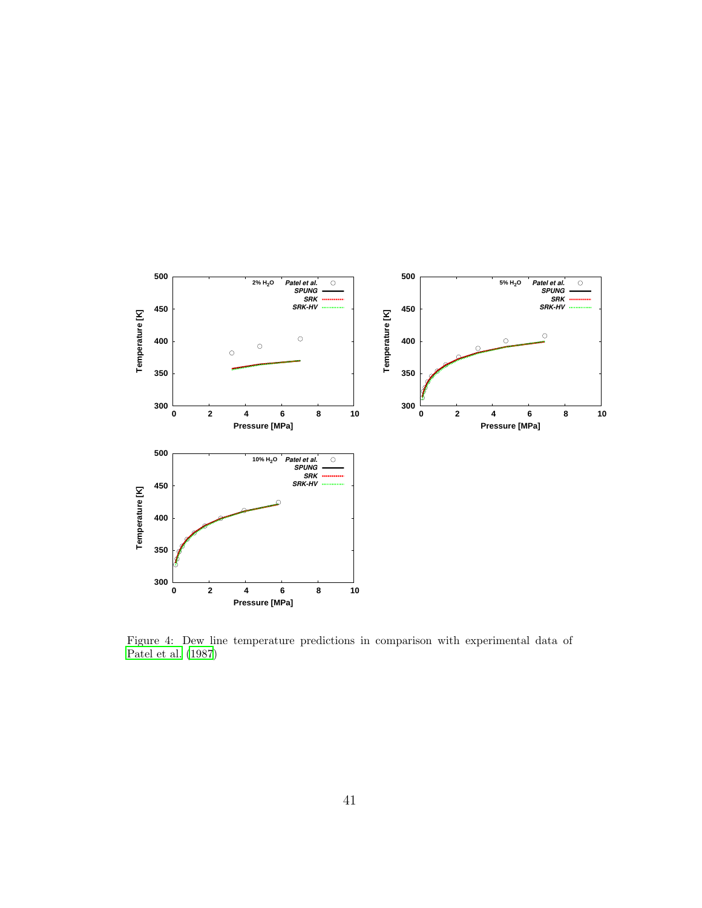Figure 4: Dew line temperature predictions in comparison with experimental data of Patel et al. (1987)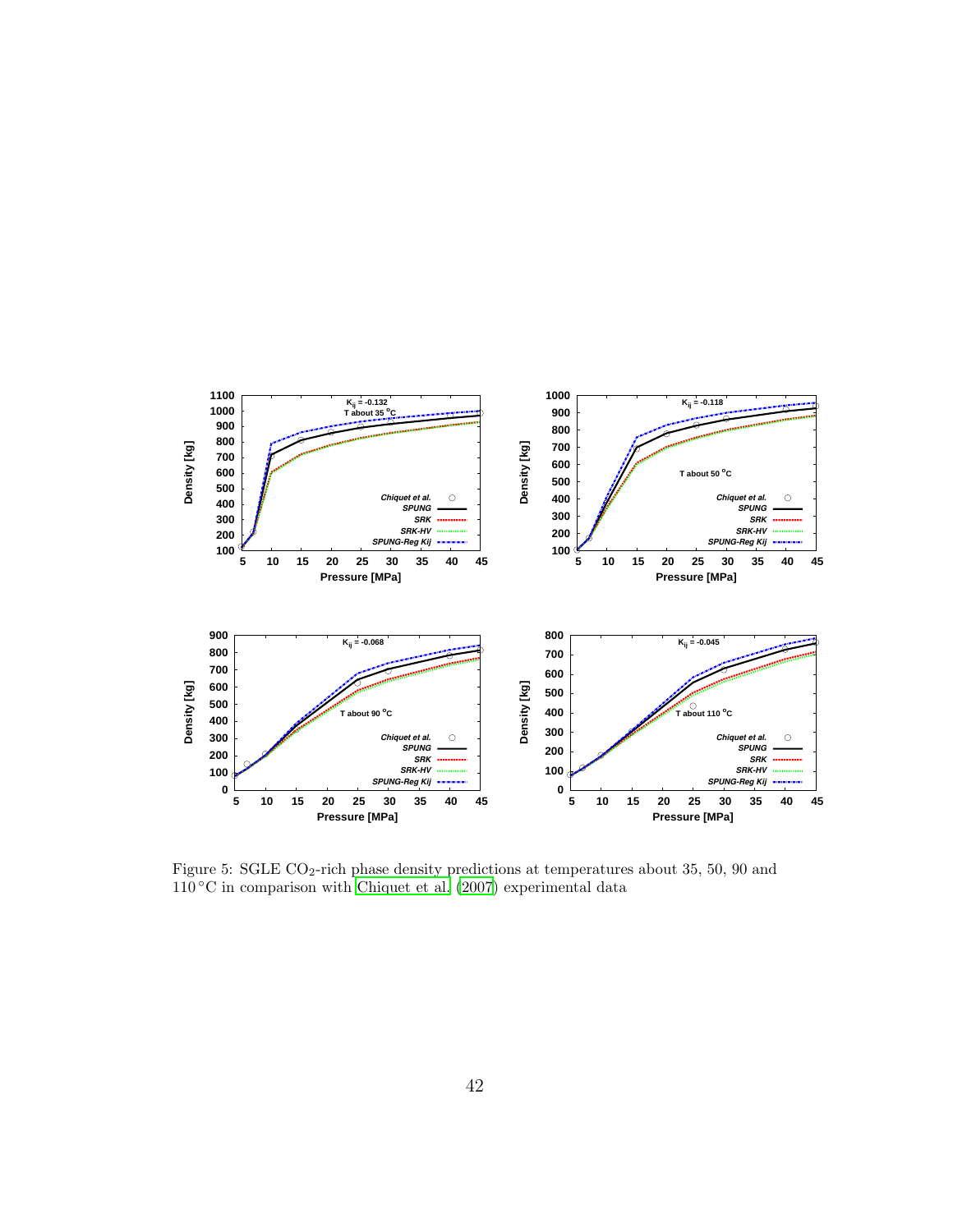Figure 5: SGLE $CO_2$-rich phase density predictions at temperatures about 35, 50, 90 and 110 °C in comparison with Chiquet et al. (2007) experimental data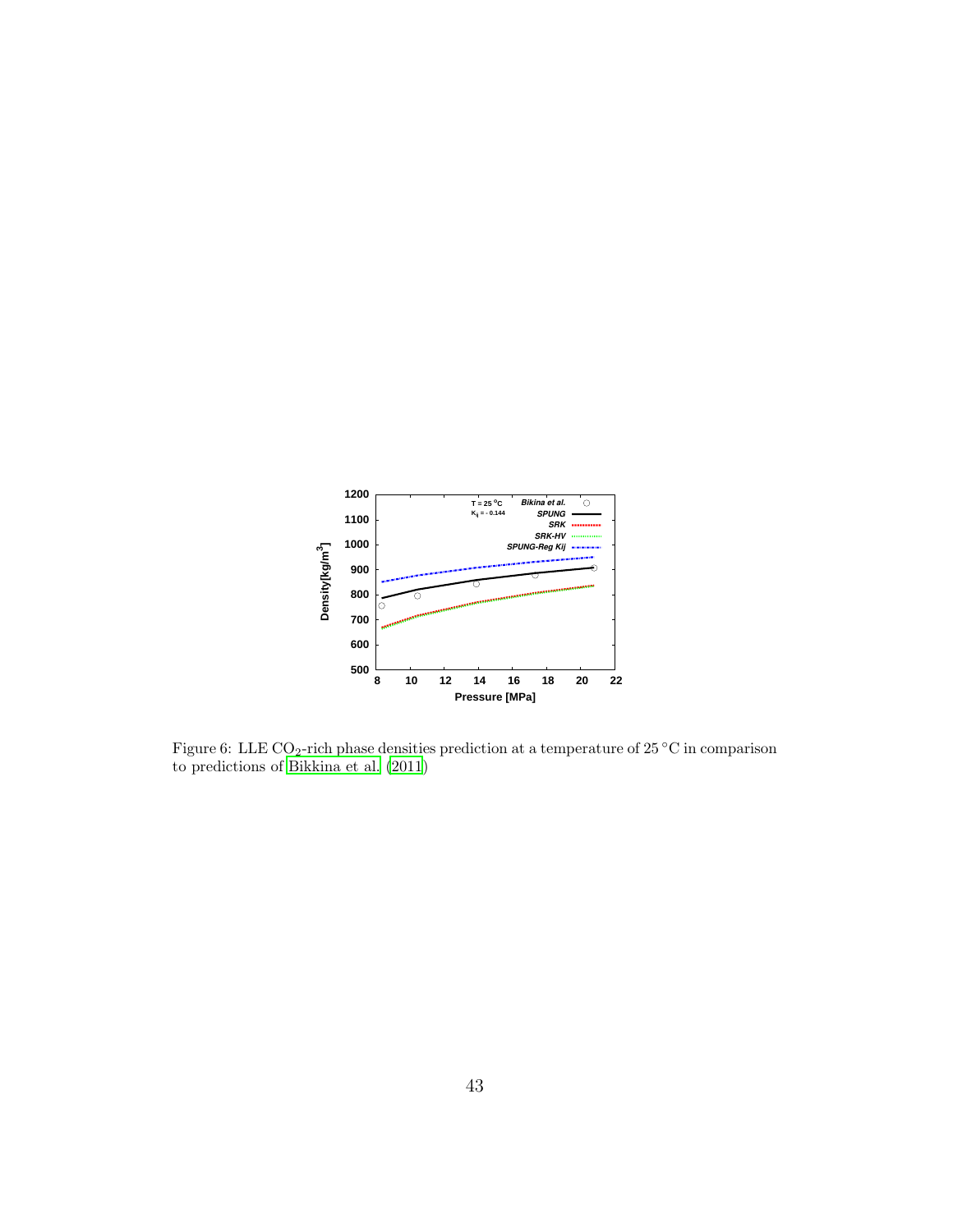Figure 6: LLE $CO_2$-rich phase densities prediction at a temperature of 25 °C in comparison to predictions of Bikkina et al. (2011)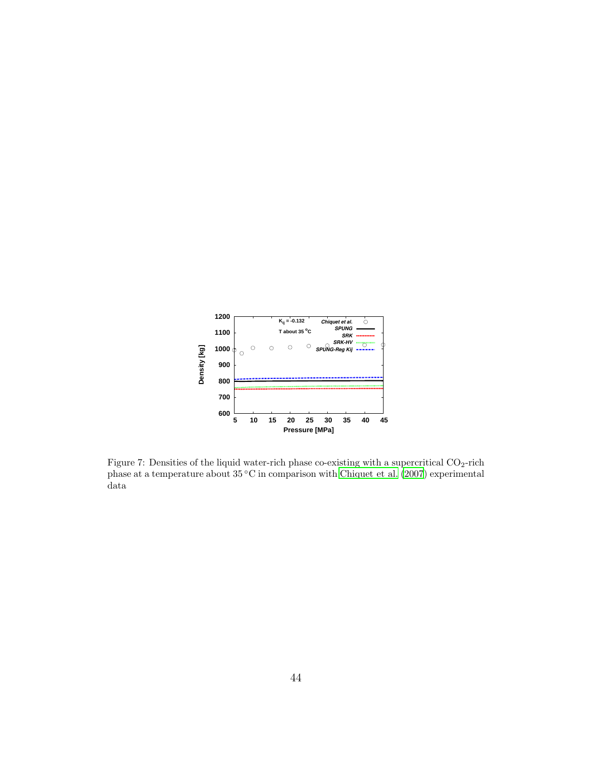Figure 7: Densities of the liquid water-rich phase co-existing with a supercritical $CO_2$-rich phase at a temperature about 35 °C in comparison with Chiquet et al. (2007) experimental data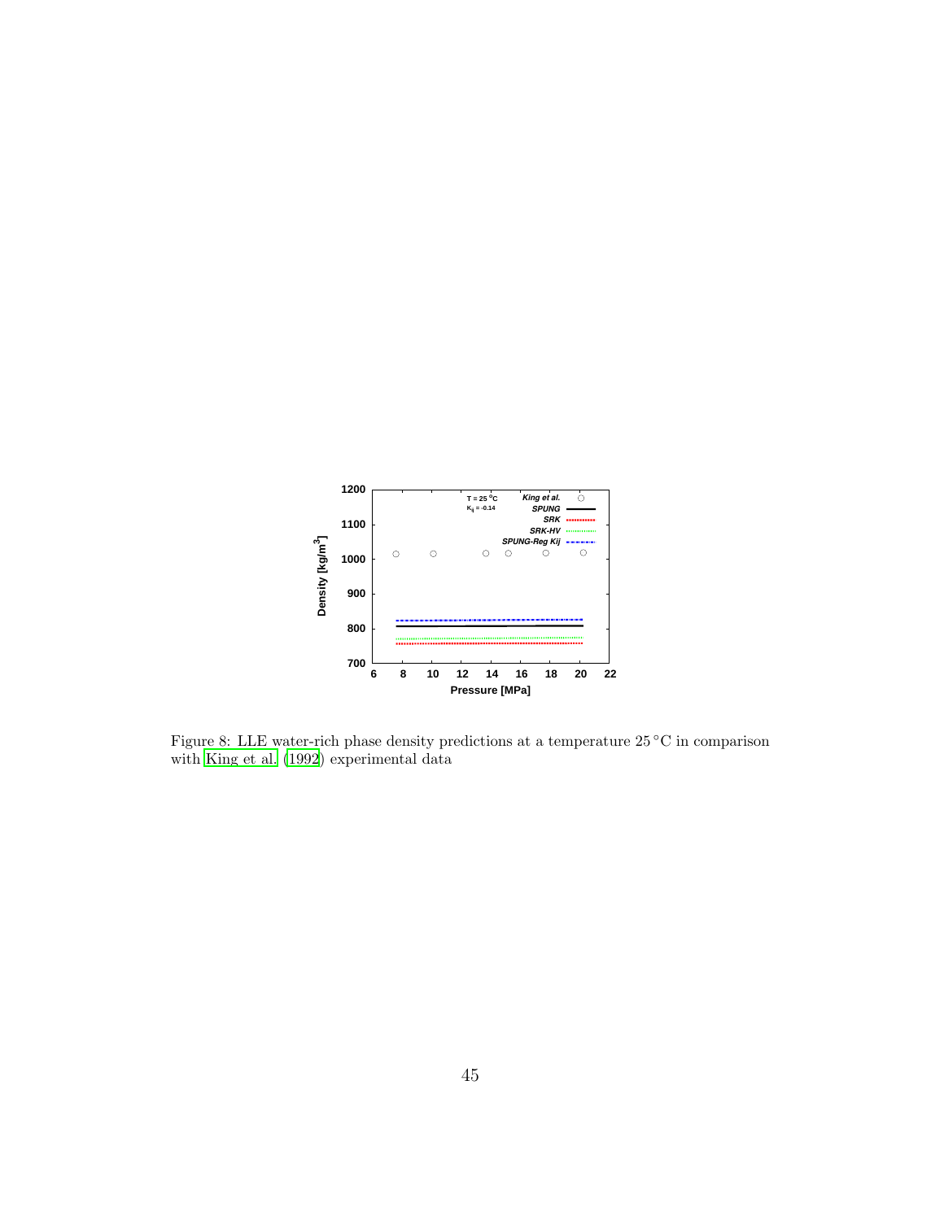Figure 8: LLE water-rich phase density predictions at a temperature 25 °C in comparison with King et al. (1992) experimental data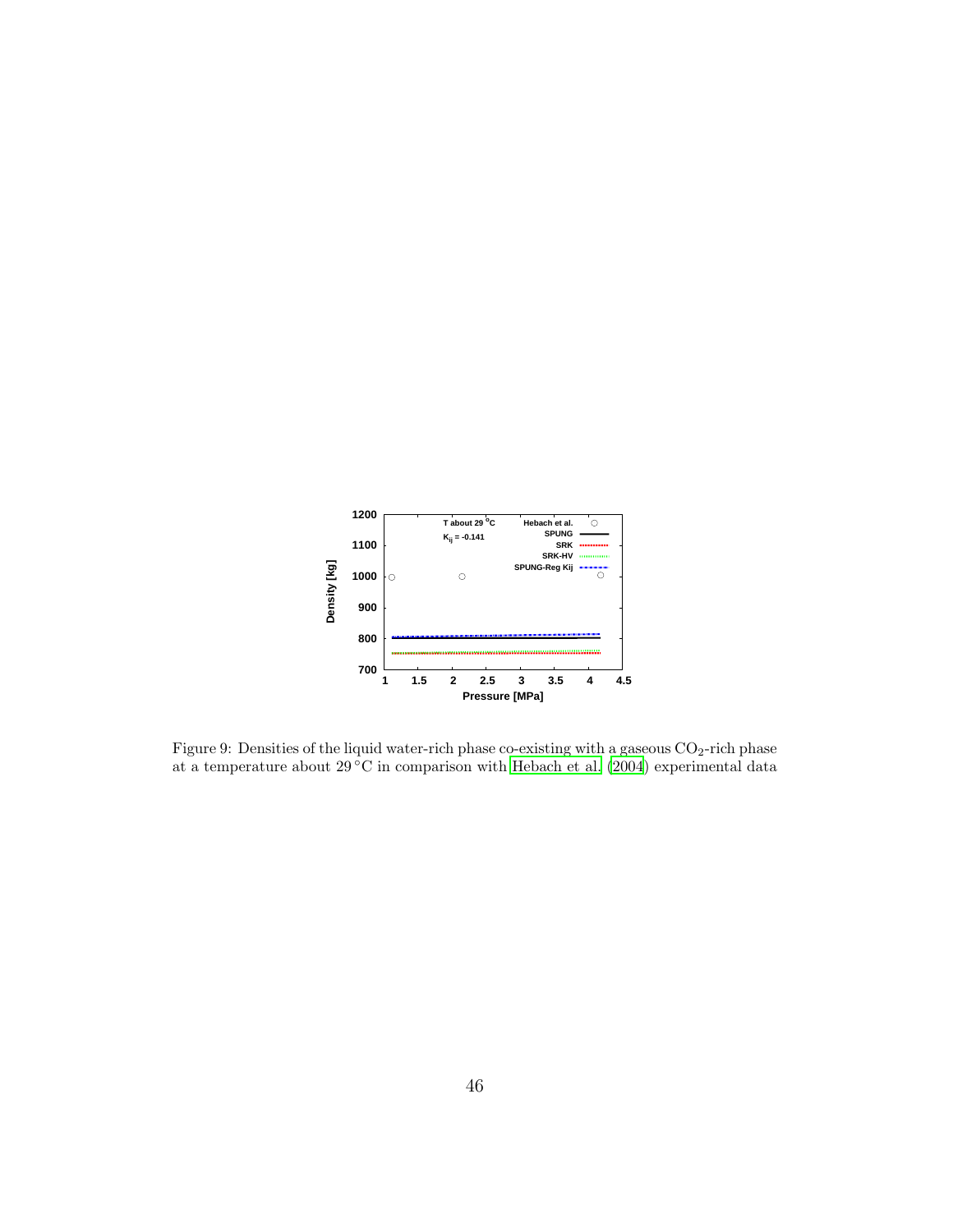Figure 9: Densities of the liquid water-rich phase co-existing with a gaseous $CO_2$-rich phase at a temperature about 29 °C in comparison with Hebach et al. (2004) experimental data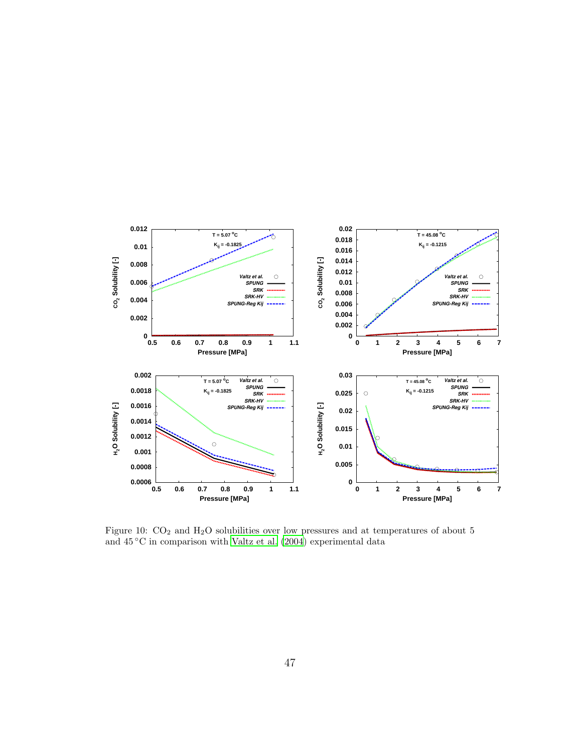Figure 10: $CO_2$ and $H_2O$ solubilities over low pressures and at temperatures of about 5 and 45 °C in comparison with Valtz et al. (2004) experimental data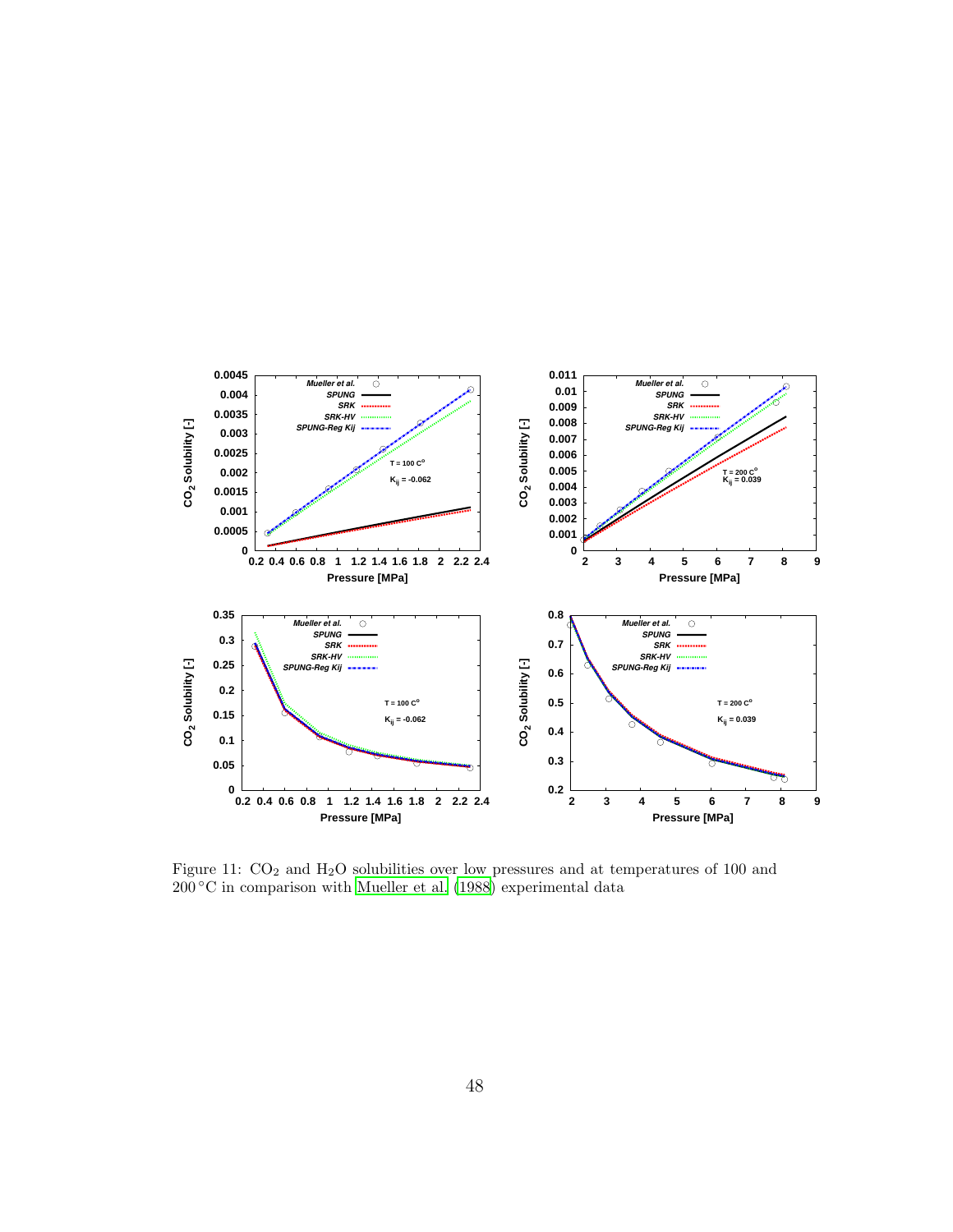Figure 11: $CO_2$ and $H_2O$ solubilities over low pressures and at temperatures of 100 and 200 °C in comparison with Mueller et al. (1988) experimental data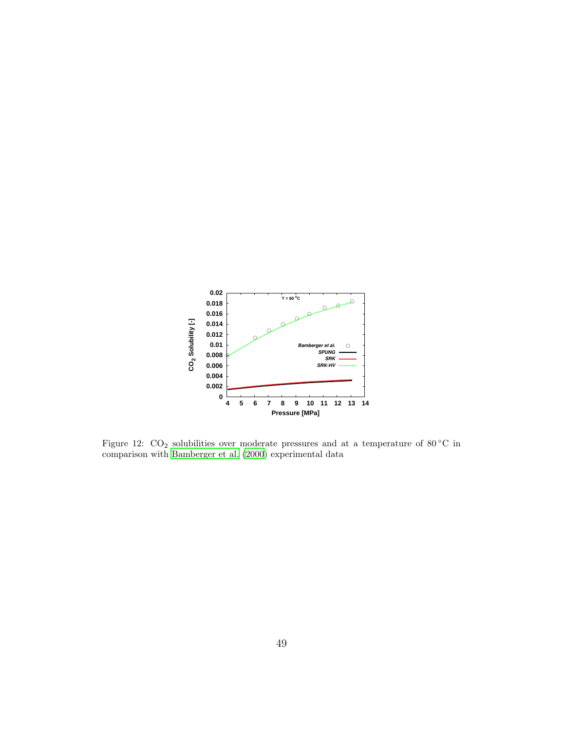Figure 12: $CO_2$ solubilities over moderate pressures and at a temperature of 80 °C in comparison with Bamberger et al. (2000) experimental data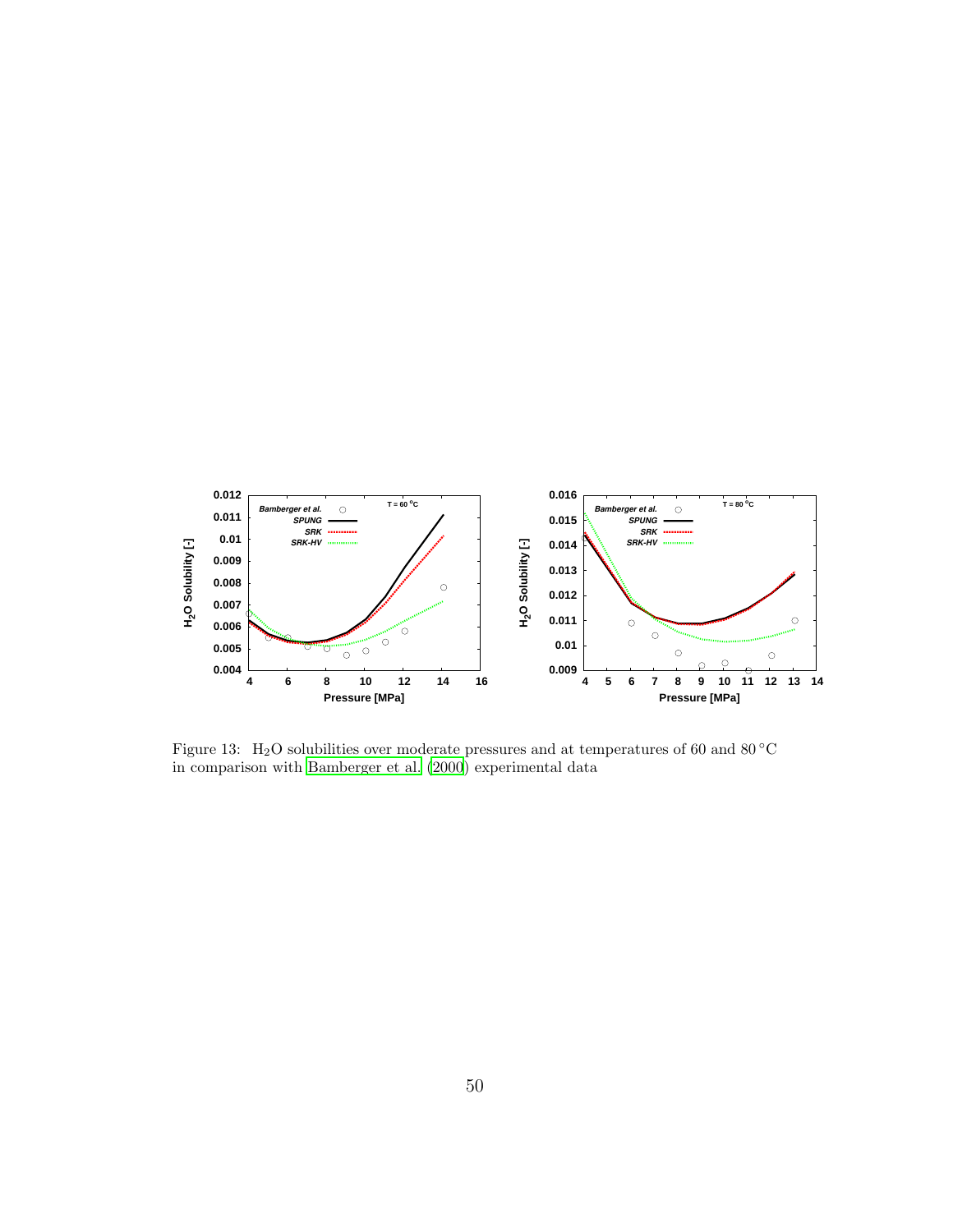Figure 13: $H_2O$ solubilities over moderate pressures and at temperatures of 60 and 80 °C in comparison with Bamberger et al. (2000) experimental data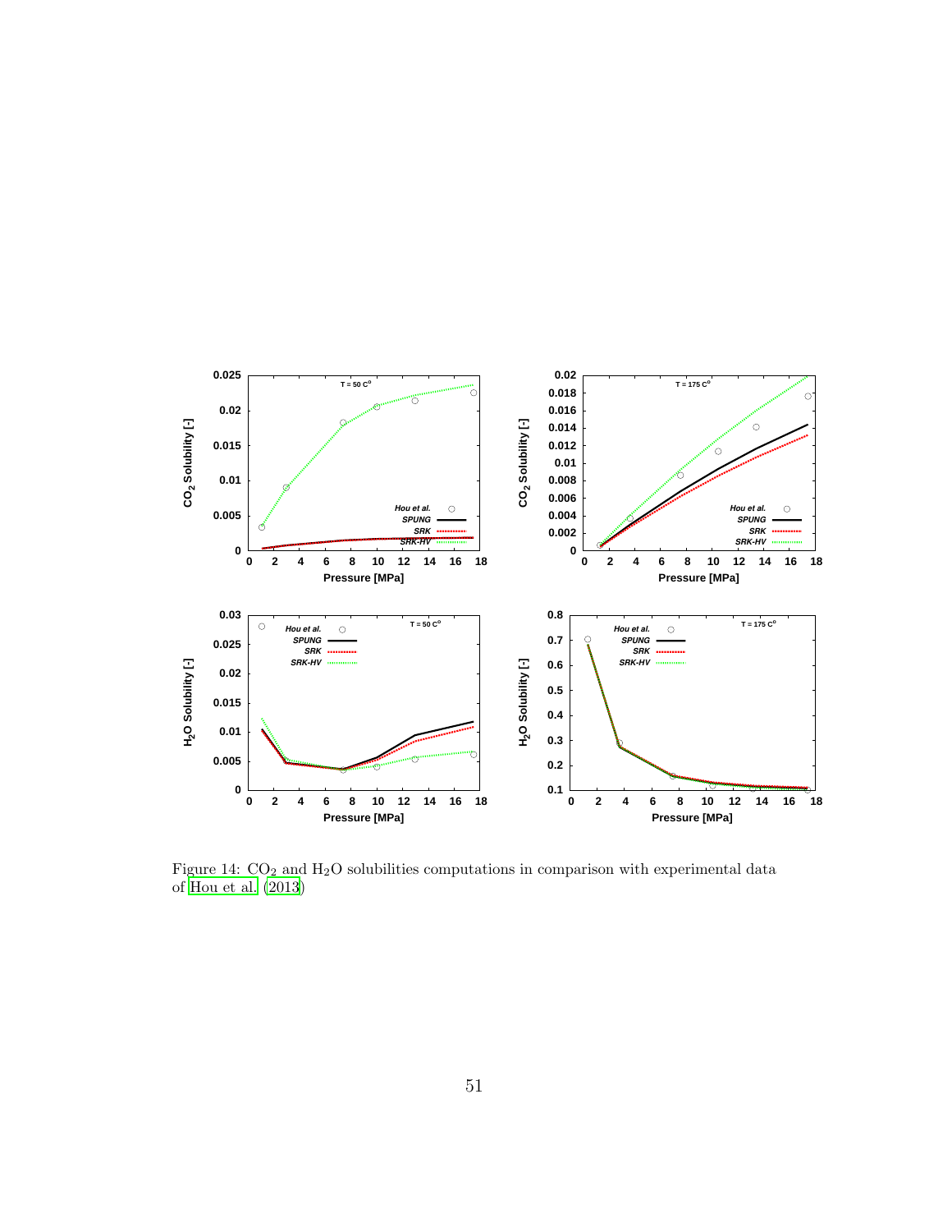Figure 14: $CO_2$ and $H_2O$ solubilities computations in comparison with experimental data of Hou et al. (2013)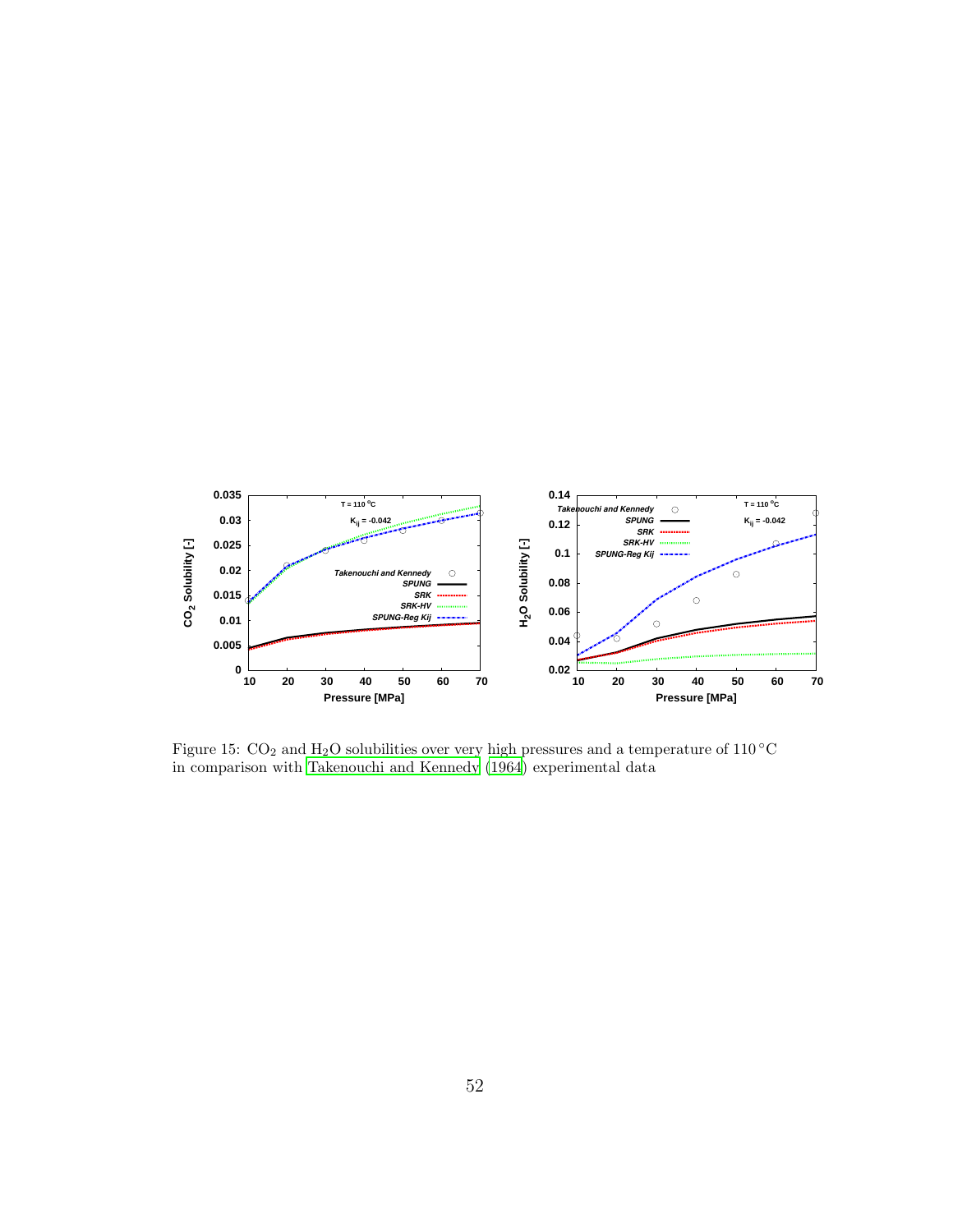Figure 15: $CO_2$ and $H_2O$ solubilities over very high pressures and a temperature of 110 °C in comparison with Takenouchi and Kennedy (1964) experimental data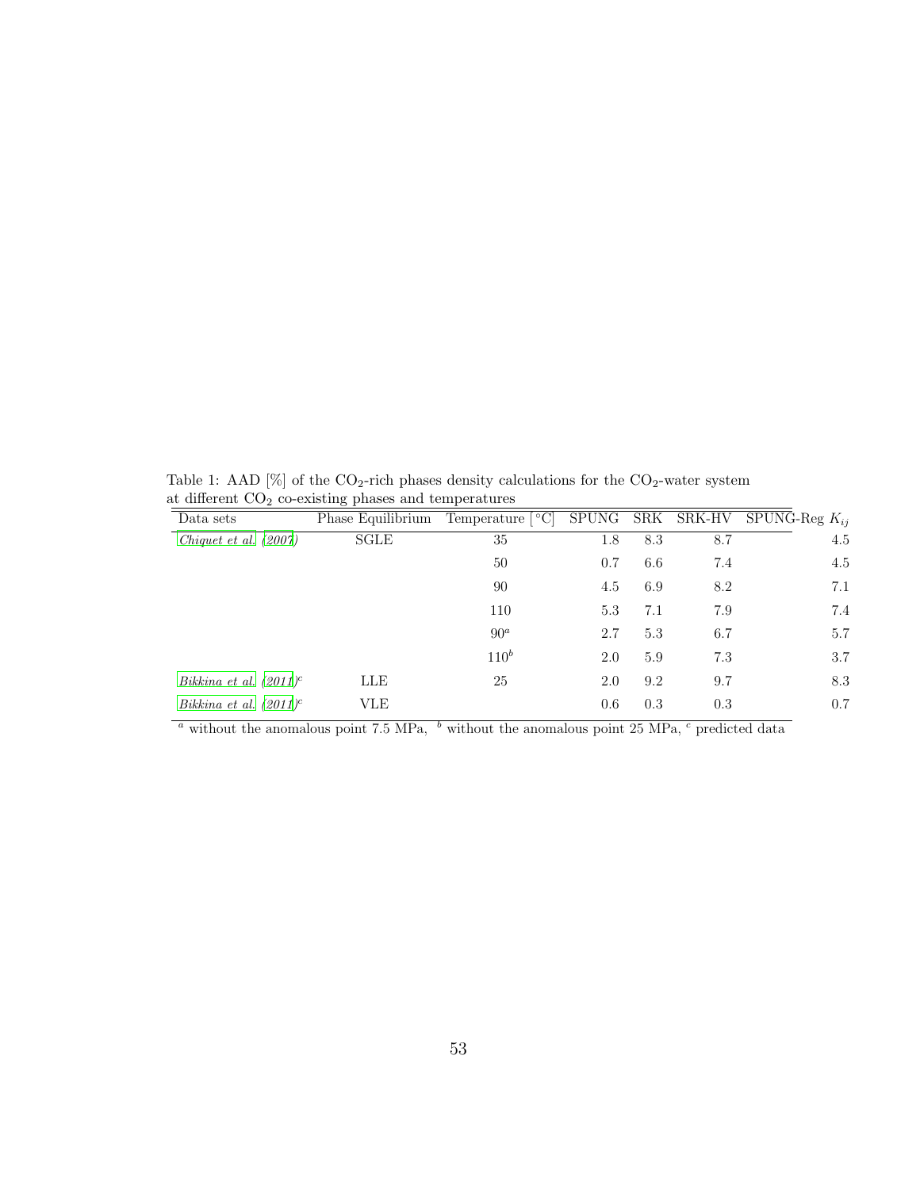Table 1: AAD [%] of the $CO_2$-rich phases density calculations for the $CO_2$-water system at different $CO_2$ co-existing phases and temperatures

| Data sets | Phase Equilibrium | Temperature [°C] | SPUNG | SRK | SRK-HV | SPUNG-Reg $K_{ij}$ |
|---|---|---|---|---|---|---|
| *Chiquet et al. (2007)* | SGLE | 35 | 1.8 | 8.3 | 8.7 | 4.5 |
| | | 50 | 0.7 | 6.6 | 7.4 | 4.5 |
| | | 90 | 4.5 | 6.9 | 8.2 | 7.1 |
| | | 110 | 5.3 | 7.1 | 7.9 | 7.4 |
| | | 90[a] | 2.7 | 5.3 | 6.7 | 5.7 |
| | | 110[b] | 2.0 | 5.9 | 7.3 | 3.7 |
| *Bikkina et al. (2011)*[c] | LLE | 25 | 2.0 | 9.2 | 9.7 | 8.3 |
| *Bikkina et al. (2011)*[c] | VLE | | 0.6 | 0.3 | 0.3 | 0.7 |

[a] without the anomalous point 7.5 MPa, [b] without the anomalous point 25 MPa, [c] predicted data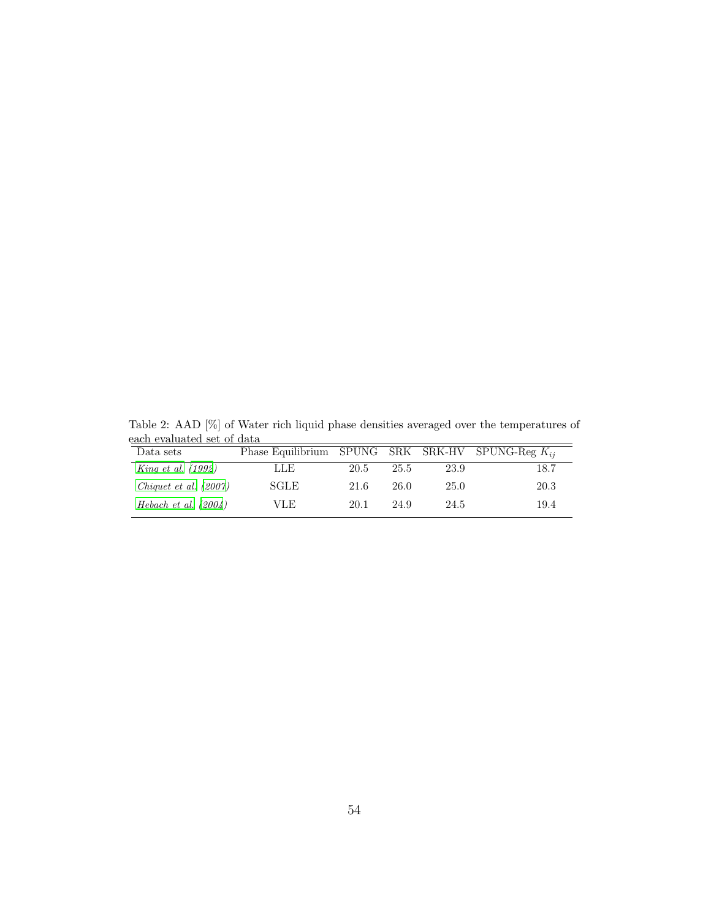Table 2: AAD [%] of Water rich liquid phase densities averaged over the temperatures of each evaluated set of data

| Data sets | Phase Equilibrium | SPUNG | SRK | SRK-HV | SPUNG-Reg $K_{ij}$ |
|---|---|---|---|---|---|
| *King et al.* (*1992*) | LLE | 20.5 | 25.5 | 23.9 | 18.7 |
| *Chiquet et al.* (*2007*) | SGLE | 21.6 | 26.0 | 25.0 | 20.3 |
| *Hebach et al.* (*2004*) | VLE | 20.1 | 24.9 | 24.5 | 19.4 |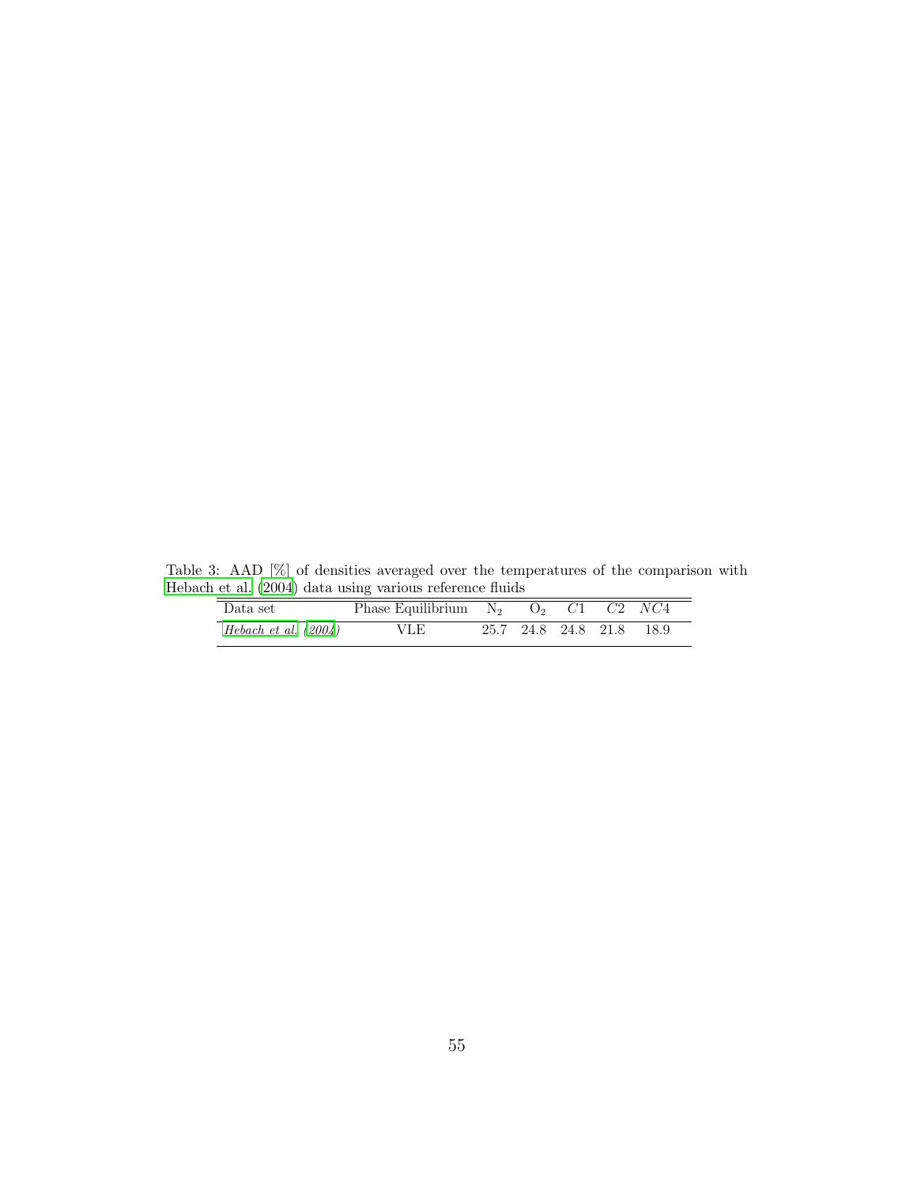Table 3: AAD [%] of densities averaged over the temperatures of the comparison with Hebach et al. (2004) data using various reference fluids

| Data set | Phase Equilibrium | $N_2$ | $O_2$ | $C1$ | $C2$ | $NC4$ |
|---|---|---|---|---|---|---|
| *Hebach et al. (2004)* | VLE | 25.7 | 24.8 | 24.8 | 21.8 | 18.9 |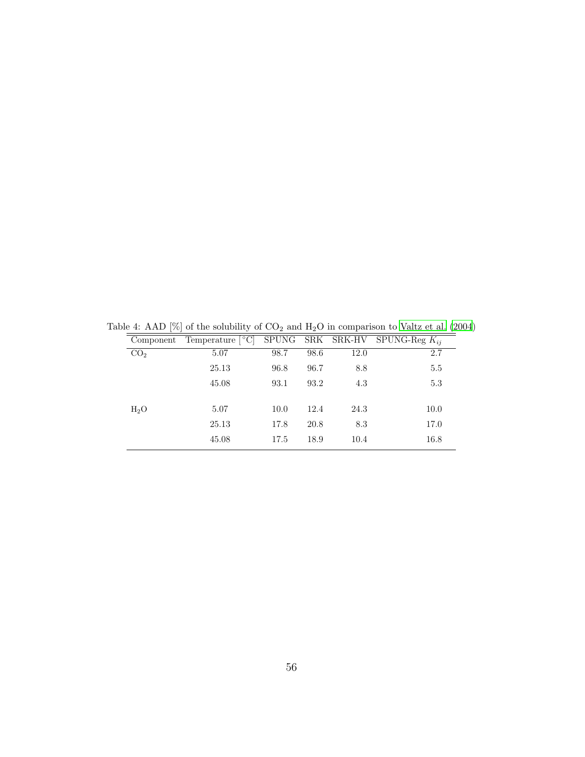Table 4: AAD [%] of the solubility of $CO_2$ and $H_2O$ in comparison to Valtz et al. (2004)

| Component | Temperature [°C] | SPUNG | SRK | SRK-HV | SPUNG-Reg $K_{ij}$ |
|---|---|---|---|---|---|
| $CO_2$ | 5.07 | 98.7 | 98.6 | 12.0 | 2.7 |
| | 25.13 | 96.8 | 96.7 | 8.8 | 5.5 |
| | 45.08 | 93.1 | 93.2 | 4.3 | 5.3 |
| $H_2O$ | 5.07 | 10.0 | 12.4 | 24.3 | 10.0 |
| | 25.13 | 17.8 | 20.8 | 8.3 | 17.0 |
| | 45.08 | 17.5 | 18.9 | 10.4 | 16.8 |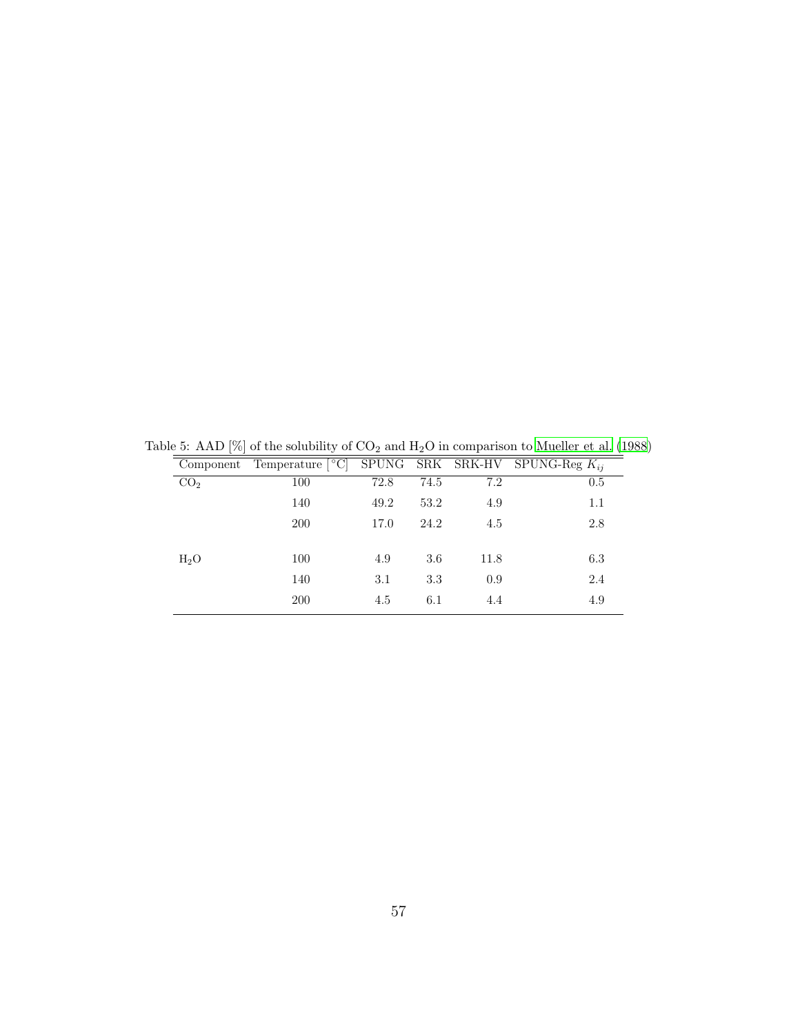Table 5: AAD [%] of the solubility of $CO_2$ and $H_2O$ in comparison to Mueller et al. (1988)

| Component | Temperature [°C] | SPUNG | SRK | SRK-HV | SPUNG-Reg $K_{ij}$ |
|---|---|---|---|---|---|
| $CO_2$ | 100 | 72.8 | 74.5 | 7.2 | 0.5 |
| | 140 | 49.2 | 53.2 | 4.9 | 1.1 |
| | 200 | 17.0 | 24.2 | 4.5 | 2.8 |
| $H_2O$ | 100 | 4.9 | 3.6 | 11.8 | 6.3 |
| | 140 | 3.1 | 3.3 | 0.9 | 2.4 |
| | 200 | 4.5 | 6.1 | 4.4 | 4.9 |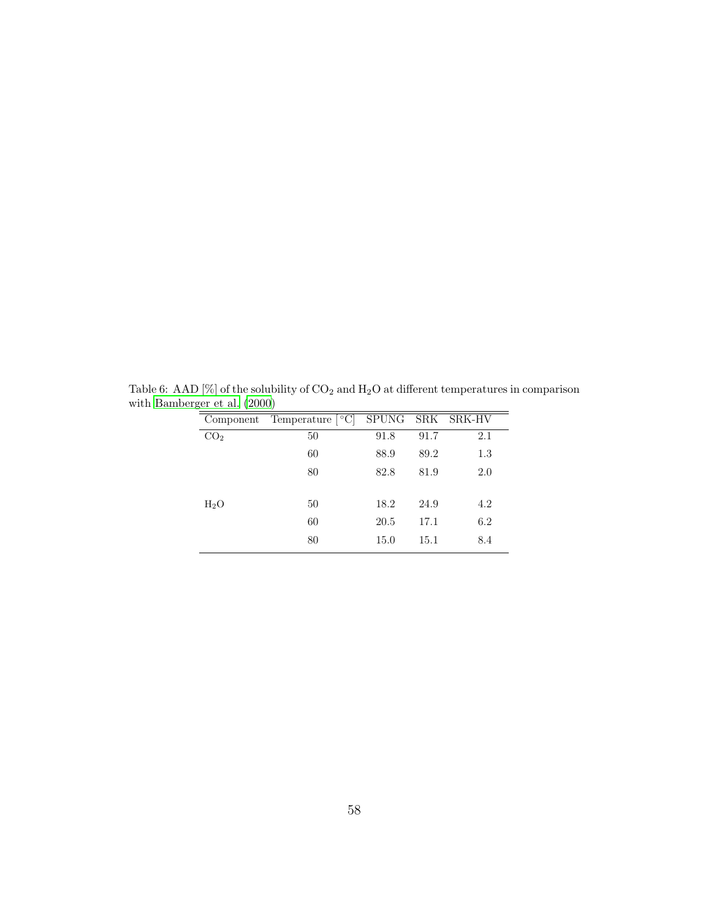Table 6: AAD [%] of the solubility of $CO_2$ and $H_2O$ at different temperatures in comparison with Bamberger et al. (2000)

| Component | Temperature [°C] | SPUNG | SRK | SRK-HV |
|---|---|---|---|---|
| $CO_2$ | 50 | 91.8 | 91.7 | 2.1 |
| | 60 | 88.9 | 89.2 | 1.3 |
| | 80 | 82.8 | 81.9 | 2.0 |
| $H_2O$ | 50 | 18.2 | 24.9 | 4.2 |
| | 60 | 20.5 | 17.1 | 6.2 |
| | 80 | 15.0 | 15.1 | 8.4 |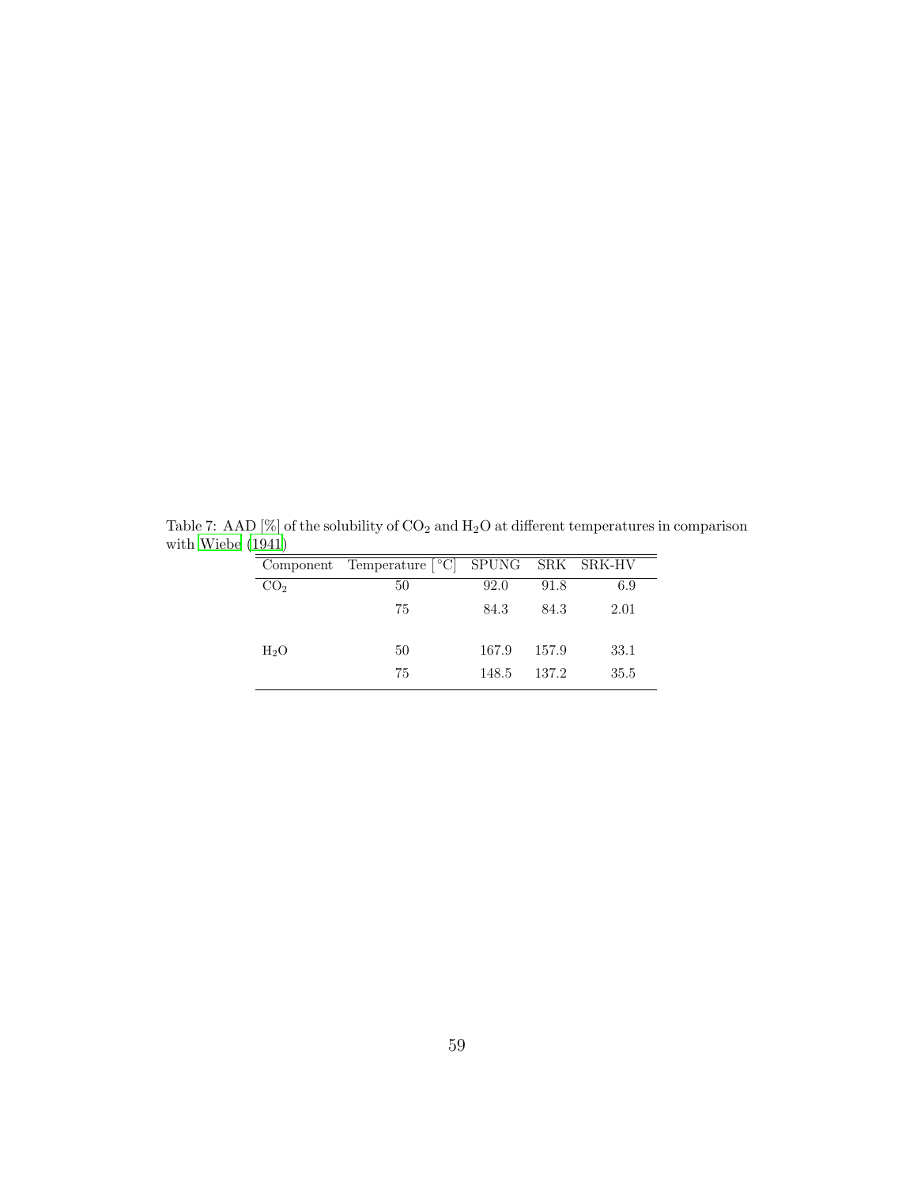Table 7: AAD [%] of the solubility of $CO_2$ and $H_2O$ at different temperatures in comparison with Wiebe (1941)

| Component | Temperature [°C] | SPUNG | SRK | SRK-HV |
|---|---|---|---|---|
| $CO_2$ | 50 | 92.0 | 91.8 | 6.9 |
| | 75 | 84.3 | 84.3 | 2.01 |
| $H_2O$ | 50 | 167.9 | 157.9 | 33.1 |
| | 75 | 148.5 | 137.2 | 35.5 |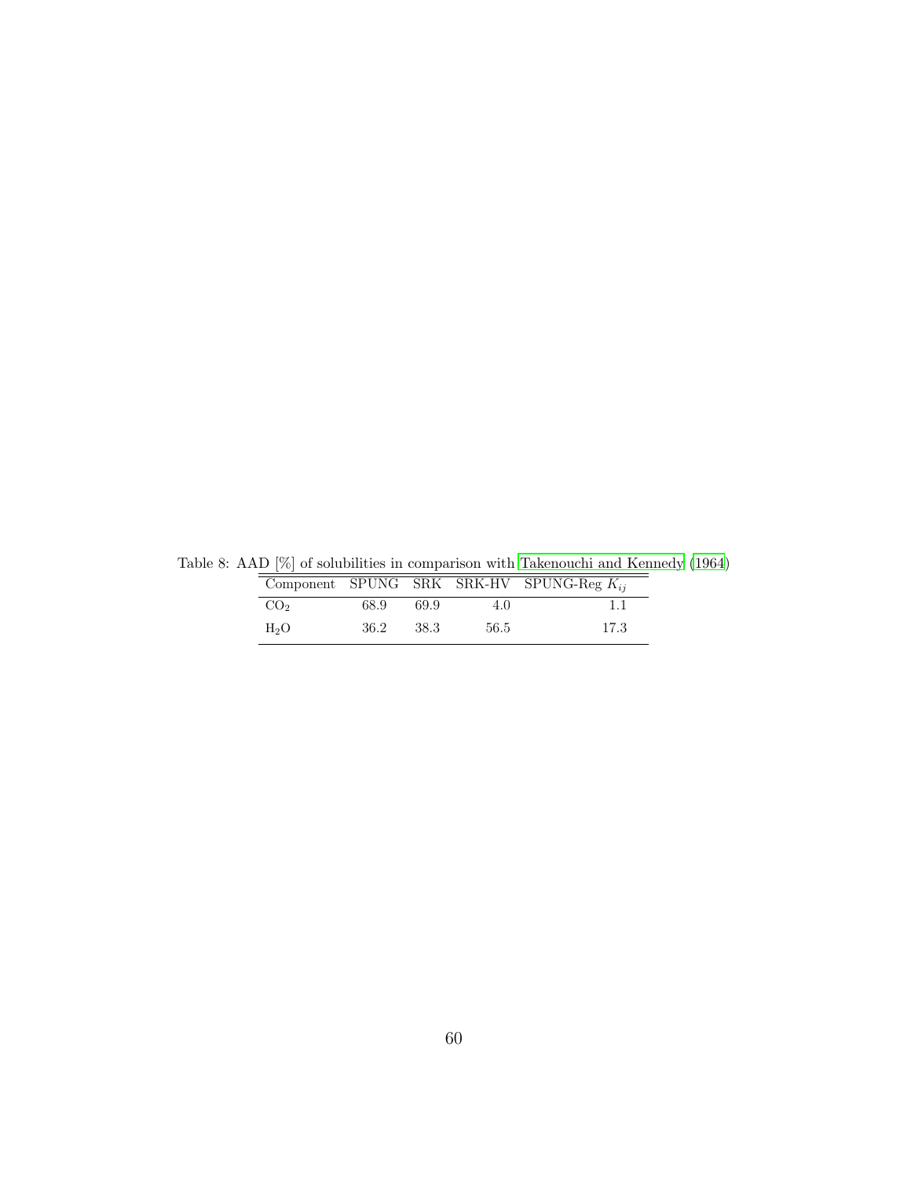Table 8: AAD [%] of solubilities in comparison with Takenouchi and Kennedy (1964)

| Component | SPUNG | SRK | SRK-HV | SPUNG-Reg $K_{ij}$ |
|---|---|---|---|---|
| $CO_2$ | 68.9 | 69.9 | 4.0 | 1.1 |
| $H_2O$ | 36.2 | 38.3 | 56.5 | 17.3 |